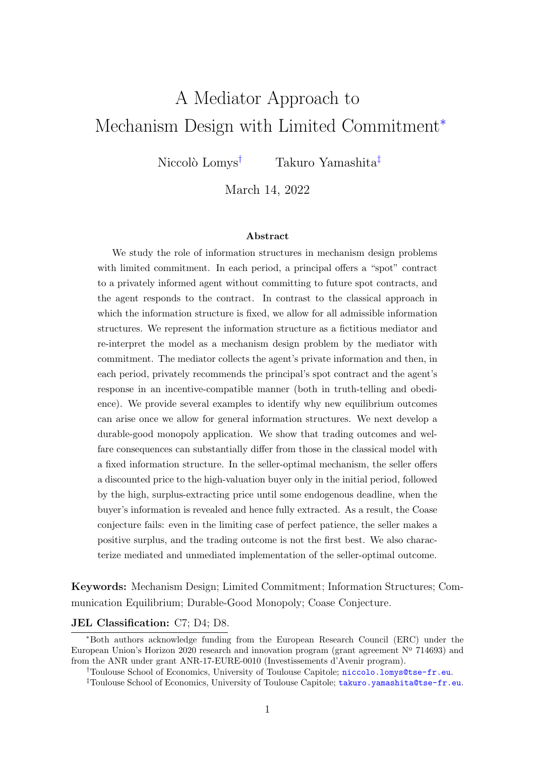# A Mediator Approach to Mechanism Design with Limited Commitment[*]

Niccolò Lomys[†] Takuro Yamashita[‡]

March 14, 2022

### Abstract

We study the role of information structures in mechanism design problems with limited commitment. In each period, a principal offers a "spot" contract to a privately informed agent without committing to future spot contracts, and the agent responds to the contract. In contrast to the classical approach in which the information structure is fixed, we allow for all admissible information structures. We represent the information structure as a fictitious mediator and re-interpret the model as a mechanism design problem by the mediator with commitment. The mediator collects the agent's private information and then, in each period, privately recommends the principal's spot contract and the agent's response in an incentive-compatible manner (both in truth-telling and obedience). We provide several examples to identify why new equilibrium outcomes can arise once we allow for general information structures. We next develop a durable-good monopoly application. We show that trading outcomes and welfare consequences can substantially differ from those in the classical model with a fixed information structure. In the seller-optimal mechanism, the seller offers a discounted price to the high-valuation buyer only in the initial period, followed by the high, surplus-extracting price until some endogenous deadline, when the buyer's information is revealed and hence fully extracted. As a result, the Coase conjecture fails: even in the limiting case of perfect patience, the seller makes a positive surplus, and the trading outcome is not the first best. We also characterize mediated and unmediated implementation of the seller-optimal outcome.

**Keywords:** Mechanism Design; Limited Commitment; Information Structures; Communication Equilibrium; Durable-Good Monopoly; Coase Conjecture.

**JEL Classification:** C7; D4; D8.

---

[*] Both authors acknowledge funding from the European Research Council (ERC) under the European Union's Horizon 2020 research and innovation program (grant agreement Nº 714693) and from the ANR under grant ANR-17-EURE-0010 (Investissements d'Avenir program).

[†] Toulouse School of Economics, University of Toulouse Capitole; niccolo.lomys@tse-fr.eu.

[‡] Toulouse School of Economics, University of Toulouse Capitole; takuro.yamashita@tse-fr.eu.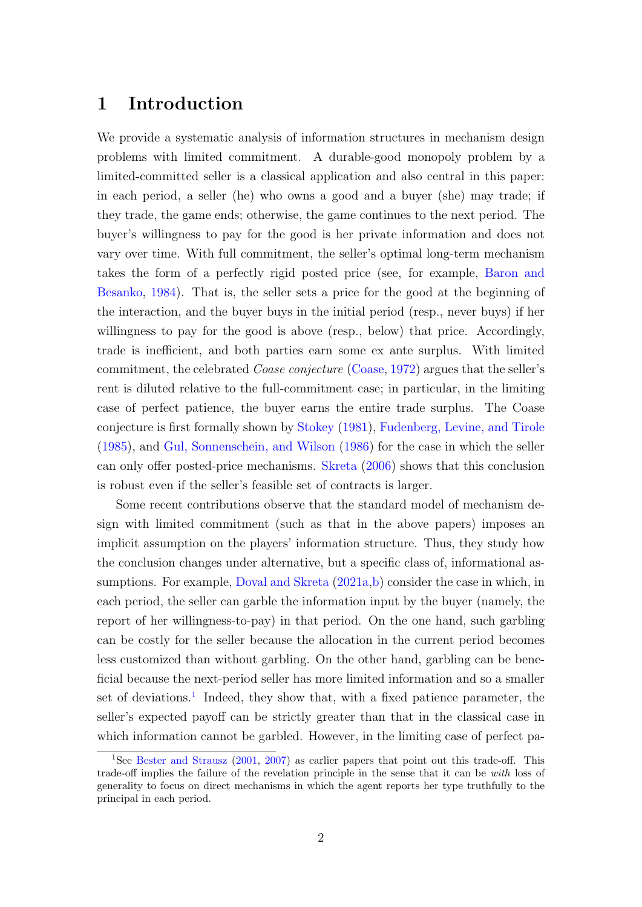# 1 Introduction

We provide a systematic analysis of information structures in mechanism design problems with limited commitment. A durable-good monopoly problem by a limited-committed seller is a classical application and also central in this paper: in each period, a seller (he) who owns a good and a buyer (she) may trade; if they trade, the game ends; otherwise, the game continues to the next period. The buyer's willingness to pay for the good is her private information and does not vary over time. With full commitment, the seller's optimal long-term mechanism takes the form of a perfectly rigid posted price (see, for example, Baron and Besanko, 1984). That is, the seller sets a price for the good at the beginning of the interaction, and the buyer buys in the initial period (resp., never buys) if her willingness to pay for the good is above (resp., below) that price. Accordingly, trade is inefficient, and both parties earn some ex ante surplus. With limited commitment, the celebrated *Coase conjecture* (Coase, 1972) argues that the seller's rent is diluted relative to the full-commitment case; in particular, in the limiting case of perfect patience, the buyer earns the entire trade surplus. The Coase conjecture is first formally shown by Stokey (1981), Fudenberg, Levine, and Tirole (1985), and Gul, Sonnenschein, and Wilson (1986) for the case in which the seller can only offer posted-price mechanisms. Skreta (2006) shows that this conclusion is robust even if the seller's feasible set of contracts is larger.

Some recent contributions observe that the standard model of mechanism design with limited commitment (such as that in the above papers) imposes an implicit assumption on the players' information structure. Thus, they study how the conclusion changes under alternative, but a specific class of, informational assumptions. For example, Doval and Skreta (2021a,b) consider the case in which, in each period, the seller can garble the information input by the buyer (namely, the report of her willingness-to-pay) in that period. On the one hand, such garbling can be costly for the seller because the allocation in the current period becomes less customized than without garbling. On the other hand, garbling can be beneficial because the next-period seller has more limited information and so a smaller set of deviations.[1] Indeed, they show that, with a fixed patience parameter, the seller's expected payoff can be strictly greater than that in the classical case in which information cannot be garbled. However, in the limiting case of perfect pa-

[1] See Bester and Strausz (2001, 2007) as earlier papers that point out this trade-off. This trade-off implies the failure of the revelation principle in the sense that it can be *with* loss of generality to focus on direct mechanisms in which the agent reports her type truthfully to the principal in each period.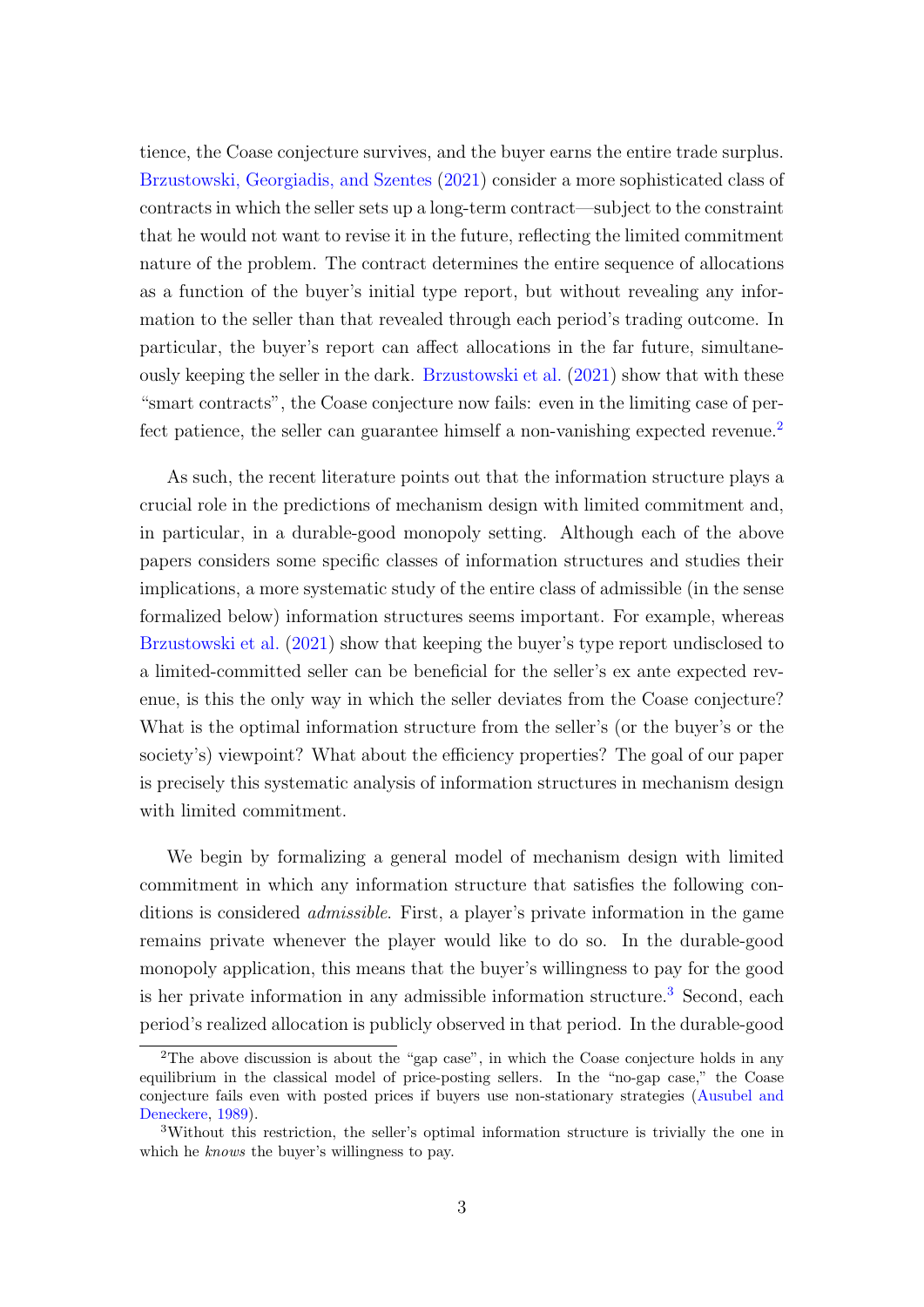tience, the Coase conjecture survives, and the buyer earns the entire trade surplus. Brzustowski, Georgiadis, and Szentes (2021) consider a more sophisticated class of contracts in which the seller sets up a long-term contract—subject to the constraint that he would not want to revise it in the future, reflecting the limited commitment nature of the problem. The contract determines the entire sequence of allocations as a function of the buyer's initial type report, but without revealing any information to the seller than that revealed through each period's trading outcome. In particular, the buyer's report can affect allocations in the far future, simultaneously keeping the seller in the dark. Brzustowski et al. (2021) show that with these "smart contracts", the Coase conjecture now fails: even in the limiting case of perfect patience, the seller can guarantee himself a non-vanishing expected revenue.[2]

As such, the recent literature points out that the information structure plays a crucial role in the predictions of mechanism design with limited commitment and, in particular, in a durable-good monopoly setting. Although each of the above papers considers some specific classes of information structures and studies their implications, a more systematic study of the entire class of admissible (in the sense formalized below) information structures seems important. For example, whereas Brzustowski et al. (2021) show that keeping the buyer's type report undisclosed to a limited-committed seller can be beneficial for the seller's ex ante expected revenue, is this the only way in which the seller deviates from the Coase conjecture? What is the optimal information structure from the seller's (or the buyer's or the society's) viewpoint? What about the efficiency properties? The goal of our paper is precisely this systematic analysis of information structures in mechanism design with limited commitment.

We begin by formalizing a general model of mechanism design with limited commitment in which any information structure that satisfies the following conditions is considered *admissible*. First, a player's private information in the game remains private whenever the player would like to do so. In the durable-good monopoly application, this means that the buyer's willingness to pay for the good is her private information in any admissible information structure.[3] Second, each period's realized allocation is publicly observed in that period. In the durable-good

[2] The above discussion is about the "gap case", in which the Coase conjecture holds in any equilibrium in the classical model of price-posting sellers. In the "no-gap case," the Coase conjecture fails even with posted prices if buyers use non-stationary strategies (Ausubel and Deneckere, 1989).

[3] Without this restriction, the seller's optimal information structure is trivially the one in which he *knows* the buyer's willingness to pay.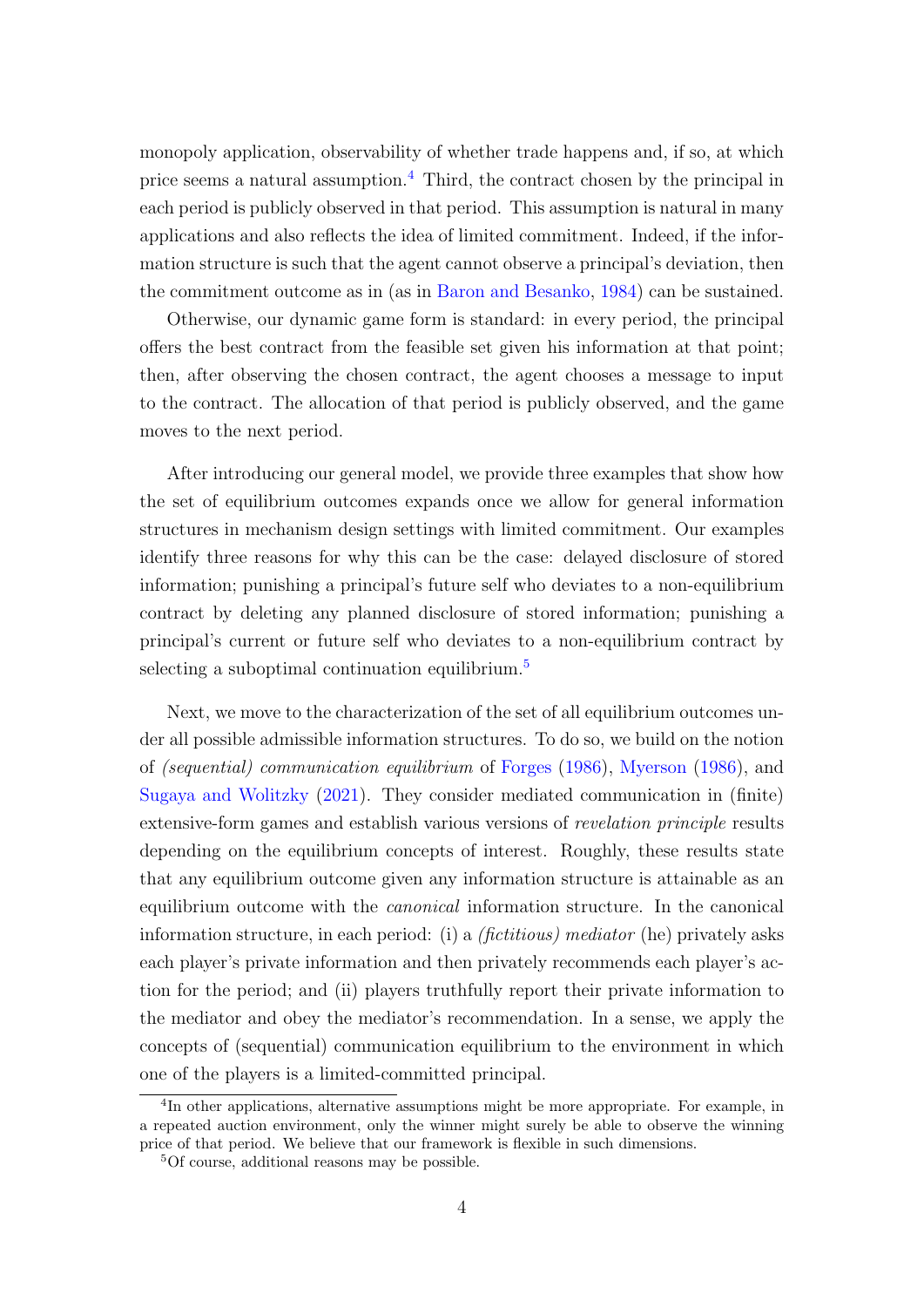monopoly application, observability of whether trade happens and, if so, at which price seems a natural assumption.[4] Third, the contract chosen by the principal in each period is publicly observed in that period. This assumption is natural in many applications and also reflects the idea of limited commitment. Indeed, if the information structure is such that the agent cannot observe a principal's deviation, then the commitment outcome as in (as in Baron and Besanko, 1984) can be sustained.

Otherwise, our dynamic game form is standard: in every period, the principal offers the best contract from the feasible set given his information at that point; then, after observing the chosen contract, the agent chooses a message to input to the contract. The allocation of that period is publicly observed, and the game moves to the next period.

After introducing our general model, we provide three examples that show how the set of equilibrium outcomes expands once we allow for general information structures in mechanism design settings with limited commitment. Our examples identify three reasons for why this can be the case: delayed disclosure of stored information; punishing a principal's future self who deviates to a non-equilibrium contract by deleting any planned disclosure of stored information; punishing a principal's current or future self who deviates to a non-equilibrium contract by selecting a suboptimal continuation equilibrium.[5]

Next, we move to the characterization of the set of all equilibrium outcomes under all possible admissible information structures. To do so, we build on the notion of *(sequential) communication equilibrium* of Forges (1986), Myerson (1986), and Sugaya and Wolitzky (2021). They consider mediated communication in (finite) extensive-form games and establish various versions of *revelation principle* results depending on the equilibrium concepts of interest. Roughly, these results state that any equilibrium outcome given any information structure is attainable as an equilibrium outcome with the *canonical* information structure. In the canonical information structure, in each period: (i) a *(fictitious) mediator* (he) privately asks each player's private information and then privately recommends each player's action for the period; and (ii) players truthfully report their private information to the mediator and obey the mediator's recommendation. In a sense, we apply the concepts of (sequential) communication equilibrium to the environment in which one of the players is a limited-committed principal.

[4] In other applications, alternative assumptions might be more appropriate. For example, in a repeated auction environment, only the winner might surely be able to observe the winning price of that period. We believe that our framework is flexible in such dimensions.

[5] Of course, additional reasons may be possible.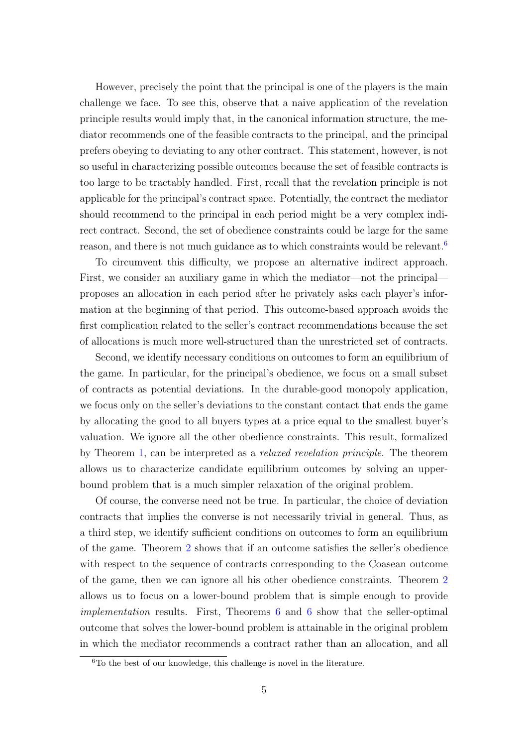However, precisely the point that the principal is one of the players is the main challenge we face. To see this, observe that a naive application of the revelation principle results would imply that, in the canonical information structure, the mediator recommends one of the feasible contracts to the principal, and the principal prefers obeying to deviating to any other contract. This statement, however, is not so useful in characterizing possible outcomes because the set of feasible contracts is too large to be tractably handled. First, recall that the revelation principle is not applicable for the principal's contract space. Potentially, the contract the mediator should recommend to the principal in each period might be a very complex indirect contract. Second, the set of obedience constraints could be large for the same reason, and there is not much guidance as to which constraints would be relevant.[6]

To circumvent this difficulty, we propose an alternative indirect approach. First, we consider an auxiliary game in which the mediator—not the principal—proposes an allocation in each period after he privately asks each player's information at the beginning of that period. This outcome-based approach avoids the first complication related to the seller's contract recommendations because the set of allocations is much more well-structured than the unrestricted set of contracts.

Second, we identify necessary conditions on outcomes to form an equilibrium of the game. In particular, for the principal's obedience, we focus on a small subset of contracts as potential deviations. In the durable-good monopoly application, we focus only on the seller's deviations to the constant contact that ends the game by allocating the good to all buyers types at a price equal to the smallest buyer's valuation. We ignore all the other obedience constraints. This result, formalized by Theorem 1, can be interpreted as a *relaxed revelation principle*. The theorem allows us to characterize candidate equilibrium outcomes by solving an upper-bound problem that is a much simpler relaxation of the original problem.

Of course, the converse need not be true. In particular, the choice of deviation contracts that implies the converse is not necessarily trivial in general. Thus, as a third step, we identify sufficient conditions on outcomes to form an equilibrium of the game. Theorem 2 shows that if an outcome satisfies the seller's obedience with respect to the sequence of contracts corresponding to the Coasean outcome of the game, then we can ignore all his other obedience constraints. Theorem 2 allows us to focus on a lower-bound problem that is simple enough to provide *implementation* results. First, Theorems 6 and 6 show that the seller-optimal outcome that solves the lower-bound problem is attainable in the original problem in which the mediator recommends a contract rather than an allocation, and all

[6] To the best of our knowledge, this challenge is novel in the literature.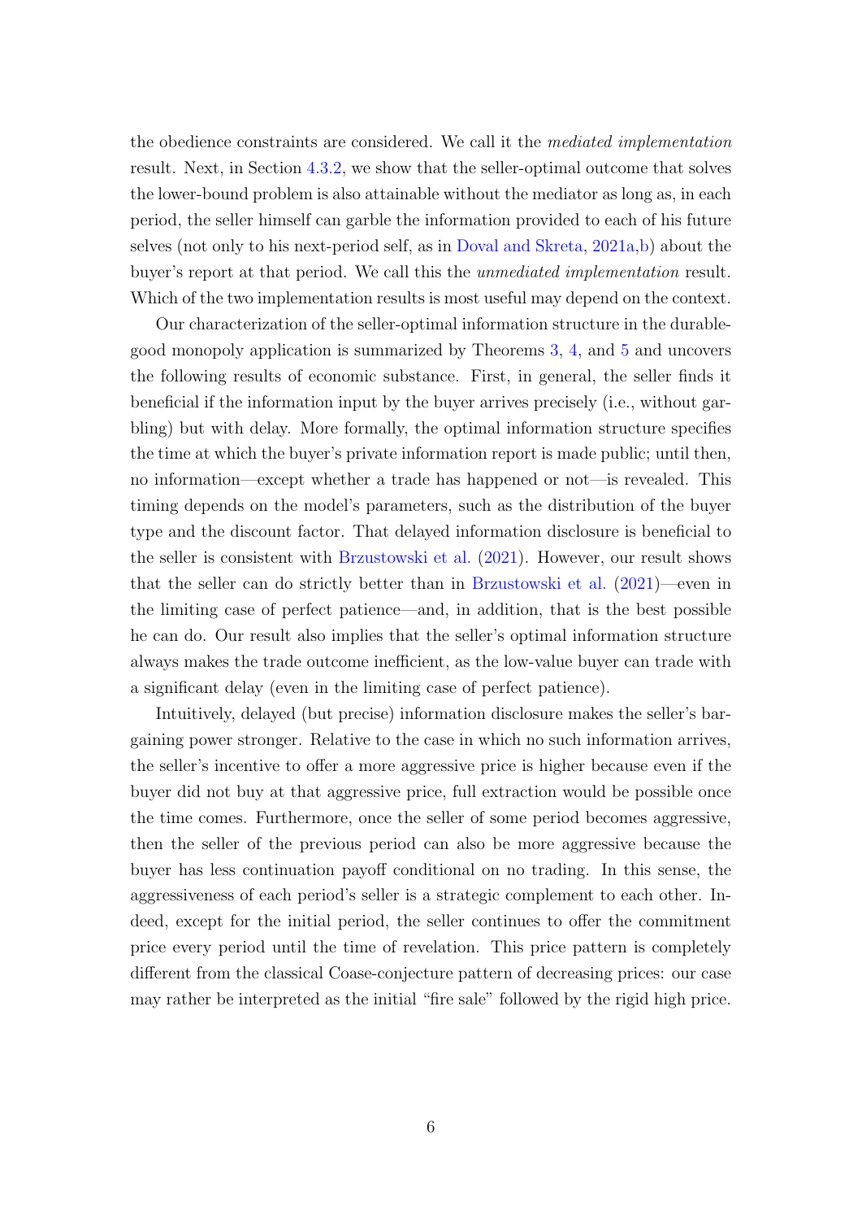the obedience constraints are considered. We call it the *mediated implementation* result. Next, in Section 4.3.2, we show that the seller-optimal outcome that solves the lower-bound problem is also attainable without the mediator as long as, in each period, the seller himself can garble the information provided to each of his future selves (not only to his next-period self, as in Doval and Skreta, 2021a,b) about the buyer's report at that period. We call this the *unmediated implementation* result. Which of the two implementation results is most useful may depend on the context.

Our characterization of the seller-optimal information structure in the durable-good monopoly application is summarized by Theorems 3, 4, and 5 and uncovers the following results of economic substance. First, in general, the seller finds it beneficial if the information input by the buyer arrives precisely (i.e., without garbling) but with delay. More formally, the optimal information structure specifies the time at which the buyer's private information report is made public; until then, no information—except whether a trade has happened or not—is revealed. This timing depends on the model's parameters, such as the distribution of the buyer type and the discount factor. That delayed information disclosure is beneficial to the seller is consistent with Brzustowski et al. (2021). However, our result shows that the seller can do strictly better than in Brzustowski et al. (2021)—even in the limiting case of perfect patience—and, in addition, that is the best possible he can do. Our result also implies that the seller's optimal information structure always makes the trade outcome inefficient, as the low-value buyer can trade with a significant delay (even in the limiting case of perfect patience).

Intuitively, delayed (but precise) information disclosure makes the seller's bargaining power stronger. Relative to the case in which no such information arrives, the seller's incentive to offer a more aggressive price is higher because even if the buyer did not buy at that aggressive price, full extraction would be possible once the time comes. Furthermore, once the seller of some period becomes aggressive, then the seller of the previous period can also be more aggressive because the buyer has less continuation payoff conditional on no trading. In this sense, the aggressiveness of each period's seller is a strategic complement to each other. Indeed, except for the initial period, the seller continues to offer the commitment price every period until the time of revelation. This price pattern is completely different from the classical Coase-conjecture pattern of decreasing prices: our case may rather be interpreted as the initial "fire sale" followed by the rigid high price.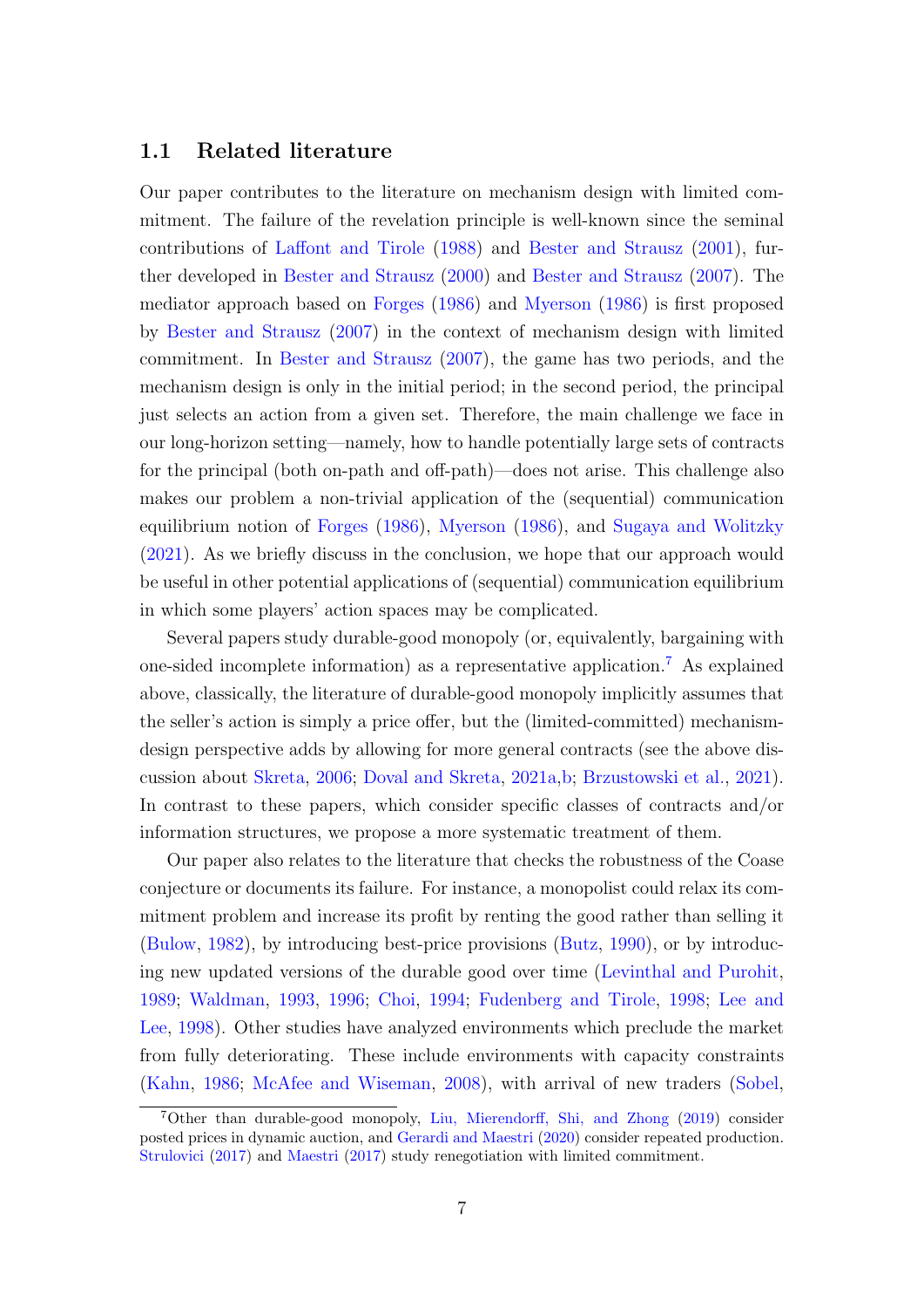### 1.1 Related literature

Our paper contributes to the literature on mechanism design with limited commitment. The failure of the revelation principle is well-known since the seminal contributions of Laffont and Tirole (1988) and Bester and Strausz (2001), further developed in Bester and Strausz (2000) and Bester and Strausz (2007). The mediator approach based on Forges (1986) and Myerson (1986) is first proposed by Bester and Strausz (2007) in the context of mechanism design with limited commitment. In Bester and Strausz (2007), the game has two periods, and the mechanism design is only in the initial period; in the second period, the principal just selects an action from a given set. Therefore, the main challenge we face in our long-horizon setting—namely, how to handle potentially large sets of contracts for the principal (both on-path and off-path)—does not arise. This challenge also makes our problem a non-trivial application of the (sequential) communication equilibrium notion of Forges (1986), Myerson (1986), and Sugaya and Wolitzky (2021). As we briefly discuss in the conclusion, we hope that our approach would be useful in other potential applications of (sequential) communication equilibrium in which some players' action spaces may be complicated.

Several papers study durable-good monopoly (or, equivalently, bargaining with one-sided incomplete information) as a representative application.[7] As explained above, classically, the literature of durable-good monopoly implicitly assumes that the seller's action is simply a price offer, but the (limited-committed) mechanism-design perspective adds by allowing for more general contracts (see the above discussion about Skreta, 2006; Doval and Skreta, 2021a,b; Brzustowski et al., 2021). In contrast to these papers, which consider specific classes of contracts and/or information structures, we propose a more systematic treatment of them.

Our paper also relates to the literature that checks the robustness of the Coase conjecture or documents its failure. For instance, a monopolist could relax its commitment problem and increase its profit by renting the good rather than selling it (Bulow, 1982), by introducing best-price provisions (Butz, 1990), or by introducing new updated versions of the durable good over time (Levinthal and Purohit, 1989; Waldman, 1993, 1996; Choi, 1994; Fudenberg and Tirole, 1998; Lee and Lee, 1998). Other studies have analyzed environments which preclude the market from fully deteriorating. These include environments with capacity constraints (Kahn, 1986; McAfee and Wiseman, 2008), with arrival of new traders (Sobel,

[7] Other than durable-good monopoly, Liu, Mierendorff, Shi, and Zhong (2019) consider posted prices in dynamic auction, and Gerardi and Maestri (2020) consider repeated production. Strulovici (2017) and Maestri (2017) study renegotiation with limited commitment.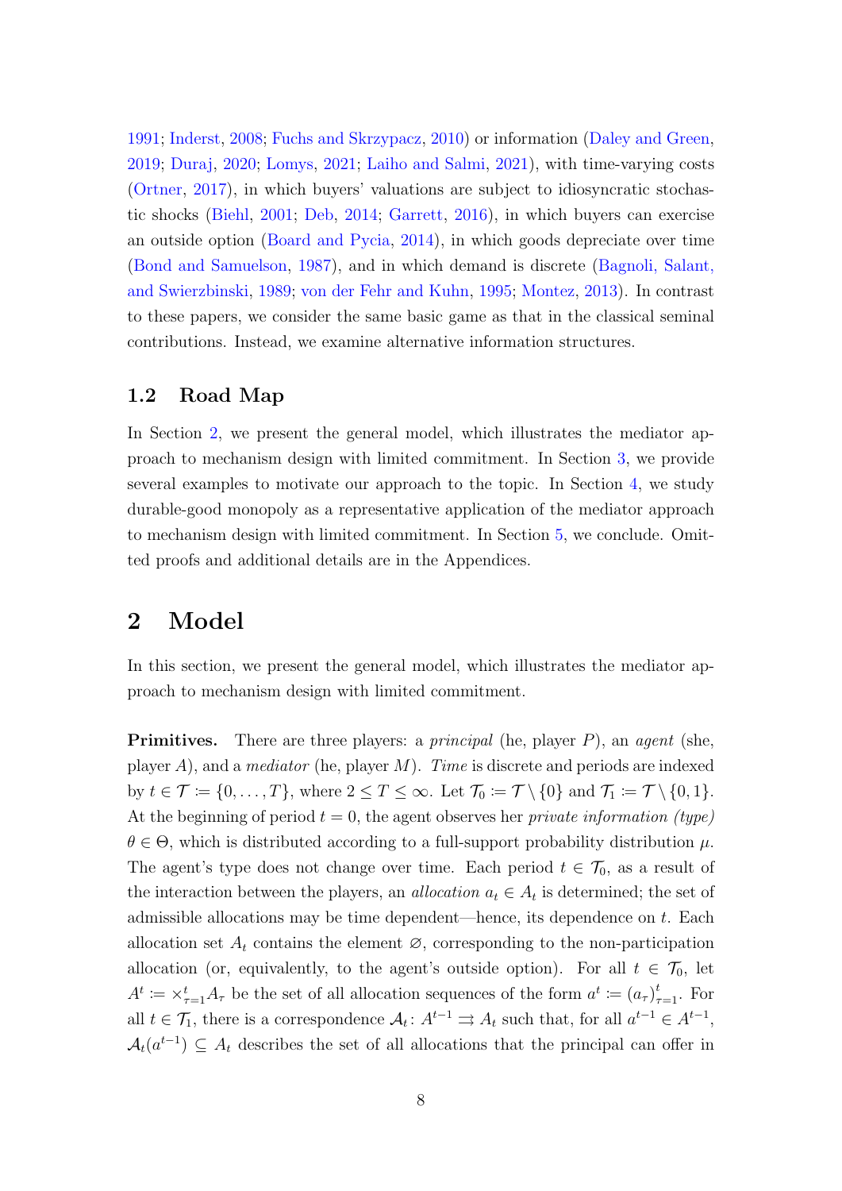1991; Inderst, 2008; Fuchs and Skrzypacz, 2010) or information (Daley and Green, 2019; Duraj, 2020; Lomys, 2021; Laiho and Salmi, 2021), with time-varying costs (Ortner, 2017), in which buyers' valuations are subject to idiosyncratic stochastic shocks (Biehl, 2001; Deb, 2014; Garrett, 2016), in which buyers can exercise an outside option (Board and Pycia, 2014), in which goods depreciate over time (Bond and Samuelson, 1987), and in which demand is discrete (Bagnoli, Salant, and Swierzbinski, 1989; von der Fehr and Kuhn, 1995; Montez, 2013). In contrast to these papers, we consider the same basic game as that in the classical seminal contributions. Instead, we examine alternative information structures.

### 1.2 Road Map

In Section 2, we present the general model, which illustrates the mediator approach to mechanism design with limited commitment. In Section 3, we provide several examples to motivate our approach to the topic. In Section 4, we study durable-good monopoly as a representative application of the mediator approach to mechanism design with limited commitment. In Section 5, we conclude. Omitted proofs and additional details are in the Appendices.

## 2 Model

In this section, we present the general model, which illustrates the mediator approach to mechanism design with limited commitment.

**Primitives.** There are three players: a *principal* (he, player $P$), an *agent* (she, player $A$), and a *mediator* (he, player $M$). *Time* is discrete and periods are indexed by $t \in \mathcal{T} \coloneqq \{0, \dots, T\}$, where $2 \le T \le \infty$. Let $\mathcal{T}_0 \coloneqq \mathcal{T} \setminus \{0\}$ and $\mathcal{T}_1 \coloneqq \mathcal{T} \setminus \{0, 1\}$. At the beginning of period $t = 0$, the agent observes her *private information (type)* $\theta \in \Theta$, which is distributed according to a full-support probability distribution $\mu$. The agent's type does not change over time. Each period $t \in \mathcal{T}_0$, as a result of the interaction between the players, an *allocation* $a_t \in A_t$ is determined; the set of admissible allocations may be time dependent—hence, its dependence on $t$. Each allocation set $A_t$ contains the element $\varnothing$, corresponding to the non-participation allocation (or, equivalently, to the agent's outside option). For all $t \in \mathcal{T}_0$, let $A^t \coloneqq \times_{\tau=1}^{t} A_\tau$ be the set of all allocation sequences of the form $a^t \coloneqq (a_\tau)_{\tau=1}^{t}$. For all $t \in \mathcal{T}_1$, there is a correspondence $\mathcal{A}_t \colon A^{t-1} \rightrightarrows A_t$ such that, for all $a^{t-1} \in A^{t-1}$, $\mathcal{A}_t(a^{t-1}) \subseteq A_t$ describes the set of all allocations that the principal can offer in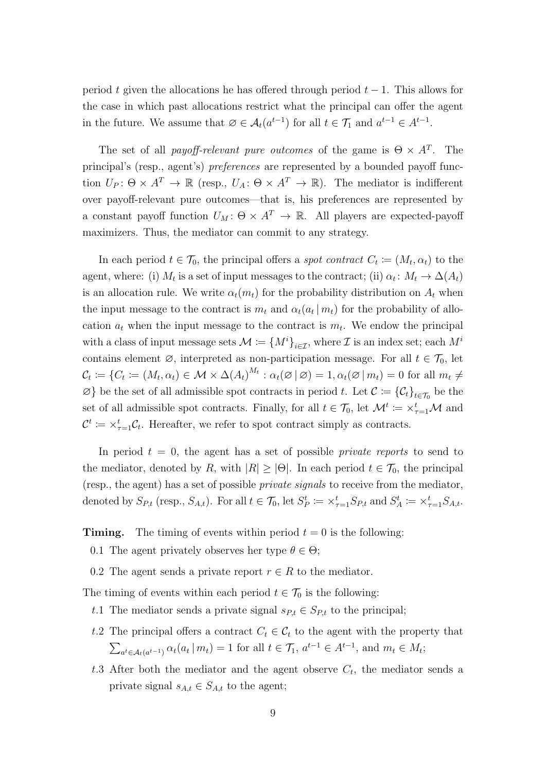period $t$ given the allocations he has offered through period $t-1$. This allows for the case in which past allocations restrict what the principal can offer the agent in the future. We assume that $\varnothing \in \mathcal{A}_t(a^{t-1})$ for all $t \in \mathcal{T}_1$ and $a^{t-1} \in A^{t-1}$.

The set of all *payoff-relevant pure outcomes* of the game is $\Theta \times A^T$. The principal's (resp., agent's) *preferences* are represented by a bounded payoff function $U_P \colon \Theta \times A^T \to \mathbb{R}$ (resp., $U_A \colon \Theta \times A^T \to \mathbb{R}$). The mediator is indifferent over payoff-relevant pure outcomes—that is, his preferences are represented by a constant payoff function $U_M \colon \Theta \times A^T \to \mathbb{R}$. All players are expected-payoff maximizers. Thus, the mediator can commit to any strategy.

In each period $t \in \mathcal{T}_0$, the principal offers a *spot contract* $C_t := (M_t, \alpha_t)$ to the agent, where: (i) $M_t$ is a set of input messages to the contract; (ii) $\alpha_t \colon M_t \to \Delta(A_t)$ is an allocation rule. We write $\alpha_t(m_t)$ for the probability distribution on $A_t$ when the input message to the contract is $m_t$ and $\alpha_t(a_t \,|\, m_t)$ for the probability of allocation $a_t$ when the input message to the contract is $m_t$. We endow the principal with a class of input message sets $\mathcal{M} := \{M^i\}_{i \in \mathcal{I}}$, where $\mathcal{I}$ is an index set; each $M^i$ contains element $\varnothing$, interpreted as non-participation message. For all $t \in \mathcal{T}_0$, let $\mathcal{C}_t := \{C_t := (M_t, \alpha_t) \in \mathcal{M} \times \Delta(A_t)^{M_t} : \alpha_t(\varnothing \,|\, \varnothing) = 1, \alpha_t(\varnothing \,|\, m_t) = 0 \text{ for all } m_t \neq \varnothing\}$ be the set of all admissible spot contracts in period $t$. Let $\mathcal{C} := \{\mathcal{C}_t\}_{t \in \mathcal{T}_0}$ be the set of all admissible spot contracts. Finally, for all $t \in \mathcal{T}_0$, let $\mathcal{M}^t := \times_{\tau=1}^{t} \mathcal{M}$ and $\mathcal{C}^t := \times_{\tau=1}^{t} \mathcal{C}_t$. Hereafter, we refer to spot contract simply as contracts.

In period $t = 0$, the agent has a set of possible *private reports* to send to the mediator, denoted by $R$, with $|R| \geq |\Theta|$. In each period $t \in \mathcal{T}_0$, the principal (resp., the agent) has a set of possible *private signals* to receive from the mediator, denoted by $S_{P,t}$ (resp., $S_{A,t}$). For all $t \in \mathcal{T}_0$, let $S_P^t := \times_{\tau=1}^{t} S_{P,t}$ and $S_A^t := \times_{\tau=1}^{t} S_{A,t}$.

**Timing.** The timing of events within period $t = 0$ is the following:

0.1 The agent privately observes her type $\theta \in \Theta$;

0.2 The agent sends a private report $r \in R$ to the mediator.

The timing of events within each period $t \in \mathcal{T}_0$ is the following:

$t$.1 The mediator sends a private signal $s_{P,t} \in S_{P,t}$ to the principal;

$t$.2 The principal offers a contract $C_t \in \mathcal{C}_t$ to the agent with the property that $\sum_{a^t \in \mathcal{A}_t(a^{t-1})} \alpha_t(a_t \,|\, m_t) = 1$ for all $t \in \mathcal{T}_1$, $a^{t-1} \in A^{t-1}$, and $m_t \in M_t$;

$t$.3 After both the mediator and the agent observe $C_t$, the mediator sends a private signal $s_{A,t} \in S_{A,t}$ to the agent;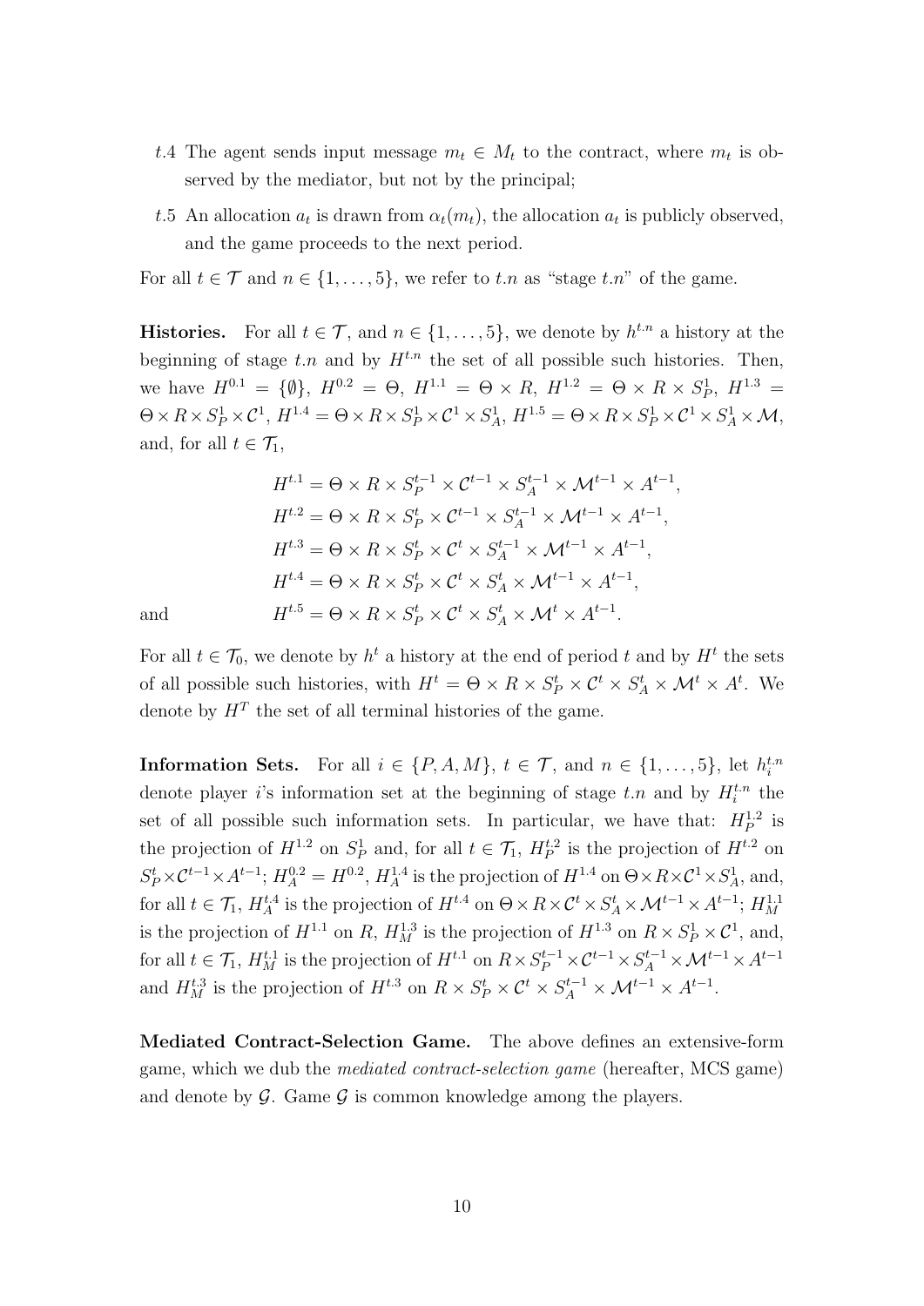- $t.4$ The agent sends input message $m_t \in M_t$ to the contract, where $m_t$ is observed by the mediator, but not by the principal;
- $t.5$ An allocation $a_t$ is drawn from $\alpha_t(m_t)$, the allocation $a_t$ is publicly observed, and the game proceeds to the next period.

For all $t \in \mathcal{T}$ and $n \in \{1, \ldots, 5\}$, we refer to $t.n$ as "stage $t.n$" of the game.

**Histories.** For all $t \in \mathcal{T}$, and $n \in \{1, \ldots, 5\}$, we denote by $h^{t.n}$ a history at the beginning of stage $t.n$ and by $H^{t.n}$ the set of all possible such histories. Then, we have $H^{0.1} = \{\emptyset\}$, $H^{0.2} = \Theta$, $H^{1.1} = \Theta \times R$, $H^{1.2} = \Theta \times R \times S_P^1$, $H^{1.3} = \Theta \times R \times S_P^1 \times \mathcal{C}^1$, $H^{1.4} = \Theta \times R \times S_P^1 \times \mathcal{C}^1 \times S_A^1$, $H^{1.5} = \Theta \times R \times S_P^1 \times \mathcal{C}^1 \times S_A^1 \times \mathcal{M}$, and, for all $t \in \mathcal{T}_1$,

$$
\begin{aligned}
H^{t.1} &= \Theta \times R \times S_P^{t-1} \times \mathcal{C}^{t-1} \times S_A^{t-1} \times \mathcal{M}^{t-1} \times A^{t-1}, \\
H^{t.2} &= \Theta \times R \times S_P^{t} \times \mathcal{C}^{t-1} \times S_A^{t-1} \times \mathcal{M}^{t-1} \times A^{t-1}, \\
H^{t.3} &= \Theta \times R \times S_P^{t} \times \mathcal{C}^{t} \times S_A^{t-1} \times \mathcal{M}^{t-1} \times A^{t-1}, \\
H^{t.4} &= \Theta \times R \times S_P^{t} \times \mathcal{C}^{t} \times S_A^{t} \times \mathcal{M}^{t-1} \times A^{t-1}, \\
\text{and} \qquad H^{t.5} &= \Theta \times R \times S_P^{t} \times \mathcal{C}^{t} \times S_A^{t} \times \mathcal{M}^{t} \times A^{t-1}.
\end{aligned}
$$

For all $t \in \mathcal{T}_0$, we denote by $h^t$ a history at the end of period $t$ and by $H^t$ the sets of all possible such histories, with $H^t = \Theta \times R \times S_P^t \times \mathcal{C}^t \times S_A^t \times \mathcal{M}^t \times A^t$. We denote by $H^T$ the set of all terminal histories of the game.

**Information Sets.** For all $i \in \{P, A, M\}$, $t \in \mathcal{T}$, and $n \in \{1, \ldots, 5\}$, let $h_i^{t.n}$ denote player $i$'s information set at the beginning of stage $t.n$ and by $H_i^{t.n}$ the set of all possible such information sets. In particular, we have that: $H_P^{1.2}$ is the projection of $H^{1.2}$ on $S_P^1$ and, for all $t \in \mathcal{T}_1$, $H_P^{t.2}$ is the projection of $H^{t.2}$ on $S_P^t \times \mathcal{C}^{t-1} \times A^{t-1}$; $H_A^{0.2} = H^{0.2}$, $H_A^{1.4}$ is the projection of $H^{1.4}$ on $\Theta \times R \times \mathcal{C}^1 \times S_A^1$, and, for all $t \in \mathcal{T}_1$, $H_A^{t.4}$ is the projection of $H^{t.4}$ on $\Theta \times R \times \mathcal{C}^t \times S_A^t \times \mathcal{M}^{t-1} \times A^{t-1}$; $H_M^{1.1}$ is the projection of $H^{1.1}$ on $R$, $H_M^{1.3}$ is the projection of $H^{1.3}$ on $R \times S_P^1 \times \mathcal{C}^1$, and, for all $t \in \mathcal{T}_1$, $H_M^{t.1}$ is the projection of $H^{t.1}$ on $R \times S_P^{t-1} \times \mathcal{C}^{t-1} \times S_A^{t-1} \times \mathcal{M}^{t-1} \times A^{t-1}$ and $H_M^{t.3}$ is the projection of $H^{t.3}$ on $R \times S_P^t \times \mathcal{C}^t \times S_A^{t-1} \times \mathcal{M}^{t-1} \times A^{t-1}$.

**Mediated Contract-Selection Game.** The above defines an extensive-form game, which we dub the *mediated contract-selection game* (hereafter, MCS game) and denote by $\mathcal{G}$. Game $\mathcal{G}$ is common knowledge among the players.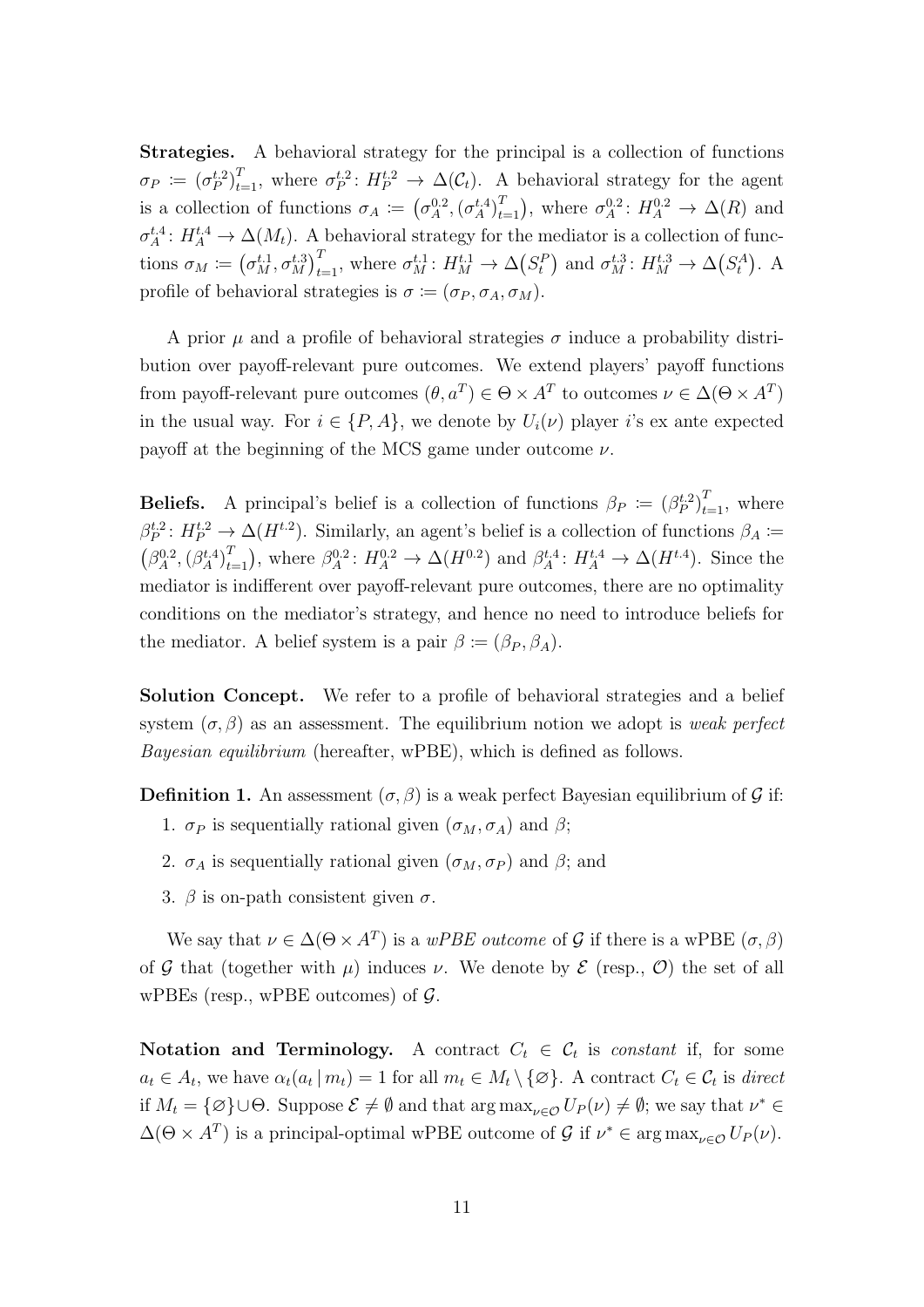**Strategies.** A behavioral strategy for the principal is a collection of functions $\sigma_P := (\sigma_P^{t.2})_{t=1}^T$, where $\sigma_P^{t.2} \colon H_P^{t.2} \to \Delta(\mathcal{C}_t)$. A behavioral strategy for the agent is a collection of functions $\sigma_A := \big(\sigma_A^{0.2}, (\sigma_A^{t.4})_{t=1}^T\big)$, where $\sigma_A^{0.2} \colon H_A^{0.2} \to \Delta(R)$ and $\sigma_A^{t.4} \colon H_A^{t.4} \to \Delta(M_t)$. A behavioral strategy for the mediator is a collection of functions $\sigma_M := \big(\sigma_M^{t.1}, \sigma_M^{t.3}\big)_{t=1}^T$, where $\sigma_M^{t.1} \colon H_M^{t.1} \to \Delta\big(S_t^P\big)$ and $\sigma_M^{t.3} \colon H_M^{t.3} \to \Delta\big(S_t^A\big)$. A profile of behavioral strategies is $\sigma := (\sigma_P, \sigma_A, \sigma_M)$.

A prior $\mu$ and a profile of behavioral strategies $\sigma$ induce a probability distribution over payoff-relevant pure outcomes. We extend players' payoff functions from payoff-relevant pure outcomes $(\theta, a^T) \in \Theta \times A^T$ to outcomes $\nu \in \Delta(\Theta \times A^T)$ in the usual way. For $i \in \{P, A\}$, we denote by $U_i(\nu)$ player $i$'s ex ante expected payoff at the beginning of the MCS game under outcome $\nu$.

**Beliefs.** A principal's belief is a collection of functions $\beta_P := (\beta_P^{t.2})_{t=1}^T$, where $\beta_P^{t.2} \colon H_P^{t.2} \to \Delta(H^{t.2})$. Similarly, an agent's belief is a collection of functions $\beta_A := \big(\beta_A^{0.2}, (\beta_A^{t.4})_{t=1}^T\big)$, where $\beta_A^{0.2} \colon H_A^{0.2} \to \Delta(H^{0.2})$ and $\beta_A^{t.4} \colon H_A^{t.4} \to \Delta(H^{t.4})$. Since the mediator is indifferent over payoff-relevant pure outcomes, there are no optimality conditions on the mediator's strategy, and hence no need to introduce beliefs for the mediator. A belief system is a pair $\beta := (\beta_P, \beta_A)$.

**Solution Concept.** We refer to a profile of behavioral strategies and a belief system $(\sigma, \beta)$ as an assessment. The equilibrium notion we adopt is *weak perfect Bayesian equilibrium* (hereafter, wPBE), which is defined as follows.

**Definition 1.** An assessment $(\sigma, \beta)$ is a weak perfect Bayesian equilibrium of $\mathcal{G}$ if:

1. $\sigma_P$ is sequentially rational given $(\sigma_M, \sigma_A)$ and $\beta$;
2. $\sigma_A$ is sequentially rational given $(\sigma_M, \sigma_P)$ and $\beta$; and
3. $\beta$ is on-path consistent given $\sigma$.

We say that $\nu \in \Delta(\Theta \times A^T)$ is a *wPBE outcome* of $\mathcal{G}$ if there is a wPBE $(\sigma, \beta)$ of $\mathcal{G}$ that (together with $\mu$) induces $\nu$. We denote by $\mathcal{E}$ (resp., $\mathcal{O}$) the set of all wPBEs (resp., wPBE outcomes) of $\mathcal{G}$.

**Notation and Terminology.** A contract $C_t \in \mathcal{C}_t$ is *constant* if, for some $a_t \in A_t$, we have $\alpha_t(a_t \mid m_t) = 1$ for all $m_t \in M_t \setminus \{\varnothing\}$. A contract $C_t \in \mathcal{C}_t$ is *direct* if $M_t = \{\varnothing\} \cup \Theta$. Suppose $\mathcal{E} \neq \emptyset$ and that $\arg\max_{\nu \in \mathcal{O}} U_P(\nu) \neq \emptyset$; we say that $\nu^* \in \Delta(\Theta \times A^T)$ is a principal-optimal wPBE outcome of $\mathcal{G}$ if $\nu^* \in \arg\max_{\nu \in \mathcal{O}} U_P(\nu)$.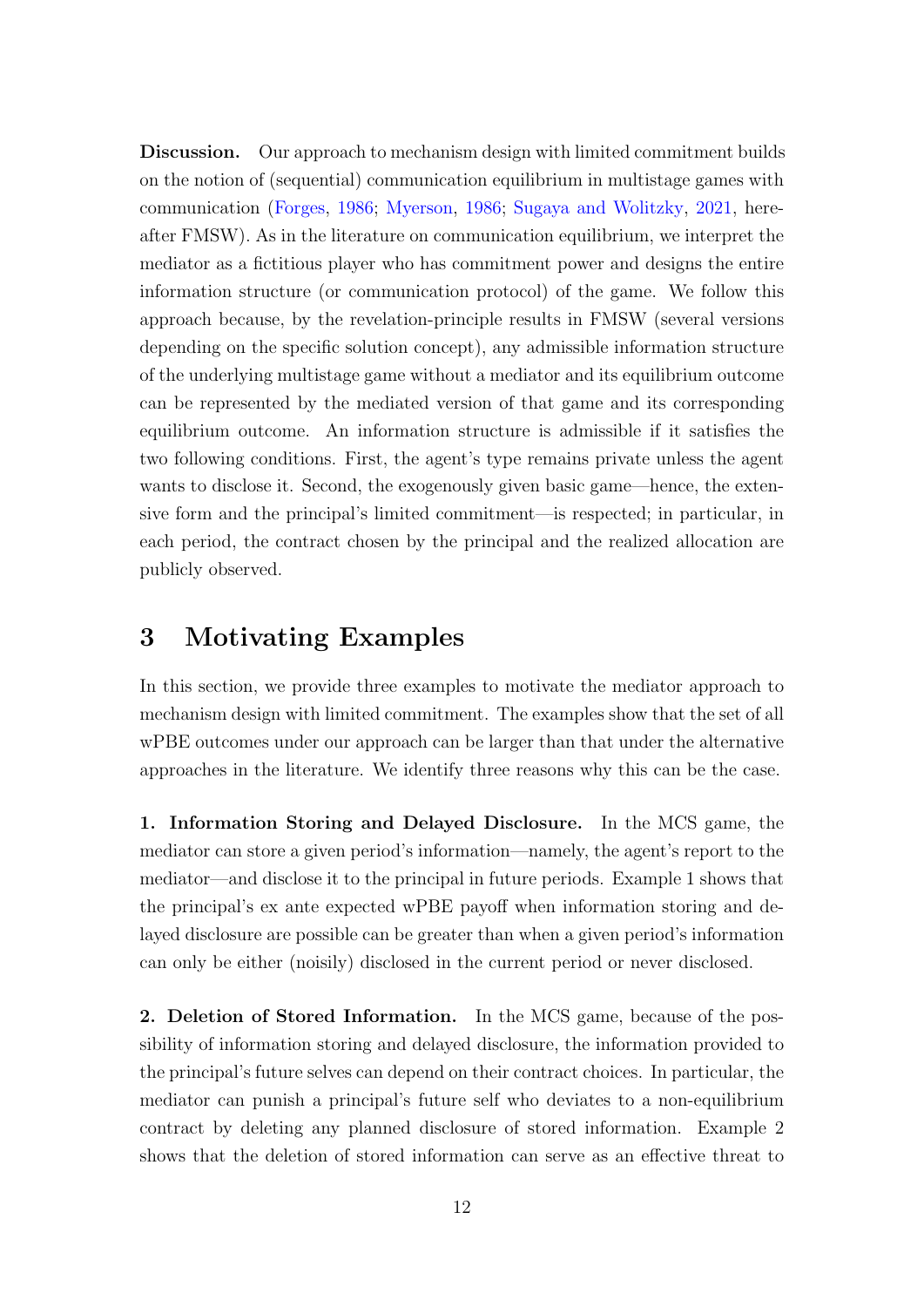**Discussion.** Our approach to mechanism design with limited commitment builds on the notion of (sequential) communication equilibrium in multistage games with communication (Forges, 1986; Myerson, 1986; Sugaya and Wolitzky, 2021, hereafter FMSW). As in the literature on communication equilibrium, we interpret the mediator as a fictitious player who has commitment power and designs the entire information structure (or communication protocol) of the game. We follow this approach because, by the revelation-principle results in FMSW (several versions depending on the specific solution concept), any admissible information structure of the underlying multistage game without a mediator and its equilibrium outcome can be represented by the mediated version of that game and its corresponding equilibrium outcome. An information structure is admissible if it satisfies the two following conditions. First, the agent's type remains private unless the agent wants to disclose it. Second, the exogenously given basic game—hence, the extensive form and the principal's limited commitment—is respected; in particular, in each period, the contract chosen by the principal and the realized allocation are publicly observed.

# 3 Motivating Examples

In this section, we provide three examples to motivate the mediator approach to mechanism design with limited commitment. The examples show that the set of all wPBE outcomes under our approach can be larger than that under the alternative approaches in the literature. We identify three reasons why this can be the case.

**1. Information Storing and Delayed Disclosure.** In the MCS game, the mediator can store a given period's information—namely, the agent's report to the mediator—and disclose it to the principal in future periods. Example 1 shows that the principal's ex ante expected wPBE payoff when information storing and delayed disclosure are possible can be greater than when a given period's information can only be either (noisily) disclosed in the current period or never disclosed.

**2. Deletion of Stored Information.** In the MCS game, because of the possibility of information storing and delayed disclosure, the information provided to the principal's future selves can depend on their contract choices. In particular, the mediator can punish a principal's future self who deviates to a non-equilibrium contract by deleting any planned disclosure of stored information. Example 2 shows that the deletion of stored information can serve as an effective threat to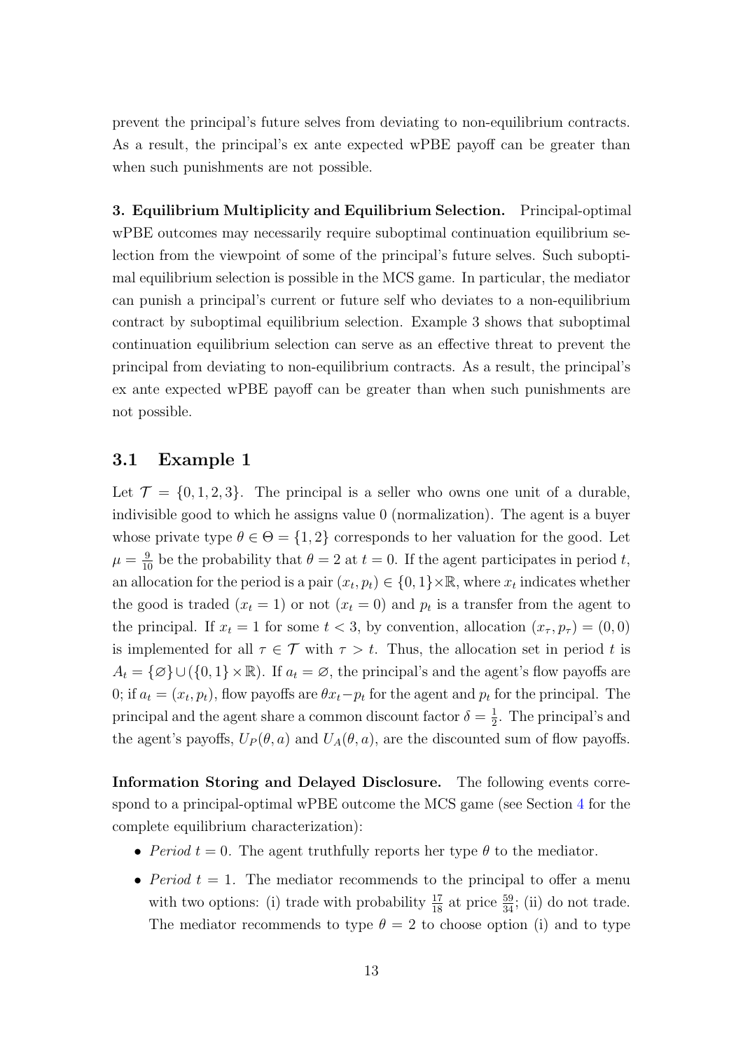prevent the principal's future selves from deviating to non-equilibrium contracts. As a result, the principal's ex ante expected wPBE payoff can be greater than when such punishments are not possible.

**3. Equilibrium Multiplicity and Equilibrium Selection.** Principal-optimal wPBE outcomes may necessarily require suboptimal continuation equilibrium selection from the viewpoint of some of the principal's future selves. Such suboptimal equilibrium selection is possible in the MCS game. In particular, the mediator can punish a principal's current or future self who deviates to a non-equilibrium contract by suboptimal equilibrium selection. Example 3 shows that suboptimal continuation equilibrium selection can serve as an effective threat to prevent the principal from deviating to non-equilibrium contracts. As a result, the principal's ex ante expected wPBE payoff can be greater than when such punishments are not possible.

### 3.1 Example 1

Let $\mathcal{T} = \{0, 1, 2, 3\}$. The principal is a seller who owns one unit of a durable, indivisible good to which he assigns value 0 (normalization). The agent is a buyer whose private type $\theta \in \Theta = \{1, 2\}$ corresponds to her valuation for the good. Let $\mu = \frac{9}{10}$ be the probability that $\theta = 2$ at $t = 0$. If the agent participates in period $t$, an allocation for the period is a pair $(x_t, p_t) \in \{0, 1\} \times \mathbb{R}$, where $x_t$ indicates whether the good is traded ($x_t = 1$) or not ($x_t = 0$) and $p_t$ is a transfer from the agent to the principal. If $x_t = 1$ for some $t < 3$, by convention, allocation $(x_\tau, p_\tau) = (0, 0)$ is implemented for all $\tau \in \mathcal{T}$ with $\tau > t$. Thus, the allocation set in period $t$ is $A_t = \{\varnothing\} \cup (\{0, 1\} \times \mathbb{R})$. If $a_t = \varnothing$, the principal's and the agent's flow payoffs are 0; if $a_t = (x_t, p_t)$, flow payoffs are $\theta x_t - p_t$ for the agent and $p_t$ for the principal. The principal and the agent share a common discount factor $\delta = \frac{1}{2}$. The principal's and the agent's payoffs, $U_P(\theta, a)$ and $U_A(\theta, a)$, are the discounted sum of flow payoffs.

**Information Storing and Delayed Disclosure.** The following events correspond to a principal-optimal wPBE outcome the MCS game (see Section 4 for the complete equilibrium characterization):

- *Period* $t = 0$. The agent truthfully reports her type $\theta$ to the mediator.
- *Period* $t = 1$. The mediator recommends to the principal to offer a menu with two options: (i) trade with probability $\frac{17}{18}$ at price $\frac{59}{34}$; (ii) do not trade. The mediator recommends to type $\theta = 2$ to choose option (i) and to type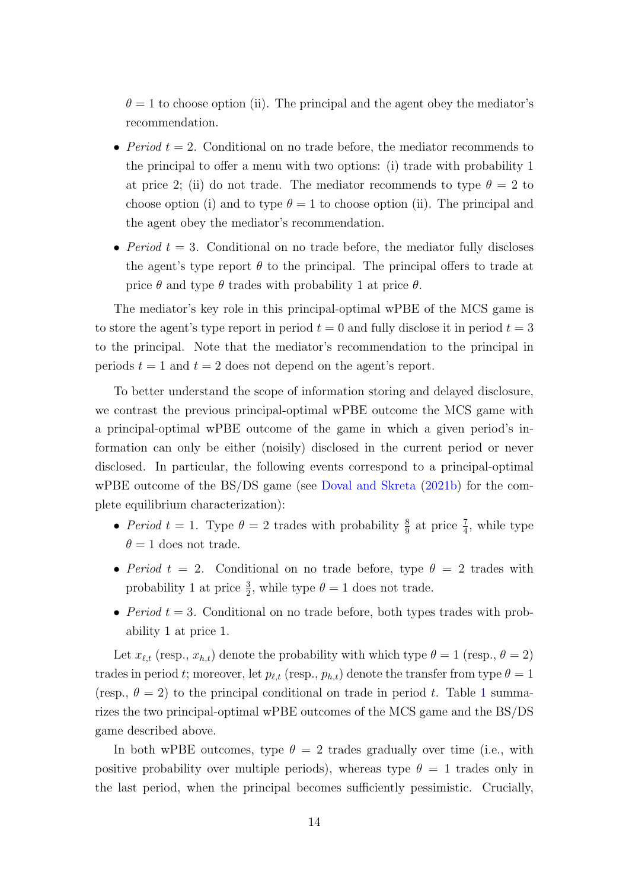$\theta = 1$ to choose option (ii). The principal and the agent obey the mediator's recommendation.

- *Period* $t = 2$. Conditional on no trade before, the mediator recommends to the principal to offer a menu with two options: (i) trade with probability 1 at price 2; (ii) do not trade. The mediator recommends to type $\theta = 2$ to choose option (i) and to type $\theta = 1$ to choose option (ii). The principal and the agent obey the mediator's recommendation.
- *Period* $t = 3$. Conditional on no trade before, the mediator fully discloses the agent's type report $\theta$ to the principal. The principal offers to trade at price $\theta$ and type $\theta$ trades with probability 1 at price $\theta$.

The mediator's key role in this principal-optimal wPBE of the MCS game is to store the agent's type report in period $t = 0$ and fully disclose it in period $t = 3$ to the principal. Note that the mediator's recommendation to the principal in periods $t = 1$ and $t = 2$ does not depend on the agent's report.

To better understand the scope of information storing and delayed disclosure, we contrast the previous principal-optimal wPBE outcome the MCS game with a principal-optimal wPBE outcome of the game in which a given period's information can only be either (noisily) disclosed in the current period or never disclosed. In particular, the following events correspond to a principal-optimal wPBE outcome of the BS/DS game (see Doval and Skreta (2021b) for the complete equilibrium characterization):

- *Period* $t = 1$. Type $\theta = 2$ trades with probability $\frac{8}{9}$ at price $\frac{7}{4}$, while type $\theta = 1$ does not trade.
- *Period* $t = 2$. Conditional on no trade before, type $\theta = 2$ trades with probability 1 at price $\frac{3}{2}$, while type $\theta = 1$ does not trade.
- *Period* $t = 3$. Conditional on no trade before, both types trades with probability 1 at price 1.

Let $x_{\ell,t}$ (resp., $x_{h,t}$) denote the probability with which type $\theta = 1$ (resp., $\theta = 2$) trades in period $t$; moreover, let $p_{\ell,t}$ (resp., $p_{h,t}$) denote the transfer from type $\theta = 1$ (resp., $\theta = 2$) to the principal conditional on trade in period $t$. Table 1 summarizes the two principal-optimal wPBE outcomes of the MCS game and the BS/DS game described above.

In both wPBE outcomes, type $\theta = 2$ trades gradually over time (i.e., with positive probability over multiple periods), whereas type $\theta = 1$ trades only in the last period, when the principal becomes sufficiently pessimistic. Crucially,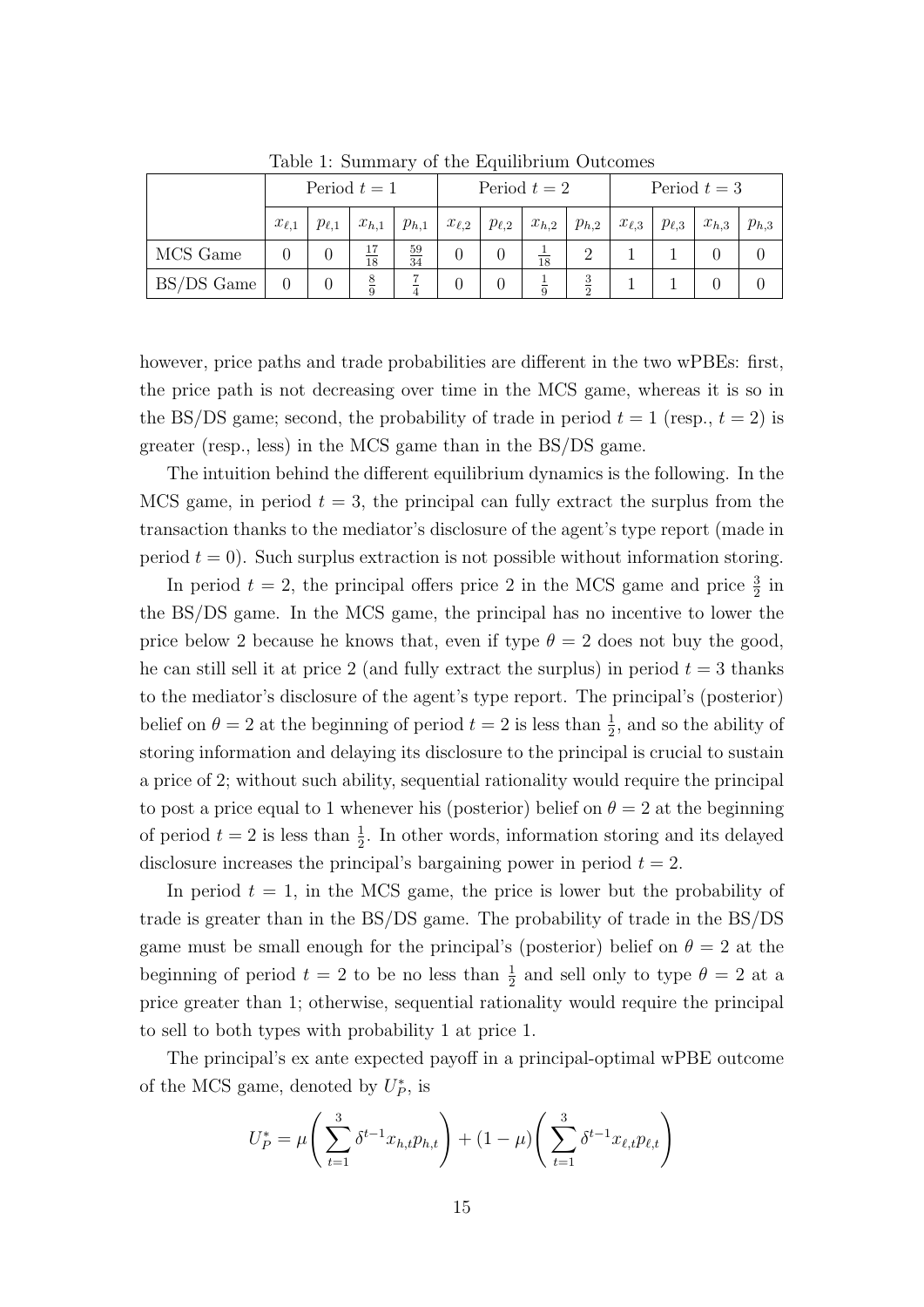Table 1: Summary of the Equilibrium Outcomes

| | Period $t=1$ | | | | Period $t=2$ | | | | Period $t=3$ | | | |
|---|---|---|---|---|---|---|---|---|---|---|---|---|
| | $x_{\ell,1}$ | $p_{\ell,1}$ | $x_{h,1}$ | $p_{h,1}$ | $x_{\ell,2}$ | $p_{\ell,2}$ | $x_{h,2}$ | $p_{h,2}$ | $x_{\ell,3}$ | $p_{\ell,3}$ | $x_{h,3}$ | $p_{h,3}$ |
| MCS Game | 0 | 0 | $\frac{17}{18}$ | $\frac{59}{34}$ | 0 | 0 | $\frac{1}{18}$ | 2 | 1 | 1 | 0 | 0 |
| BS/DS Game | 0 | 0 | $\frac{8}{9}$ | $\frac{7}{4}$ | 0 | 0 | $\frac{1}{9}$ | $\frac{3}{2}$ | 1 | 1 | 0 | 0 |

however, price paths and trade probabilities are different in the two wPBEs: first, the price path is not decreasing over time in the MCS game, whereas it is so in the BS/DS game; second, the probability of trade in period $t = 1$ (resp., $t = 2$) is greater (resp., less) in the MCS game than in the BS/DS game.

The intuition behind the different equilibrium dynamics is the following. In the MCS game, in period $t = 3$, the principal can fully extract the surplus from the transaction thanks to the mediator's disclosure of the agent's type report (made in period $t = 0$). Such surplus extraction is not possible without information storing.

In period $t = 2$, the principal offers price 2 in the MCS game and price $\frac{3}{2}$ in the BS/DS game. In the MCS game, the principal has no incentive to lower the price below 2 because he knows that, even if type $\theta = 2$ does not buy the good, he can still sell it at price 2 (and fully extract the surplus) in period $t = 3$ thanks to the mediator's disclosure of the agent's type report. The principal's (posterior) belief on $\theta = 2$ at the beginning of period $t = 2$ is less than $\frac{1}{2}$, and so the ability of storing information and delaying its disclosure to the principal is crucial to sustain a price of 2; without such ability, sequential rationality would require the principal to post a price equal to 1 whenever his (posterior) belief on $\theta = 2$ at the beginning of period $t = 2$ is less than $\frac{1}{2}$. In other words, information storing and its delayed disclosure increases the principal's bargaining power in period $t = 2$.

In period $t = 1$, in the MCS game, the price is lower but the probability of trade is greater than in the BS/DS game. The probability of trade in the BS/DS game must be small enough for the principal's (posterior) belief on $\theta = 2$ at the beginning of period $t = 2$ to be no less than $\frac{1}{2}$ and sell only to type $\theta = 2$ at a price greater than 1; otherwise, sequential rationality would require the principal to sell to both types with probability 1 at price 1.

The principal's ex ante expected payoff in a principal-optimal wPBE outcome of the MCS game, denoted by $U_P^*$, is

$$U_P^* = \mu\left(\sum_{t=1}^{3} \delta^{t-1} x_{h,t} p_{h,t}\right) + (1-\mu)\left(\sum_{t=1}^{3} \delta^{t-1} x_{\ell,t} p_{\ell,t}\right)$$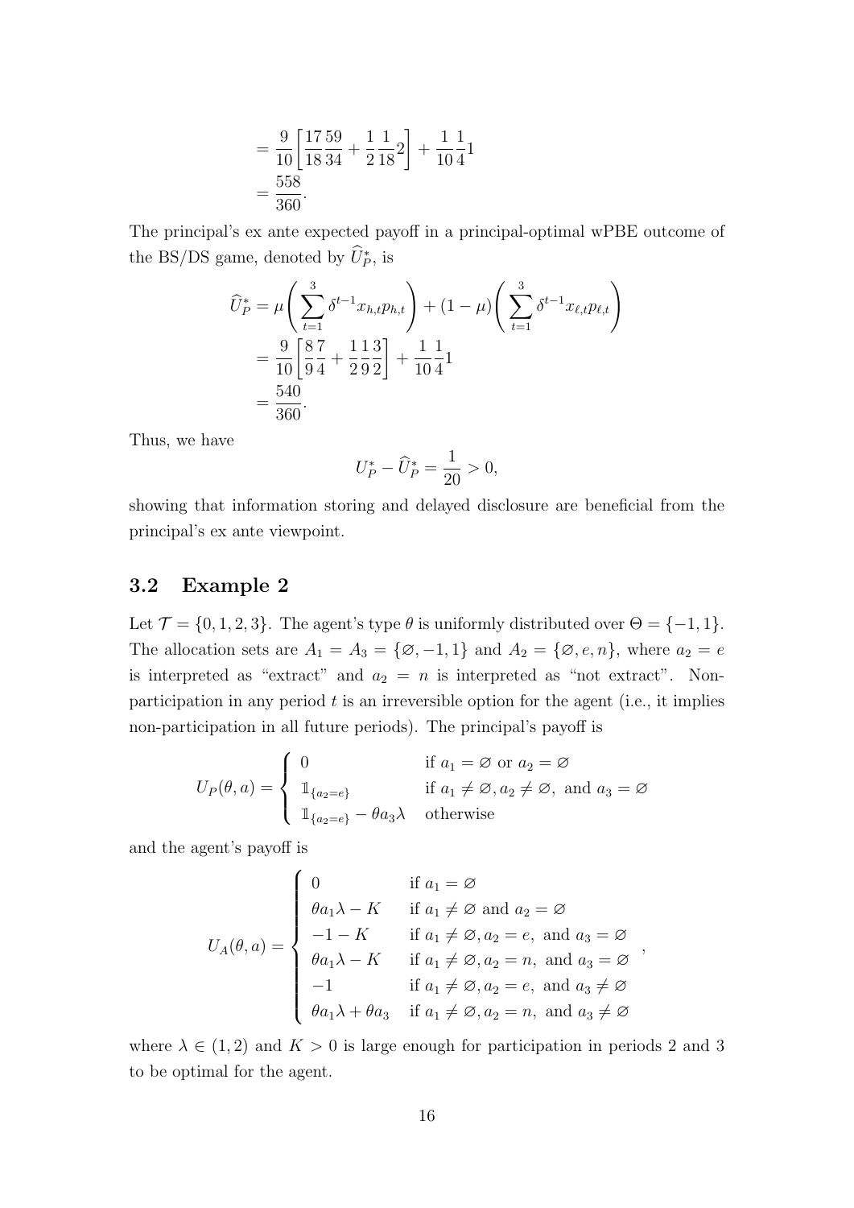$$
\begin{aligned}
&= \frac{9}{10}\left[\frac{17}{18}\frac{59}{34} + \frac{1}{2}\frac{1}{18}2\right] + \frac{1}{10}\frac{1}{4}1 \\
&= \frac{558}{360}.
\end{aligned}
$$

The principal's ex ante expected payoff in a principal-optimal wPBE outcome of the BS/DS game, denoted by $\widehat{U}_P^*$, is

$$
\begin{aligned}
\widehat{U}_P^* &= \mu\left(\sum_{t=1}^{3} \delta^{t-1} x_{h,t} p_{h,t}\right) + (1-\mu)\left(\sum_{t=1}^{3} \delta^{t-1} x_{\ell,t} p_{\ell,t}\right) \\
&= \frac{9}{10}\left[\frac{8}{9}\frac{7}{4} + \frac{1}{2}\frac{1}{9}\frac{3}{2}\right] + \frac{1}{10}\frac{1}{4}1 \\
&= \frac{540}{360}.
\end{aligned}
$$

Thus, we have

$$
U_P^* - \widehat{U}_P^* = \frac{1}{20} > 0,
$$

showing that information storing and delayed disclosure are beneficial from the principal's ex ante viewpoint.

## 3.2 Example 2

Let $\mathcal{T} = \{0, 1, 2, 3\}$. The agent's type $\theta$ is uniformly distributed over $\Theta = \{-1, 1\}$. The allocation sets are $A_1 = A_3 = \{\varnothing, -1, 1\}$ and $A_2 = \{\varnothing, e, n\}$, where $a_2 = e$ is interpreted as "extract" and $a_2 = n$ is interpreted as "not extract". Non-participation in any period $t$ is an irreversible option for the agent (i.e., it implies non-participation in all future periods). The principal's payoff is

$$
U_P(\theta, a) = \begin{cases} 0 & \text{if } a_1 = \varnothing \text{ or } a_2 = \varnothing \\ \mathbb{1}_{\{a_2 = e\}} & \text{if } a_1 \neq \varnothing, a_2 \neq \varnothing, \text{ and } a_3 = \varnothing \\ \mathbb{1}_{\{a_2 = e\}} - \theta a_3 \lambda & \text{otherwise} \end{cases}
$$

and the agent's payoff is

$$
U_A(\theta, a) = \begin{cases} 0 & \text{if } a_1 = \varnothing \\ \theta a_1 \lambda - K & \text{if } a_1 \neq \varnothing \text{ and } a_2 = \varnothing \\ -1 - K & \text{if } a_1 \neq \varnothing, a_2 = e, \text{ and } a_3 = \varnothing \\ \theta a_1 \lambda - K & \text{if } a_1 \neq \varnothing, a_2 = n, \text{ and } a_3 = \varnothing \\ -1 & \text{if } a_1 \neq \varnothing, a_2 = e, \text{ and } a_3 \neq \varnothing \\ \theta a_1 \lambda + \theta a_3 & \text{if } a_1 \neq \varnothing, a_2 = n, \text{ and } a_3 \neq \varnothing \end{cases},
$$

where $\lambda \in (1, 2)$ and $K > 0$ is large enough for participation in periods 2 and 3 to be optimal for the agent.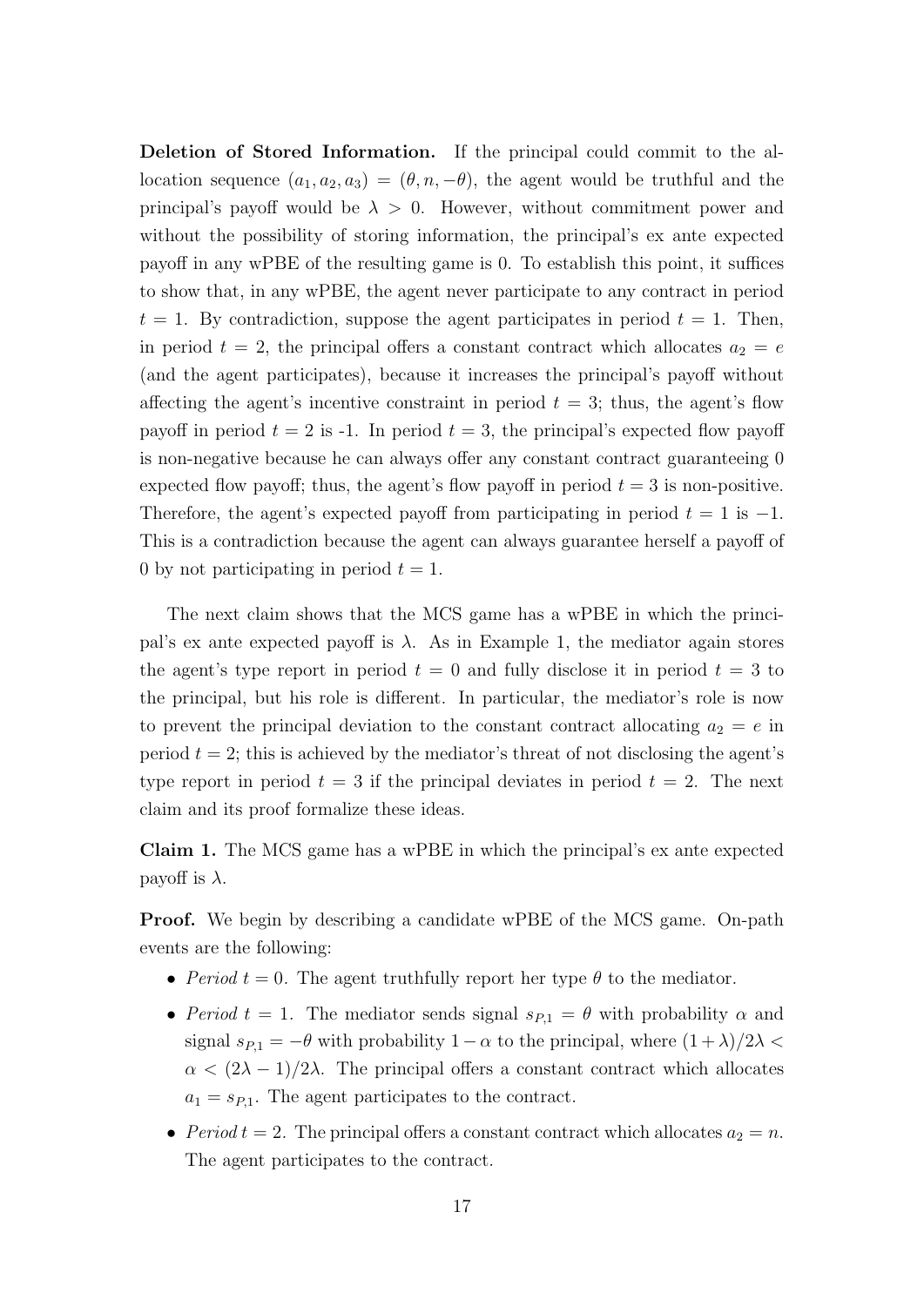**Deletion of Stored Information.** If the principal could commit to the allocation sequence $(a_1, a_2, a_3) = (\theta, n, -\theta)$, the agent would be truthful and the principal's payoff would be $\lambda > 0$. However, without commitment power and without the possibility of storing information, the principal's ex ante expected payoff in any wPBE of the resulting game is 0. To establish this point, it suffices to show that, in any wPBE, the agent never participate to any contract in period $t = 1$. By contradiction, suppose the agent participates in period $t = 1$. Then, in period $t = 2$, the principal offers a constant contract which allocates $a_2 = e$ (and the agent participates), because it increases the principal's payoff without affecting the agent's incentive constraint in period $t = 3$; thus, the agent's flow payoff in period $t = 2$ is -1. In period $t = 3$, the principal's expected flow payoff is non-negative because he can always offer any constant contract guaranteeing 0 expected flow payoff; thus, the agent's flow payoff in period $t = 3$ is non-positive. Therefore, the agent's expected payoff from participating in period $t = 1$ is $-1$. This is a contradiction because the agent can always guarantee herself a payoff of 0 by not participating in period $t = 1$.

The next claim shows that the MCS game has a wPBE in which the principal's ex ante expected payoff is $\lambda$. As in Example 1, the mediator again stores the agent's type report in period $t = 0$ and fully disclose it in period $t = 3$ to the principal, but his role is different. In particular, the mediator's role is now to prevent the principal deviation to the constant contract allocating $a_2 = e$ in period $t = 2$; this is achieved by the mediator's threat of not disclosing the agent's type report in period $t = 3$ if the principal deviates in period $t = 2$. The next claim and its proof formalize these ideas.

**Claim 1.** The MCS game has a wPBE in which the principal's ex ante expected payoff is $\lambda$.

**Proof.** We begin by describing a candidate wPBE of the MCS game. On-path events are the following:

- *Period* $t = 0$. The agent truthfully report her type $\theta$ to the mediator.
- *Period* $t = 1$. The mediator sends signal $s_{P,1} = \theta$ with probability $\alpha$ and signal $s_{P,1} = -\theta$ with probability $1 - \alpha$ to the principal, where $(1 + \lambda)/2\lambda < \alpha < (2\lambda - 1)/2\lambda$. The principal offers a constant contract which allocates $a_1 = s_{P,1}$. The agent participates to the contract.
- *Period* $t = 2$. The principal offers a constant contract which allocates $a_2 = n$. The agent participates to the contract.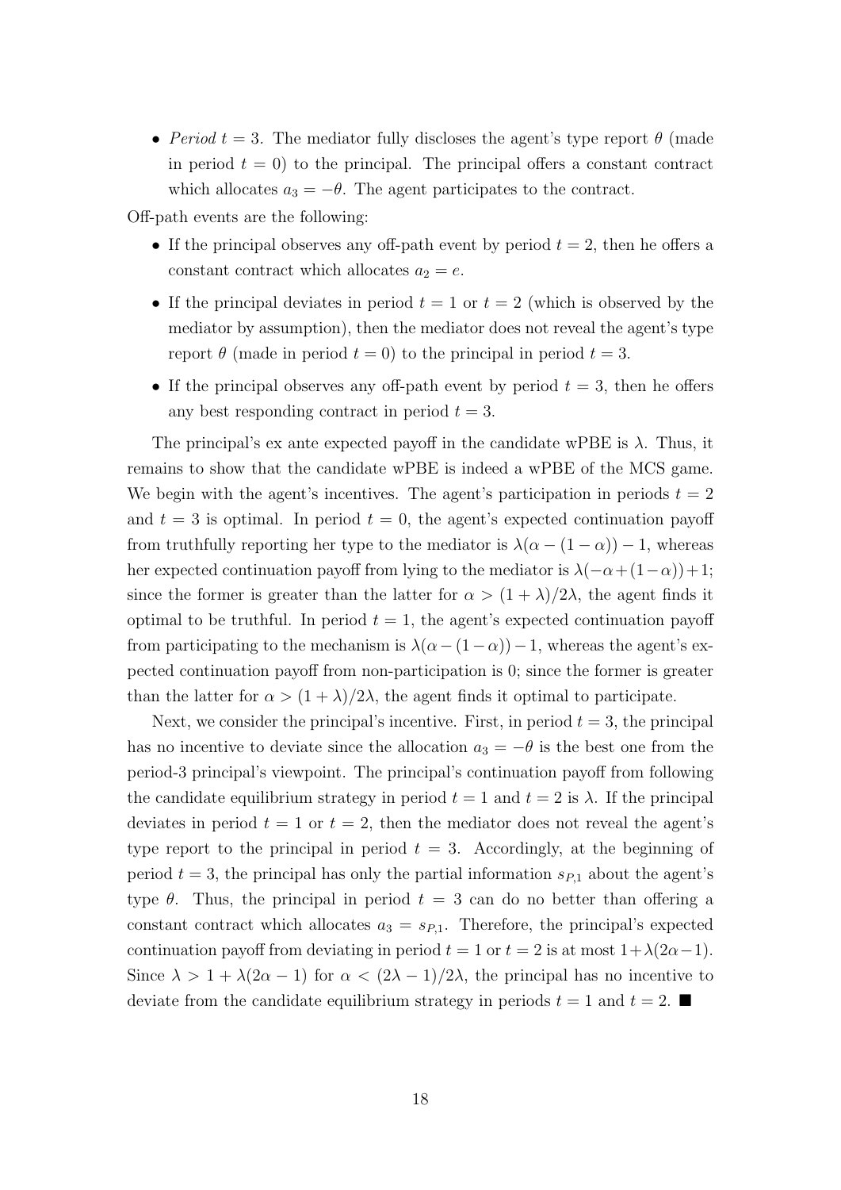- *Period* $t = 3$. The mediator fully discloses the agent's type report $\theta$ (made in period $t = 0$) to the principal. The principal offers a constant contract which allocates $a_3 = -\theta$. The agent participates to the contract.

Off-path events are the following:

- If the principal observes any off-path event by period $t = 2$, then he offers a constant contract which allocates $a_2 = e$.
- If the principal deviates in period $t = 1$ or $t = 2$ (which is observed by the mediator by assumption), then the mediator does not reveal the agent's type report $\theta$ (made in period $t = 0$) to the principal in period $t = 3$.
- If the principal observes any off-path event by period $t = 3$, then he offers any best responding contract in period $t = 3$.

The principal's ex ante expected payoff in the candidate wPBE is $\lambda$. Thus, it remains to show that the candidate wPBE is indeed a wPBE of the MCS game. We begin with the agent's incentives. The agent's participation in periods $t = 2$ and $t = 3$ is optimal. In period $t = 0$, the agent's expected continuation payoff from truthfully reporting her type to the mediator is $\lambda(\alpha - (1 - \alpha)) - 1$, whereas her expected continuation payoff from lying to the mediator is $\lambda(-\alpha + (1 - \alpha)) + 1$; since the former is greater than the latter for $\alpha > (1 + \lambda)/2\lambda$, the agent finds it optimal to be truthful. In period $t = 1$, the agent's expected continuation payoff from participating to the mechanism is $\lambda(\alpha - (1 - \alpha)) - 1$, whereas the agent's expected continuation payoff from non-participation is 0; since the former is greater than the latter for $\alpha > (1 + \lambda)/2\lambda$, the agent finds it optimal to participate.

Next, we consider the principal's incentive. First, in period $t = 3$, the principal has no incentive to deviate since the allocation $a_3 = -\theta$ is the best one from the period-3 principal's viewpoint. The principal's continuation payoff from following the candidate equilibrium strategy in period $t = 1$ and $t = 2$ is $\lambda$. If the principal deviates in period $t = 1$ or $t = 2$, then the mediator does not reveal the agent's type report to the principal in period $t = 3$. Accordingly, at the beginning of period $t = 3$, the principal has only the partial information $s_{P,1}$ about the agent's type $\theta$. Thus, the principal in period $t = 3$ can do no better than offering a constant contract which allocates $a_3 = s_{P,1}$. Therefore, the principal's expected continuation payoff from deviating in period $t = 1$ or $t = 2$ is at most $1 + \lambda(2\alpha - 1)$. Since $\lambda > 1 + \lambda(2\alpha - 1)$ for $\alpha < (2\lambda - 1)/2\lambda$, the principal has no incentive to deviate from the candidate equilibrium strategy in periods $t = 1$ and $t = 2$. ■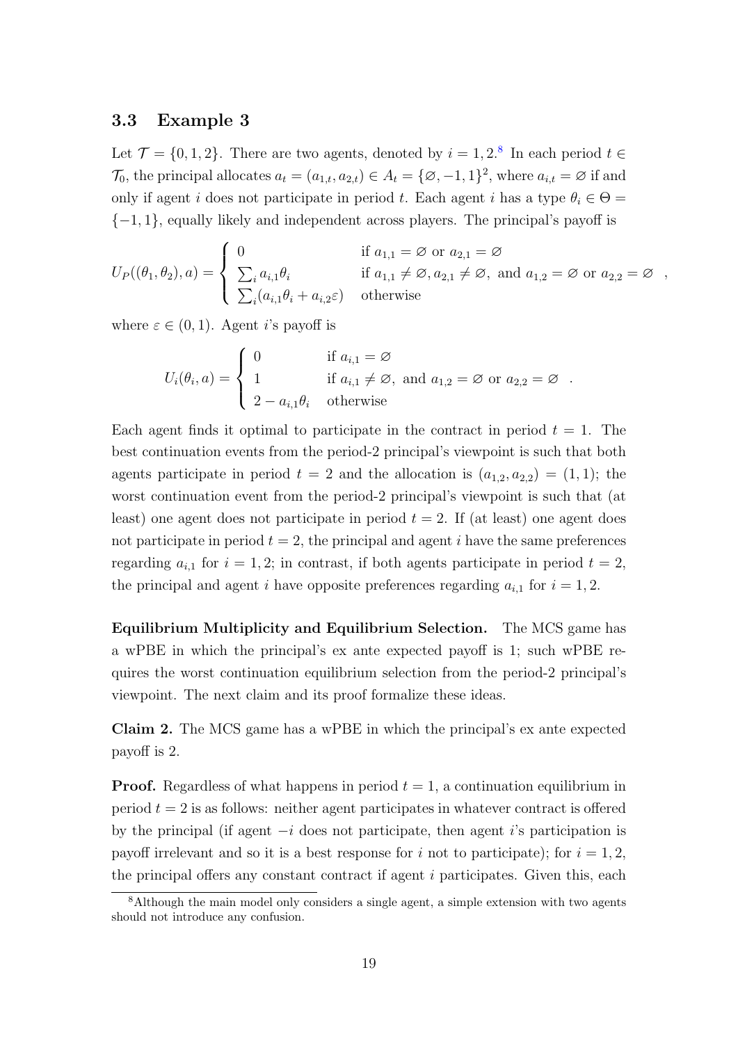### 3.3 Example 3

Let $\mathcal{T} = \{0, 1, 2\}$. There are two agents, denoted by $i = 1, 2$.[8] In each period $t \in \mathcal{T}_0$, the principal allocates $a_t = (a_{1,t}, a_{2,t}) \in A_t = \{\varnothing, -1, 1\}^2$, where $a_{i,t} = \varnothing$ if and only if agent $i$ does not participate in period $t$. Each agent $i$ has a type $\theta_i \in \Theta = \{-1, 1\}$, equally likely and independent across players. The principal's payoff is

$$U_P((\theta_1, \theta_2), a) = \begin{cases} 0 & \text{if } a_{1,1} = \varnothing \text{ or } a_{2,1} = \varnothing \\ \sum_i a_{i,1}\theta_i & \text{if } a_{1,1} \neq \varnothing, a_{2,1} \neq \varnothing, \text{ and } a_{1,2} = \varnothing \text{ or } a_{2,2} = \varnothing \\ \sum_i (a_{i,1}\theta_i + a_{i,2}\varepsilon) & \text{otherwise} \end{cases},$$

where $\varepsilon \in (0, 1)$. Agent $i$'s payoff is

$$U_i(\theta_i, a) = \begin{cases} 0 & \text{if } a_{i,1} = \varnothing \\ 1 & \text{if } a_{i,1} \neq \varnothing, \text{ and } a_{1,2} = \varnothing \text{ or } a_{2,2} = \varnothing \\ 2 - a_{i,1}\theta_i & \text{otherwise} \end{cases}.$$

Each agent finds it optimal to participate in the contract in period $t = 1$. The best continuation events from the period-2 principal's viewpoint is such that both agents participate in period $t = 2$ and the allocation is $(a_{1,2}, a_{2,2}) = (1, 1)$; the worst continuation event from the period-2 principal's viewpoint is such that (at least) one agent does not participate in period $t = 2$. If (at least) one agent does not participate in period $t = 2$, the principal and agent $i$ have the same preferences regarding $a_{i,1}$ for $i = 1, 2$; in contrast, if both agents participate in period $t = 2$, the principal and agent $i$ have opposite preferences regarding $a_{i,1}$ for $i = 1, 2$.

**Equilibrium Multiplicity and Equilibrium Selection.** The MCS game has a wPBE in which the principal's ex ante expected payoff is 1; such wPBE requires the worst continuation equilibrium selection from the period-2 principal's viewpoint. The next claim and its proof formalize these ideas.

**Claim 2.** The MCS game has a wPBE in which the principal's ex ante expected payoff is 2.

**Proof.** Regardless of what happens in period $t = 1$, a continuation equilibrium in period $t = 2$ is as follows: neither agent participates in whatever contract is offered by the principal (if agent $-i$ does not participate, then agent $i$'s participation is payoff irrelevant and so it is a best response for $i$ not to participate); for $i = 1, 2$, the principal offers any constant contract if agent $i$ participates. Given this, each

[8] Although the main model only considers a single agent, a simple extension with two agents should not introduce any confusion.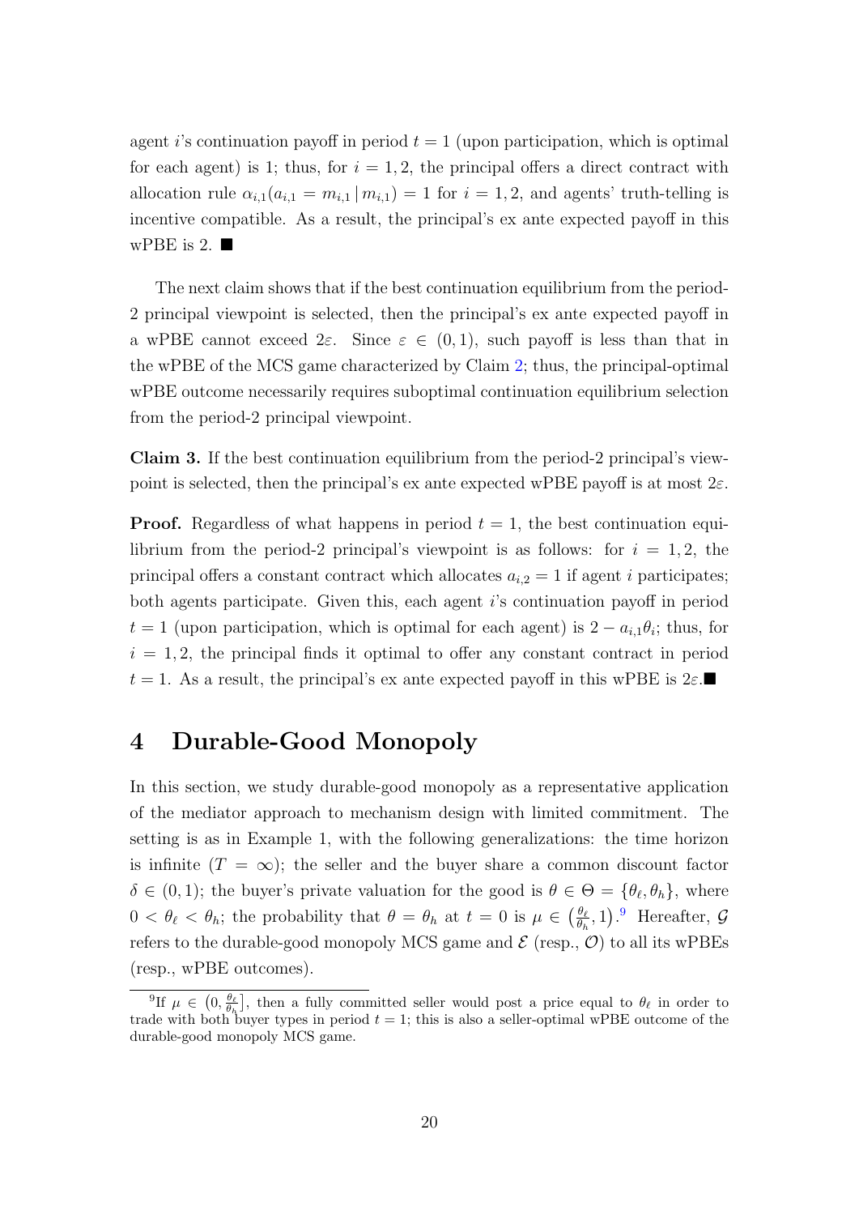agent $i$'s continuation payoff in period $t = 1$ (upon participation, which is optimal for each agent) is 1; thus, for $i = 1, 2$, the principal offers a direct contract with allocation rule $\alpha_{i,1}(a_{i,1} = m_{i,1} \,|\, m_{i,1}) = 1$ for $i = 1, 2$, and agents' truth-telling is incentive compatible. As a result, the principal's ex ante expected payoff in this wPBE is 2. ■

The next claim shows that if the best continuation equilibrium from the period-2 principal viewpoint is selected, then the principal's ex ante expected payoff in a wPBE cannot exceed $2\varepsilon$. Since $\varepsilon \in (0, 1)$, such payoff is less than that in the wPBE of the MCS game characterized by Claim 2; thus, the principal-optimal wPBE outcome necessarily requires suboptimal continuation equilibrium selection from the period-2 principal viewpoint.

**Claim 3.** If the best continuation equilibrium from the period-2 principal's viewpoint is selected, then the principal's ex ante expected wPBE payoff is at most $2\varepsilon$.

**Proof.** Regardless of what happens in period $t = 1$, the best continuation equilibrium from the period-2 principal's viewpoint is as follows: for $i = 1, 2$, the principal offers a constant contract which allocates $a_{i,2} = 1$ if agent $i$ participates; both agents participate. Given this, each agent $i$'s continuation payoff in period $t = 1$ (upon participation, which is optimal for each agent) is $2 - a_{i,1}\theta_i$; thus, for $i = 1, 2$, the principal finds it optimal to offer any constant contract in period $t = 1$. As a result, the principal's ex ante expected payoff in this wPBE is $2\varepsilon$. ■

# 4 Durable-Good Monopoly

In this section, we study durable-good monopoly as a representative application of the mediator approach to mechanism design with limited commitment. The setting is as in Example 1, with the following generalizations: the time horizon is infinite ($T = \infty$); the seller and the buyer share a common discount factor $\delta \in (0, 1)$; the buyer's private valuation for the good is $\theta \in \Theta = \{\theta_\ell, \theta_h\}$, where $0 < \theta_\ell < \theta_h$; the probability that $\theta = \theta_h$ at $t = 0$ is $\mu \in \left(\frac{\theta_\ell}{\theta_h}, 1\right)$.[9] Hereafter, $\mathcal{G}$ refers to the durable-good monopoly MCS game and $\mathcal{E}$ (resp., $\mathcal{O}$) to all its wPBEs (resp., wPBE outcomes).

[9] If $\mu \in \left(0, \frac{\theta_\ell}{\theta_h}\right]$, then a fully committed seller would post a price equal to $\theta_\ell$ in order to trade with both buyer types in period $t = 1$; this is also a seller-optimal wPBE outcome of the durable-good monopoly MCS game.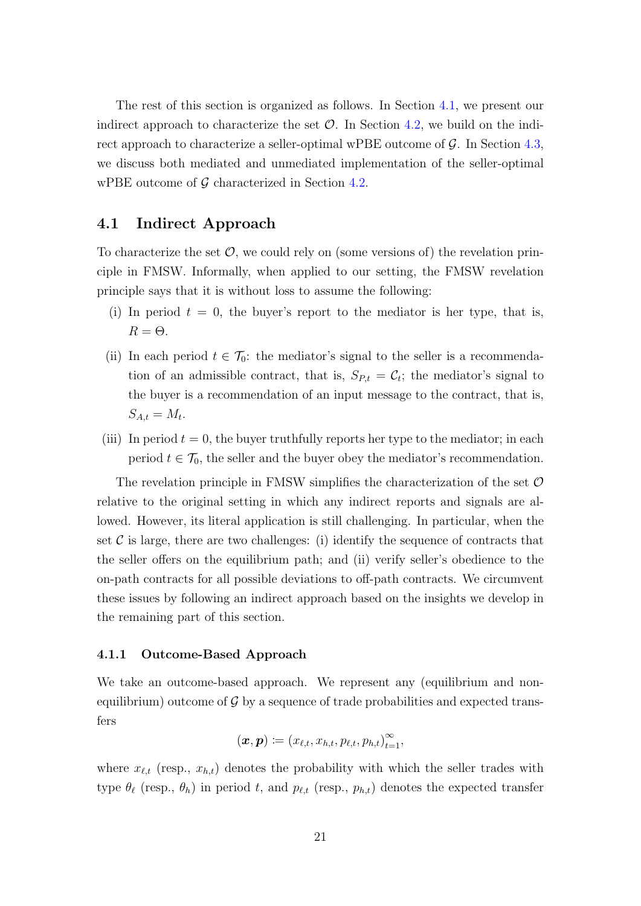The rest of this section is organized as follows. In Section 4.1, we present our indirect approach to characterize the set $\mathcal{O}$. In Section 4.2, we build on the indirect approach to characterize a seller-optimal wPBE outcome of $\mathcal{G}$. In Section 4.3, we discuss both mediated and unmediated implementation of the seller-optimal wPBE outcome of $\mathcal{G}$ characterized in Section 4.2.

## 4.1 Indirect Approach

To characterize the set $\mathcal{O}$, we could rely on (some versions of) the revelation principle in FMSW. Informally, when applied to our setting, the FMSW revelation principle says that it is without loss to assume the following:

(i) In period $t = 0$, the buyer's report to the mediator is her type, that is, $R = \Theta$.

(ii) In each period $t \in \mathcal{T}_0$: the mediator's signal to the seller is a recommendation of an admissible contract, that is, $S_{P,t} = \mathcal{C}_t$; the mediator's signal to the buyer is a recommendation of an input message to the contract, that is, $S_{A,t} = M_t$.

(iii) In period $t = 0$, the buyer truthfully reports her type to the mediator; in each period $t \in \mathcal{T}_0$, the seller and the buyer obey the mediator's recommendation.

The revelation principle in FMSW simplifies the characterization of the set $\mathcal{O}$ relative to the original setting in which any indirect reports and signals are allowed. However, its literal application is still challenging. In particular, when the set $\mathcal{C}$ is large, there are two challenges: (i) identify the sequence of contracts that the seller offers on the equilibrium path; and (ii) verify seller's obedience to the on-path contracts for all possible deviations to off-path contracts. We circumvent these issues by following an indirect approach based on the insights we develop in the remaining part of this section.

### 4.1.1 Outcome-Based Approach

We take an outcome-based approach. We represent any (equilibrium and non-equilibrium) outcome of $\mathcal{G}$ by a sequence of trade probabilities and expected transfers

$$(\boldsymbol{x}, \boldsymbol{p}) := (x_{\ell,t}, x_{h,t}, p_{\ell,t}, p_{h,t})_{t=1}^{\infty},$$

where $x_{\ell,t}$ (resp., $x_{h,t}$) denotes the probability with which the seller trades with type $\theta_\ell$ (resp., $\theta_h$) in period $t$, and $p_{\ell,t}$ (resp., $p_{h,t}$) denotes the expected transfer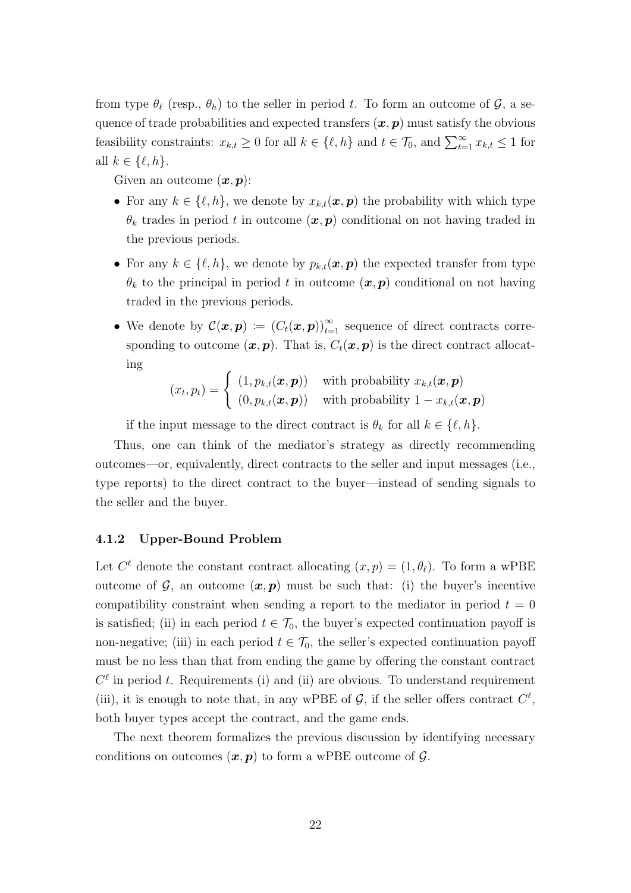from type $\theta_\ell$ (resp., $\theta_h$) to the seller in period $t$. To form an outcome of $\mathcal{G}$, a sequence of trade probabilities and expected transfers $(\boldsymbol{x}, \boldsymbol{p})$ must satisfy the obvious feasibility constraints: $x_{k,t} \geq 0$ for all $k \in \{\ell, h\}$ and $t \in \mathcal{T}_0$, and $\sum_{t=1}^{\infty} x_{k,t} \leq 1$ for all $k \in \{\ell, h\}$.

Given an outcome $(\boldsymbol{x}, \boldsymbol{p})$:

- For any $k \in \{\ell, h\}$, we denote by $x_{k,t}(\boldsymbol{x}, \boldsymbol{p})$ the probability with which type $\theta_k$ trades in period $t$ in outcome $(\boldsymbol{x}, \boldsymbol{p})$ conditional on not having traded in the previous periods.
- For any $k \in \{\ell, h\}$, we denote by $p_{k,t}(\boldsymbol{x}, \boldsymbol{p})$ the expected transfer from type $\theta_k$ to the principal in period $t$ in outcome $(\boldsymbol{x}, \boldsymbol{p})$ conditional on not having traded in the previous periods.
- We denote by $\mathcal{C}(\boldsymbol{x}, \boldsymbol{p}) \coloneqq (C_t(\boldsymbol{x}, \boldsymbol{p}))_{t=1}^{\infty}$ sequence of direct contracts corresponding to outcome $(\boldsymbol{x}, \boldsymbol{p})$. That is, $C_t(\boldsymbol{x}, \boldsymbol{p})$ is the direct contract allocating

$$(x_t, p_t) = \begin{cases} (1, p_{k,t}(\boldsymbol{x}, \boldsymbol{p})) & \text{with probability } x_{k,t}(\boldsymbol{x}, \boldsymbol{p}) \\ (0, p_{k,t}(\boldsymbol{x}, \boldsymbol{p})) & \text{with probability } 1 - x_{k,t}(\boldsymbol{x}, \boldsymbol{p}) \end{cases}$$

  if the input message to the direct contract is $\theta_k$ for all $k \in \{\ell, h\}$.

Thus, one can think of the mediator's strategy as directly recommending outcomes—or, equivalently, direct contracts to the seller and input messages (i.e., type reports) to the direct contract to the buyer—instead of sending signals to the seller and the buyer.

### 4.1.2 Upper-Bound Problem

Let $C^\ell$ denote the constant contract allocating $(x, p) = (1, \theta_\ell)$. To form a wPBE outcome of $\mathcal{G}$, an outcome $(\boldsymbol{x}, \boldsymbol{p})$ must be such that: (i) the buyer's incentive compatibility constraint when sending a report to the mediator in period $t = 0$ is satisfied; (ii) in each period $t \in \mathcal{T}_0$, the buyer's expected continuation payoff is non-negative; (iii) in each period $t \in \mathcal{T}_0$, the seller's expected continuation payoff must be no less than that from ending the game by offering the constant contract $C^\ell$ in period $t$. Requirements (i) and (ii) are obvious. To understand requirement (iii), it is enough to note that, in any wPBE of $\mathcal{G}$, if the seller offers contract $C^\ell$, both buyer types accept the contract, and the game ends.

The next theorem formalizes the previous discussion by identifying necessary conditions on outcomes $(\boldsymbol{x}, \boldsymbol{p})$ to form a wPBE outcome of $\mathcal{G}$.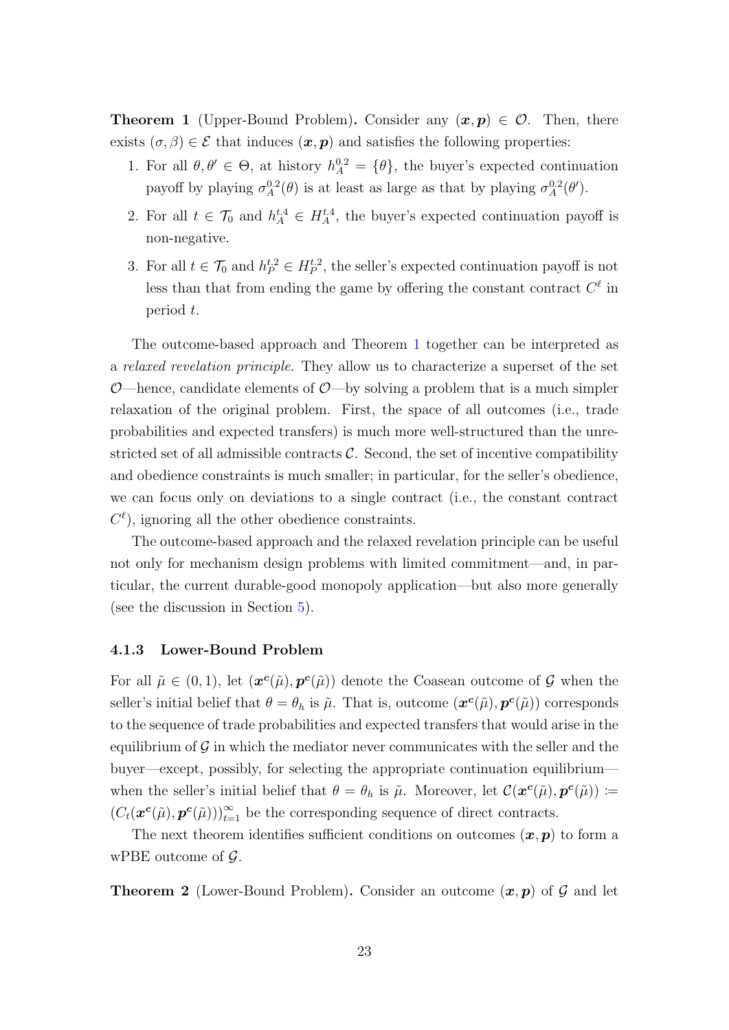**Theorem 1** (Upper-Bound Problem)**.** Consider any $(\boldsymbol{x}, \boldsymbol{p}) \in \mathcal{O}$. Then, there exists $(\sigma, \beta) \in \mathcal{E}$ that induces $(\boldsymbol{x}, \boldsymbol{p})$ and satisfies the following properties:

1. For all $\theta, \theta' \in \Theta$, at history $h_A^{0,2} = \{\theta\}$, the buyer's expected continuation payoff by playing $\sigma_A^{0,2}(\theta)$ is at least as large as that by playing $\sigma_A^{0,2}(\theta')$.
2. For all $t \in \mathcal{T}_0$ and $h_A^{t,4} \in H_A^{t,4}$, the buyer's expected continuation payoff is non-negative.
3. For all $t \in \mathcal{T}_0$ and $h_P^{t,2} \in H_P^{t,2}$, the seller's expected continuation payoff is not less than that from ending the game by offering the constant contract $C^\ell$ in period $t$.

The outcome-based approach and Theorem 1 together can be interpreted as a *relaxed revelation principle*. They allow us to characterize a superset of the set $\mathcal{O}$—hence, candidate elements of $\mathcal{O}$—by solving a problem that is a much simpler relaxation of the original problem. First, the space of all outcomes (i.e., trade probabilities and expected transfers) is much more well-structured than the unrestricted set of all admissible contracts $\mathcal{C}$. Second, the set of incentive compatibility and obedience constraints is much smaller; in particular, for the seller's obedience, we can focus only on deviations to a single contract (i.e., the constant contract $C^\ell$), ignoring all the other obedience constraints.

The outcome-based approach and the relaxed revelation principle can be useful not only for mechanism design problems with limited commitment—and, in particular, the current durable-good monopoly application—but also more generally (see the discussion in Section 5).

### 4.1.3 Lower-Bound Problem

For all $\tilde{\mu} \in (0, 1)$, let $(\boldsymbol{x}^{\boldsymbol{c}}(\tilde{\mu}), \boldsymbol{p}^{\boldsymbol{c}}(\tilde{\mu}))$ denote the Coasean outcome of $\mathcal{G}$ when the seller's initial belief that $\theta = \theta_h$ is $\tilde{\mu}$. That is, outcome $(\boldsymbol{x}^{\boldsymbol{c}}(\tilde{\mu}), \boldsymbol{p}^{\boldsymbol{c}}(\tilde{\mu}))$ corresponds to the sequence of trade probabilities and expected transfers that would arise in the equilibrium of $\mathcal{G}$ in which the mediator never communicates with the seller and the buyer—except, possibly, for selecting the appropriate continuation equilibrium—when the seller's initial belief that $\theta = \theta_h$ is $\tilde{\mu}$. Moreover, let $\mathcal{C}(\boldsymbol{x}^{\boldsymbol{c}}(\tilde{\mu}), \boldsymbol{p}^{\boldsymbol{c}}(\tilde{\mu})) := (C_t(\boldsymbol{x}^{\boldsymbol{c}}(\tilde{\mu}), \boldsymbol{p}^{\boldsymbol{c}}(\tilde{\mu})))_{t=1}^{\infty}$ be the corresponding sequence of direct contracts.

The next theorem identifies sufficient conditions on outcomes $(\boldsymbol{x}, \boldsymbol{p})$ to form a wPBE outcome of $\mathcal{G}$.

**Theorem 2** (Lower-Bound Problem)**.** Consider an outcome $(\boldsymbol{x}, \boldsymbol{p})$ of $\mathcal{G}$ and let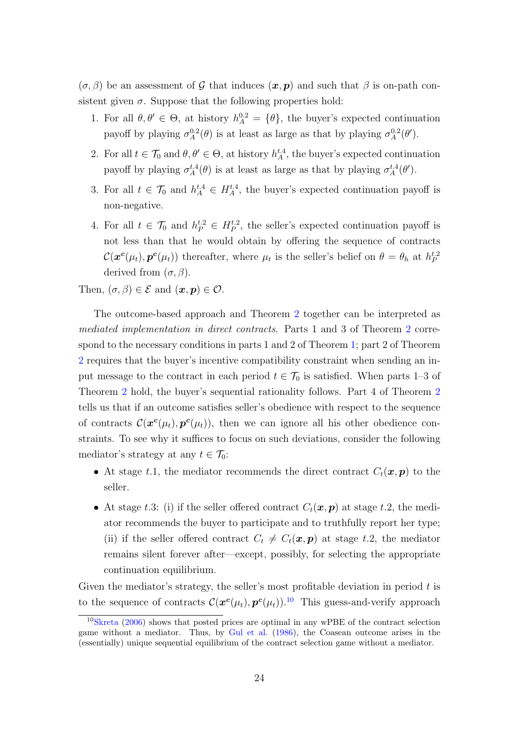$(\sigma, \beta)$ be an assessment of $\mathcal{G}$ that induces $(\boldsymbol{x}, \boldsymbol{p})$ and such that $\beta$ is on-path consistent given $\sigma$. Suppose that the following properties hold:

1. For all $\theta, \theta' \in \Theta$, at history $h_A^{0,2} = \{\theta\}$, the buyer's expected continuation payoff by playing $\sigma_A^{0,2}(\theta)$ is at least as large as that by playing $\sigma_A^{0,2}(\theta')$.
2. For all $t \in \mathcal{T}_0$ and $\theta, \theta' \in \Theta$, at history $h_A^{t,4}$, the buyer's expected continuation payoff by playing $\sigma_A^{t,4}(\theta)$ is at least as large as that by playing $\sigma_A^{t,4}(\theta')$.
3. For all $t \in \mathcal{T}_0$ and $h_A^{t,4} \in H_A^{t,4}$, the buyer's expected continuation payoff is non-negative.
4. For all $t \in \mathcal{T}_0$ and $h_P^{t,2} \in H_P^{t,2}$, the seller's expected continuation payoff is not less than that he would obtain by offering the sequence of contracts $\mathcal{C}(\boldsymbol{x}^{\boldsymbol{c}}(\mu_t), \boldsymbol{p}^{\boldsymbol{c}}(\mu_t))$ thereafter, where $\mu_t$ is the seller's belief on $\theta = \theta_h$ at $h_P^{t,2}$ derived from $(\sigma, \beta)$.

Then, $(\sigma, \beta) \in \mathcal{E}$ and $(\boldsymbol{x}, \boldsymbol{p}) \in \mathcal{O}$.

The outcome-based approach and Theorem 2 together can be interpreted as *mediated implementation in direct contracts*. Parts 1 and 3 of Theorem 2 correspond to the necessary conditions in parts 1 and 2 of Theorem 1; part 2 of Theorem 2 requires that the buyer's incentive compatibility constraint when sending an input message to the contract in each period $t \in \mathcal{T}_0$ is satisfied. When parts 1–3 of Theorem 2 hold, the buyer's sequential rationality follows. Part 4 of Theorem 2 tells us that if an outcome satisfies seller's obedience with respect to the sequence of contracts $\mathcal{C}(\boldsymbol{x}^{\boldsymbol{c}}(\mu_t), \boldsymbol{p}^{\boldsymbol{c}}(\mu_t))$, then we can ignore all his other obedience constraints. To see why it suffices to focus on such deviations, consider the following mediator's strategy at any $t \in \mathcal{T}_0$:

- At stage $t.1$, the mediator recommends the direct contract $C_t(\boldsymbol{x}, \boldsymbol{p})$ to the seller.
- At stage $t.3$: (i) if the seller offered contract $C_t(\boldsymbol{x}, \boldsymbol{p})$ at stage $t.2$, the mediator recommends the buyer to participate and to truthfully report her type; (ii) if the seller offered contract $C_t \neq C_t(\boldsymbol{x}, \boldsymbol{p})$ at stage $t.2$, the mediator remains silent forever after—except, possibly, for selecting the appropriate continuation equilibrium.

Given the mediator's strategy, the seller's most profitable deviation in period $t$ is to the sequence of contracts $\mathcal{C}(\boldsymbol{x}^{\boldsymbol{c}}(\mu_t), \boldsymbol{p}^{\boldsymbol{c}}(\mu_t))$.[10] This guess-and-verify approach

[10] Skreta (2006) shows that posted prices are optimal in any wPBE of the contract selection game without a mediator. Thus, by Gul et al. (1986), the Coasean outcome arises in the (essentially) unique sequential equilibrium of the contract selection game without a mediator.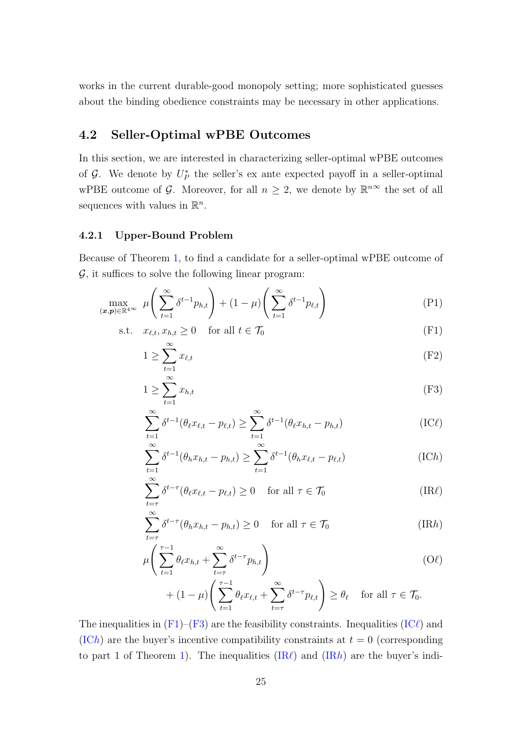works in the current durable-good monopoly setting; more sophisticated guesses about the binding obedience constraints may be necessary in other applications.

### 4.2 Seller-Optimal wPBE Outcomes

In this section, we are interested in characterizing seller-optimal wPBE outcomes of $\mathcal{G}$. We denote by $U_P^*$ the seller's ex ante expected payoff in a seller-optimal wPBE outcome of $\mathcal{G}$. Moreover, for all $n \geq 2$, we denote by $\mathbb{R}^{n\infty}$ the set of all sequences with values in $\mathbb{R}^n$.

#### 4.2.1 Upper-Bound Problem

Because of Theorem 1, to find a candidate for a seller-optimal wPBE outcome of $\mathcal{G}$, it suffices to solve the following linear program:

$$\max_{(\boldsymbol{x},\boldsymbol{p})\in\mathbb{R}^{4\infty}} \; \mu\left(\sum_{t=1}^{\infty}\delta^{t-1}p_{h,t}\right) + (1-\mu)\left(\sum_{t=1}^{\infty}\delta^{t-1}p_{\ell,t}\right) \tag{P1}$$

$$\text{s.t.} \quad x_{\ell,t}, x_{h,t} \geq 0 \quad \text{for all } t \in \mathcal{T}_0 \tag{F1}$$

$$1 \geq \sum_{t=1}^{\infty} x_{\ell,t} \tag{F2}$$

$$1 \geq \sum_{t=1}^{\infty} x_{h,t} \tag{F3}$$

$$\sum_{t=1}^{\infty}\delta^{t-1}(\theta_\ell x_{\ell,t} - p_{\ell,t}) \geq \sum_{t=1}^{\infty}\delta^{t-1}(\theta_\ell x_{h,t} - p_{h,t}) \tag{IC$\ell$}$$

$$\sum_{t=1}^{\infty}\delta^{t-1}(\theta_h x_{h,t} - p_{h,t}) \geq \sum_{t=1}^{\infty}\delta^{t-1}(\theta_h x_{\ell,t} - p_{\ell,t}) \tag{IC$h$}$$

$$\sum_{t=\tau}^{\infty}\delta^{t-\tau}(\theta_\ell x_{\ell,t} - p_{\ell,t}) \geq 0 \quad \text{for all } \tau \in \mathcal{T}_0 \tag{IR$\ell$}$$

$$\sum_{t=\tau}^{\infty}\delta^{t-\tau}(\theta_h x_{h,t} - p_{h,t}) \geq 0 \quad \text{for all } \tau \in \mathcal{T}_0 \tag{IR$h$}$$

$$\mu\left(\sum_{t=1}^{\tau-1}\theta_\ell x_{h,t} + \sum_{t=\tau}^{\infty}\delta^{t-\tau}p_{h,t}\right) + (1-\mu)\left(\sum_{t=1}^{\tau-1}\theta_\ell x_{\ell,t} + \sum_{t=\tau}^{\infty}\delta^{t-\tau}p_{\ell,t}\right) \geq \theta_\ell \quad \text{for all } \tau \in \mathcal{T}_0. \tag{O$\ell$}$$

The inequalities in (F1)–(F3) are the feasibility constraints. Inequalities (IC$\ell$) and (IC$h$) are the buyer's incentive compatibility constraints at $t = 0$ (corresponding to part 1 of Theorem 1). The inequalities (IR$\ell$) and (IR$h$) are the buyer's indi-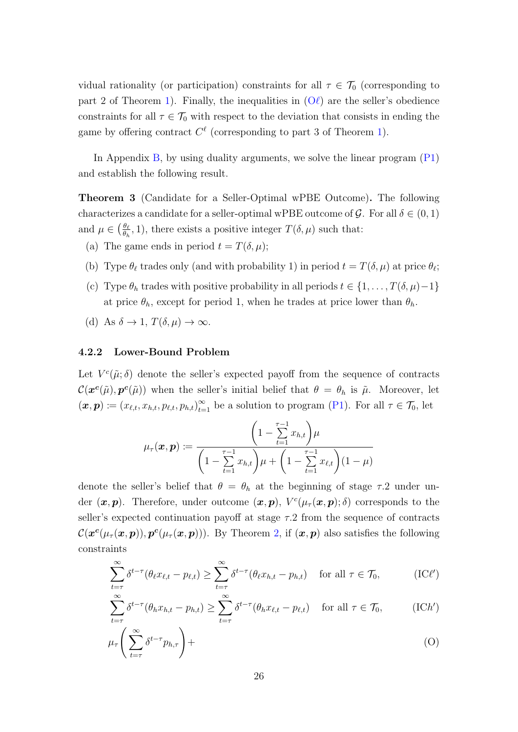vidual rationality (or participation) constraints for all $\tau \in \mathcal{T}_0$ (corresponding to part 2 of Theorem 1). Finally, the inequalities in (O$\ell$) are the seller's obedience constraints for all $\tau \in \mathcal{T}_0$ with respect to the deviation that consists in ending the game by offering contract $C^\ell$ (corresponding to part 3 of Theorem 1).

In Appendix B, by using duality arguments, we solve the linear program (P1) and establish the following result.

**Theorem 3** (Candidate for a Seller-Optimal wPBE Outcome)**.** The following characterizes a candidate for a seller-optimal wPBE outcome of $\mathcal{G}$. For all $\delta \in (0,1)$ and $\mu \in \left(\frac{\theta_\ell}{\theta_h}, 1\right)$, there exists a positive integer $T(\delta, \mu)$ such that:

(a) The game ends in period $t = T(\delta, \mu)$;

(b) Type $\theta_\ell$ trades only (and with probability 1) in period $t = T(\delta, \mu)$ at price $\theta_\ell$;

(c) Type $\theta_h$ trades with positive probability in all periods $t \in \{1, \ldots, T(\delta, \mu) - 1\}$ at price $\theta_h$, except for period 1, when he trades at price lower than $\theta_h$.

(d) As $\delta \to 1$, $T(\delta, \mu) \to \infty$.

### 4.2.2 Lower-Bound Problem

Let $V^c(\tilde{\mu}; \delta)$ denote the seller's expected payoff from the sequence of contracts $\mathcal{C}(\boldsymbol{x^c}(\tilde{\mu}), \boldsymbol{p^c}(\tilde{\mu}))$ when the seller's initial belief that $\theta = \theta_h$ is $\tilde{\mu}$. Moreover, let $(\boldsymbol{x}, \boldsymbol{p}) := (x_{\ell,t}, x_{h,t}, p_{\ell,t}, p_{h,t})_{t=1}^\infty$ be a solution to program (P1). For all $\tau \in \mathcal{T}_0$, let

$$\mu_\tau(\boldsymbol{x}, \boldsymbol{p}) := \frac{\left(1 - \sum_{t=1}^{\tau-1} x_{h,t}\right)\mu}{\left(1 - \sum_{t=1}^{\tau-1} x_{h,t}\right)\mu + \left(1 - \sum_{t=1}^{\tau-1} x_{\ell,t}\right)(1-\mu)}$$

denote the seller's belief that $\theta = \theta_h$ at the beginning of stage $\tau.2$ under under $(\boldsymbol{x}, \boldsymbol{p})$. Therefore, under outcome $(\boldsymbol{x}, \boldsymbol{p})$, $V^c(\mu_\tau(\boldsymbol{x}, \boldsymbol{p}); \delta)$ corresponds to the seller's expected continuation payoff at stage $\tau.2$ from the sequence of contracts $\mathcal{C}(\boldsymbol{x^c}(\mu_\tau(\boldsymbol{x}, \boldsymbol{p})), \boldsymbol{p^c}(\mu_\tau(\boldsymbol{x}, \boldsymbol{p})))$. By Theorem 2, if $(\boldsymbol{x}, \boldsymbol{p})$ also satisfies the following constraints

$$\sum_{t=\tau}^{\infty} \delta^{t-\tau}(\theta_\ell x_{\ell,t} - p_{\ell,t}) \geq \sum_{t=\tau}^{\infty} \delta^{t-\tau}(\theta_\ell x_{h,t} - p_{h,t}) \quad \text{for all } \tau \in \mathcal{T}_0, \tag{IC$\ell'$}$$

$$\sum_{t=\tau}^{\infty} \delta^{t-\tau}(\theta_h x_{h,t} - p_{h,t}) \geq \sum_{t=\tau}^{\infty} \delta^{t-\tau}(\theta_h x_{\ell,t} - p_{\ell,t}) \quad \text{for all } \tau \in \mathcal{T}_0, \tag{IC$h'$}$$

$$\mu_\tau\left(\sum_{t=\tau}^{\infty} \delta^{t-\tau} p_{h,\tau}\right) + \tag{O}$$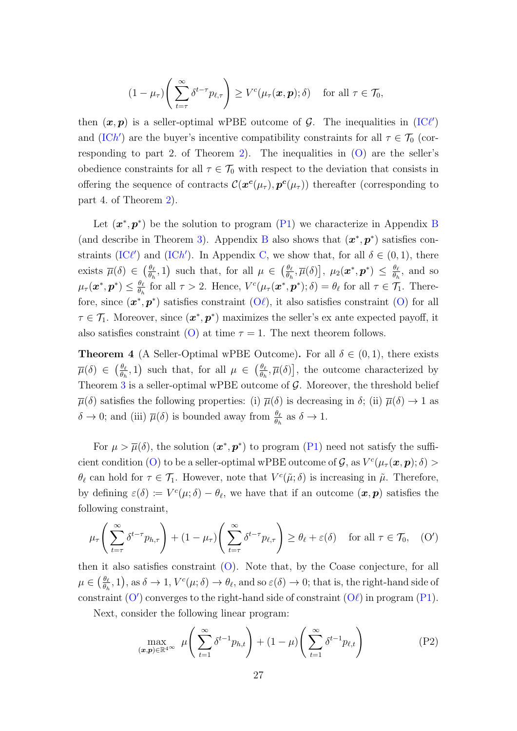$$(1-\mu_\tau)\left(\sum_{t=\tau}^{\infty}\delta^{t-\tau}p_{\ell,\tau}\right) \geq V^c(\mu_\tau(\boldsymbol{x},\boldsymbol{p});\delta) \quad \text{for all } \tau \in \mathcal{T}_0,$$

then $(\boldsymbol{x},\boldsymbol{p})$ is a seller-optimal wPBE outcome of $\mathcal{G}$. The inequalities in (IC$\ell'$) and (IC$h'$) are the buyer's incentive compatibility constraints for all $\tau \in \mathcal{T}_0$ (corresponding to part 2. of Theorem 2). The inequalities in (O) are the seller's obedience constraints for all $\tau \in \mathcal{T}_0$ with respect to the deviation that consists in offering the sequence of contracts $\mathcal{C}(\boldsymbol{x^c}(\mu_\tau), \boldsymbol{p^c}(\mu_\tau))$ thereafter (corresponding to part 4. of Theorem 2).

Let $(\boldsymbol{x}^*,\boldsymbol{p}^*)$ be the solution to program (P1) we characterize in Appendix B (and describe in Theorem 3). Appendix B also shows that $(\boldsymbol{x}^*,\boldsymbol{p}^*)$ satisfies constraints (IC$\ell'$) and (IC$h'$). In Appendix C, we show that, for all $\delta \in (0,1)$, there exists $\overline{\mu}(\delta) \in \left(\frac{\theta_\ell}{\theta_h}, 1\right)$ such that, for all $\mu \in \left(\frac{\theta_\ell}{\theta_h}, \overline{\mu}(\delta)\right]$, $\mu_2(\boldsymbol{x}^*,\boldsymbol{p}^*) \leq \frac{\theta_\ell}{\theta_h}$, and so $\mu_\tau(\boldsymbol{x}^*,\boldsymbol{p}^*) \leq \frac{\theta_\ell}{\theta_h}$ for all $\tau > 2$. Hence, $V^c(\mu_\tau(\boldsymbol{x}^*,\boldsymbol{p}^*);\delta) = \theta_\ell$ for all $\tau \in \mathcal{T}_1$. Therefore, since $(\boldsymbol{x}^*,\boldsymbol{p}^*)$ satisfies constraint (O$\ell$), it also satisfies constraint (O) for all $\tau \in \mathcal{T}_1$. Moreover, since $(\boldsymbol{x}^*,\boldsymbol{p}^*)$ maximizes the seller's ex ante expected payoff, it also satisfies constraint (O) at time $\tau = 1$. The next theorem follows.

**Theorem 4** (A Seller-Optimal wPBE Outcome)**.** For all $\delta \in (0,1)$, there exists $\overline{\mu}(\delta) \in \left(\frac{\theta_\ell}{\theta_h}, 1\right)$ such that, for all $\mu \in \left(\frac{\theta_\ell}{\theta_h}, \overline{\mu}(\delta)\right]$, the outcome characterized by Theorem 3 is a seller-optimal wPBE outcome of $\mathcal{G}$. Moreover, the threshold belief $\overline{\mu}(\delta)$ satisfies the following properties: (i) $\overline{\mu}(\delta)$ is decreasing in $\delta$; (ii) $\overline{\mu}(\delta) \to 1$ as $\delta \to 0$; and (iii) $\overline{\mu}(\delta)$ is bounded away from $\frac{\theta_\ell}{\theta_h}$ as $\delta \to 1$.

For $\mu > \overline{\mu}(\delta)$, the solution $(\boldsymbol{x}^*,\boldsymbol{p}^*)$ to program (P1) need not satisfy the sufficient condition (O) to be a seller-optimal wPBE outcome of $\mathcal{G}$, as $V^c(\mu_\tau(\boldsymbol{x},\boldsymbol{p});\delta) > \theta_\ell$ can hold for $\tau \in \mathcal{T}_1$. However, note that $V^c(\tilde{\mu};\delta)$ is increasing in $\tilde{\mu}$. Therefore, by defining $\varepsilon(\delta) \coloneqq V^c(\mu;\delta) - \theta_\ell$, we have that if an outcome $(\boldsymbol{x},\boldsymbol{p})$ satisfies the following constraint,

$$\mu_\tau\left(\sum_{t=\tau}^{\infty}\delta^{t-\tau}p_{h,\tau}\right) + (1-\mu_\tau)\left(\sum_{t=\tau}^{\infty}\delta^{t-\tau}p_{\ell,\tau}\right) \geq \theta_\ell + \varepsilon(\delta) \quad \text{for all } \tau \in \mathcal{T}_0, \tag{O$'$}$$

then it also satisfies constraint (O). Note that, by the Coase conjecture, for all $\mu \in \left(\frac{\theta_\ell}{\theta_h}, 1\right)$, as $\delta \to 1$, $V^c(\mu;\delta) \to \theta_\ell$, and so $\varepsilon(\delta) \to 0$; that is, the right-hand side of constraint (O$'$) converges to the right-hand side of constraint (O$\ell$) in program (P1).

Next, consider the following linear program:

$$\max_{(\boldsymbol{x},\boldsymbol{p})\in\mathbb{R}^{4\infty}} \ \mu\left(\sum_{t=1}^{\infty}\delta^{t-1}p_{h,t}\right) + (1-\mu)\left(\sum_{t=1}^{\infty}\delta^{t-1}p_{\ell,t}\right) \tag{P2}$$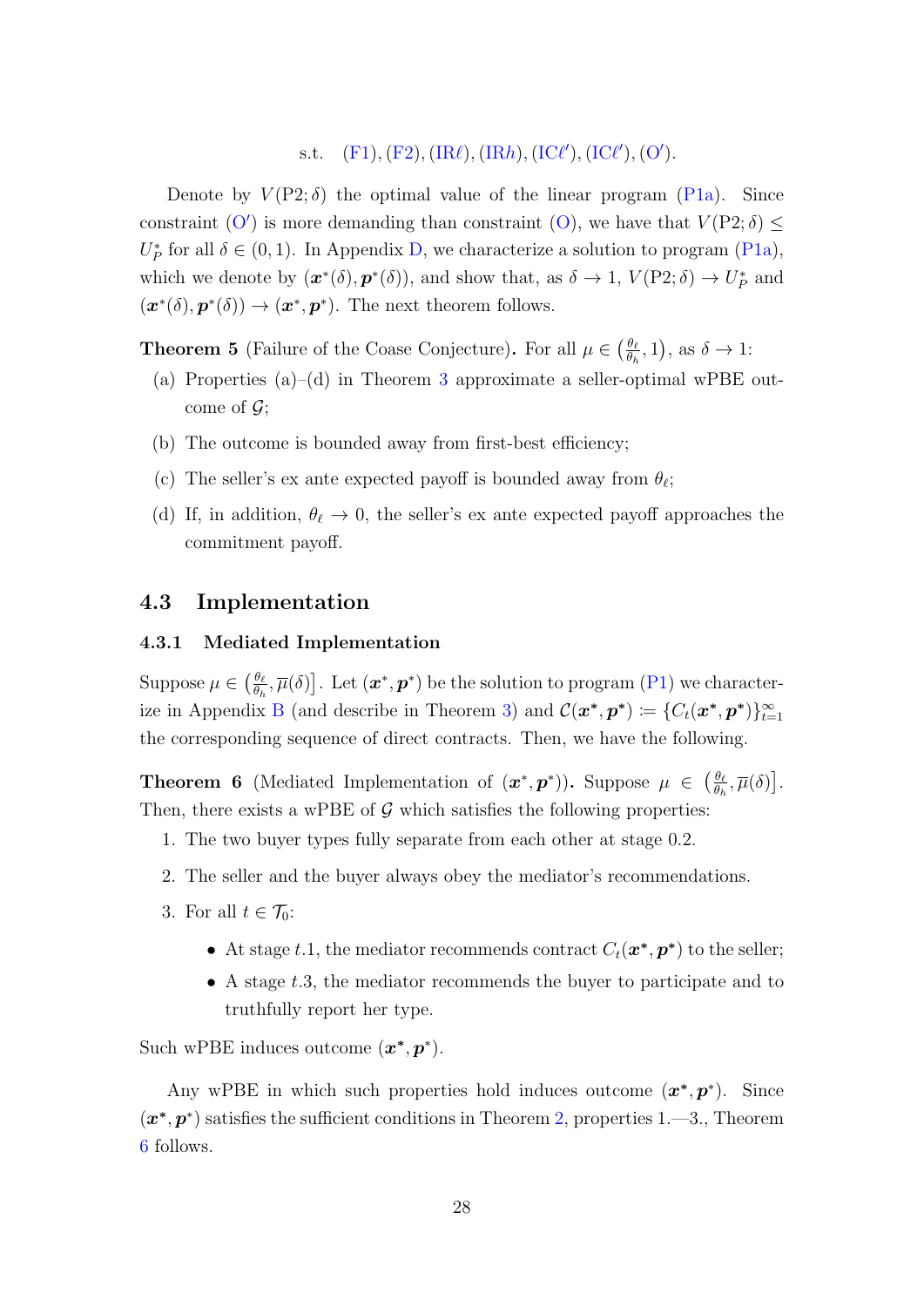s.t. (F1), (F2), (IR$\ell$), (IR$h$), (IC$\ell'$), (IC$\ell'$), (O$'$).

Denote by $V(\text{P2};\delta)$ the optimal value of the linear program (P1a). Since constraint (O$'$) is more demanding than constraint (O), we have that $V(\text{P2};\delta) \leq U_P^*$ for all $\delta \in (0,1)$. In Appendix D, we characterize a solution to program (P1a), which we denote by $(\boldsymbol{x}^*(\delta), \boldsymbol{p}^*(\delta))$, and show that, as $\delta \to 1$, $V(\text{P2};\delta) \to U_P^*$ and $(\boldsymbol{x}^*(\delta), \boldsymbol{p}^*(\delta)) \to (\boldsymbol{x}^*, \boldsymbol{p}^*)$. The next theorem follows.

**Theorem 5** (Failure of the Coase Conjecture)**.** For all $\mu \in \left(\frac{\theta_\ell}{\theta_h}, 1\right)$, as $\delta \to 1$:

(a) Properties (a)–(d) in Theorem 3 approximate a seller-optimal wPBE outcome of $\mathcal{G}$;

(b) The outcome is bounded away from first-best efficiency;

(c) The seller's ex ante expected payoff is bounded away from $\theta_\ell$;

(d) If, in addition, $\theta_\ell \to 0$, the seller's ex ante expected payoff approaches the commitment payoff.

## 4.3 Implementation

### 4.3.1 Mediated Implementation

Suppose $\mu \in \left(\frac{\theta_\ell}{\theta_h}, \overline{\mu}(\delta)\right]$. Let $(\boldsymbol{x}^*, \boldsymbol{p}^*)$ be the solution to program (P1) we characterize in Appendix B (and describe in Theorem 3) and $\mathcal{C}(\boldsymbol{x}^*, \boldsymbol{p}^*) := \{C_t(\boldsymbol{x}^*, \boldsymbol{p}^*)\}_{t=1}^{\infty}$ the corresponding sequence of direct contracts. Then, we have the following.

**Theorem 6** (Mediated Implementation of $(\boldsymbol{x}^*, \boldsymbol{p}^*)$)**.** Suppose $\mu \in \left(\frac{\theta_\ell}{\theta_h}, \overline{\mu}(\delta)\right]$. Then, there exists a wPBE of $\mathcal{G}$ which satisfies the following properties:

1. The two buyer types fully separate from each other at stage 0.2.
2. The seller and the buyer always obey the mediator's recommendations.
3. For all $t \in \mathcal{T}_0$:
   - At stage $t.1$, the mediator recommends contract $C_t(\boldsymbol{x}^*, \boldsymbol{p}^*)$ to the seller;
   - A stage $t.3$, the mediator recommends the buyer to participate and to truthfully report her type.

Such wPBE induces outcome $(\boldsymbol{x}^*, \boldsymbol{p}^*)$.

Any wPBE in which such properties hold induces outcome $(\boldsymbol{x}^*, \boldsymbol{p}^*)$. Since $(\boldsymbol{x}^*, \boldsymbol{p}^*)$ satisfies the sufficient conditions in Theorem 2, properties 1.—3., Theorem 6 follows.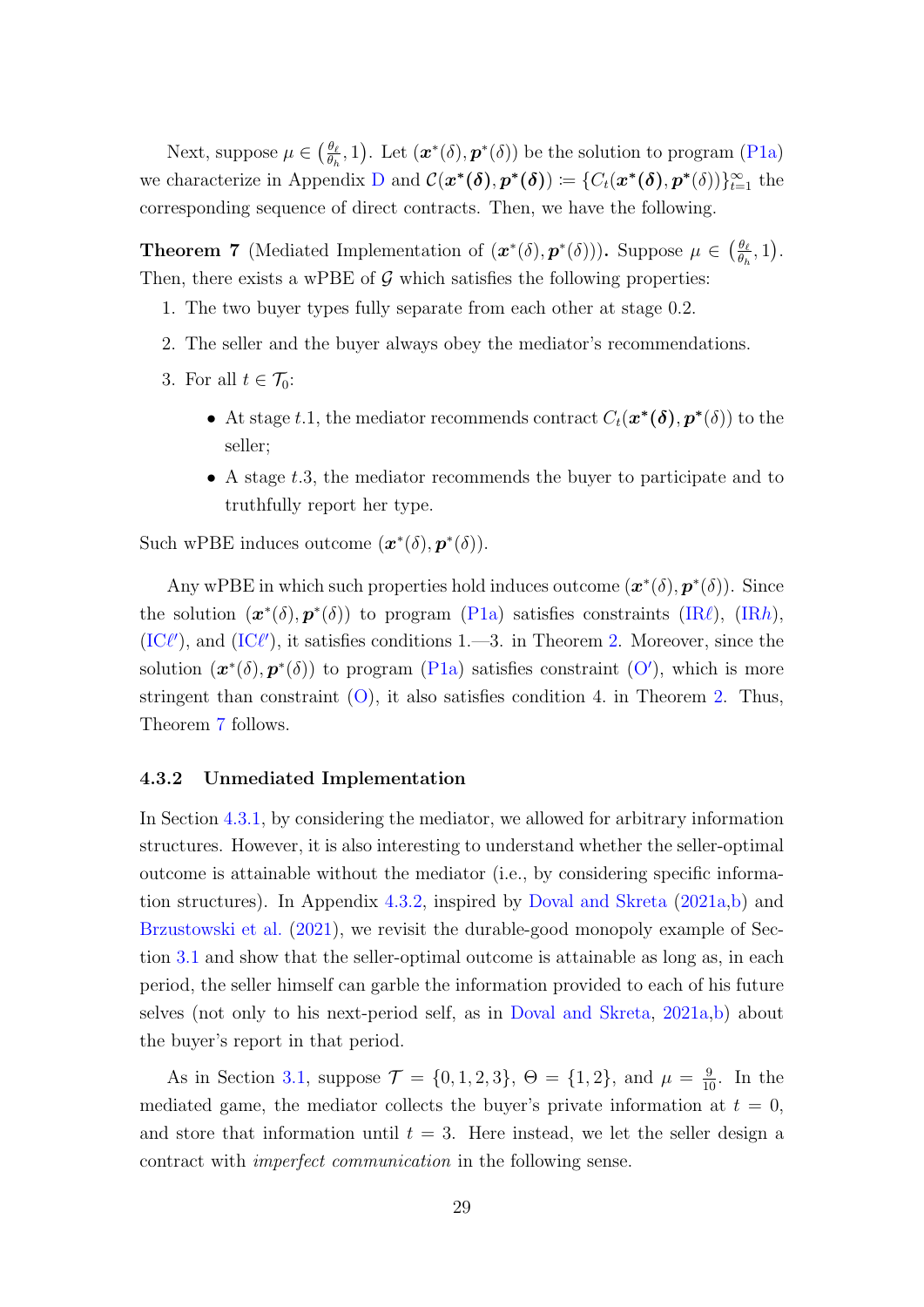Next, suppose $\mu \in \left(\frac{\theta_\ell}{\theta_h}, 1\right)$. Let $(\boldsymbol{x}^*(\delta), \boldsymbol{p}^*(\delta))$ be the solution to program (P1a) we characterize in Appendix D and $\mathcal{C}(\boldsymbol{x}^*(\boldsymbol{\delta}), \boldsymbol{p}^*(\boldsymbol{\delta})) := \{C_t(\boldsymbol{x}^*(\boldsymbol{\delta}), \boldsymbol{p}^*(\delta))\}_{t=1}^{\infty}$ the corresponding sequence of direct contracts. Then, we have the following.

**Theorem 7** (Mediated Implementation of $(\boldsymbol{x}^*(\delta), \boldsymbol{p}^*(\delta))$)**.** Suppose $\mu \in \left(\frac{\theta_\ell}{\theta_h}, 1\right)$. Then, there exists a wPBE of $\mathcal{G}$ which satisfies the following properties:

1. The two buyer types fully separate from each other at stage 0.2.
2. The seller and the buyer always obey the mediator's recommendations.
3. For all $t \in \mathcal{T}_0$:
   - At stage $t.1$, the mediator recommends contract $C_t(\boldsymbol{x}^*(\boldsymbol{\delta}), \boldsymbol{p}^*(\delta))$ to the seller;
   - A stage $t.3$, the mediator recommends the buyer to participate and to truthfully report her type.

Such wPBE induces outcome $(\boldsymbol{x}^*(\delta), \boldsymbol{p}^*(\delta))$.

Any wPBE in which such properties hold induces outcome $(\boldsymbol{x}^*(\delta), \boldsymbol{p}^*(\delta))$. Since the solution $(\boldsymbol{x}^*(\delta), \boldsymbol{p}^*(\delta))$ to program (P1a) satisfies constraints (IR$\ell$), (IR$h$), (IC$\ell'$), and (IC$\ell'$), it satisfies conditions 1.—3. in Theorem 2. Moreover, since the solution $(\boldsymbol{x}^*(\delta), \boldsymbol{p}^*(\delta))$ to program (P1a) satisfies constraint (O$'$), which is more stringent than constraint (O), it also satisfies condition 4. in Theorem 2. Thus, Theorem 7 follows.

### 4.3.2 Unmediated Implementation

In Section 4.3.1, by considering the mediator, we allowed for arbitrary information structures. However, it is also interesting to understand whether the seller-optimal outcome is attainable without the mediator (i.e., by considering specific information structures). In Appendix 4.3.2, inspired by Doval and Skreta (2021a,b) and Brzustowski et al. (2021), we revisit the durable-good monopoly example of Section 3.1 and show that the seller-optimal outcome is attainable as long as, in each period, the seller himself can garble the information provided to each of his future selves (not only to his next-period self, as in Doval and Skreta, 2021a,b) about the buyer's report in that period.

As in Section 3.1, suppose $\mathcal{T} = \{0, 1, 2, 3\}$, $\Theta = \{1, 2\}$, and $\mu = \frac{9}{10}$. In the mediated game, the mediator collects the buyer's private information at $t = 0$, and store that information until $t = 3$. Here instead, we let the seller design a contract with *imperfect communication* in the following sense.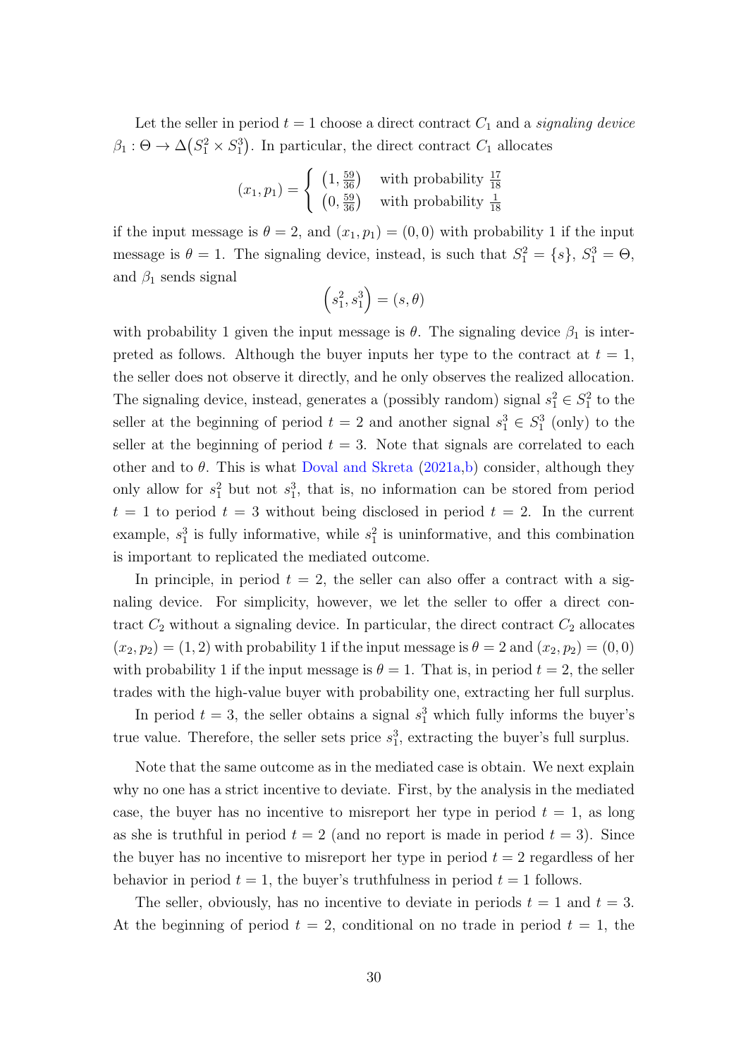Let the seller in period $t = 1$ choose a direct contract $C_1$ and a *signaling device* $\beta_1 : \Theta \to \Delta\big(S_1^2 \times S_1^3\big)$. In particular, the direct contract $C_1$ allocates

$$
(x_1, p_1) = \begin{cases} \big(1, \frac{59}{36}\big) & \text{with probability } \frac{17}{18} \\ \big(0, \frac{59}{36}\big) & \text{with probability } \frac{1}{18} \end{cases}
$$

if the input message is $\theta = 2$, and $(x_1, p_1) = (0, 0)$ with probability 1 if the input message is $\theta = 1$. The signaling device, instead, is such that $S_1^2 = \{s\}$, $S_1^3 = \Theta$, and $\beta_1$ sends signal

$$
\left(s_1^2, s_1^3\right) = (s, \theta)
$$

with probability 1 given the input message is $\theta$. The signaling device $\beta_1$ is interpreted as follows. Although the buyer inputs her type to the contract at $t = 1$, the seller does not observe it directly, and he only observes the realized allocation. The signaling device, instead, generates a (possibly random) signal $s_1^2 \in S_1^2$ to the seller at the beginning of period $t = 2$ and another signal $s_1^3 \in S_1^3$ (only) to the seller at the beginning of period $t = 3$. Note that signals are correlated to each other and to $\theta$. This is what Doval and Skreta (2021a,b) consider, although they only allow for $s_1^2$ but not $s_1^3$, that is, no information can be stored from period $t = 1$ to period $t = 3$ without being disclosed in period $t = 2$. In the current example, $s_1^3$ is fully informative, while $s_1^2$ is uninformative, and this combination is important to replicated the mediated outcome.

In principle, in period $t = 2$, the seller can also offer a contract with a signaling device. For simplicity, however, we let the seller to offer a direct contract $C_2$ without a signaling device. In particular, the direct contract $C_2$ allocates $(x_2, p_2) = (1, 2)$ with probability 1 if the input message is $\theta = 2$ and $(x_2, p_2) = (0, 0)$ with probability 1 if the input message is $\theta = 1$. That is, in period $t = 2$, the seller trades with the high-value buyer with probability one, extracting her full surplus.

In period $t = 3$, the seller obtains a signal $s_1^3$ which fully informs the buyer's true value. Therefore, the seller sets price $s_1^3$, extracting the buyer's full surplus.

Note that the same outcome as in the mediated case is obtain. We next explain why no one has a strict incentive to deviate. First, by the analysis in the mediated case, the buyer has no incentive to misreport her type in period $t = 1$, as long as she is truthful in period $t = 2$ (and no report is made in period $t = 3$). Since the buyer has no incentive to misreport her type in period $t = 2$ regardless of her behavior in period $t = 1$, the buyer's truthfulness in period $t = 1$ follows.

The seller, obviously, has no incentive to deviate in periods $t = 1$ and $t = 3$. At the beginning of period $t = 2$, conditional on no trade in period $t = 1$, the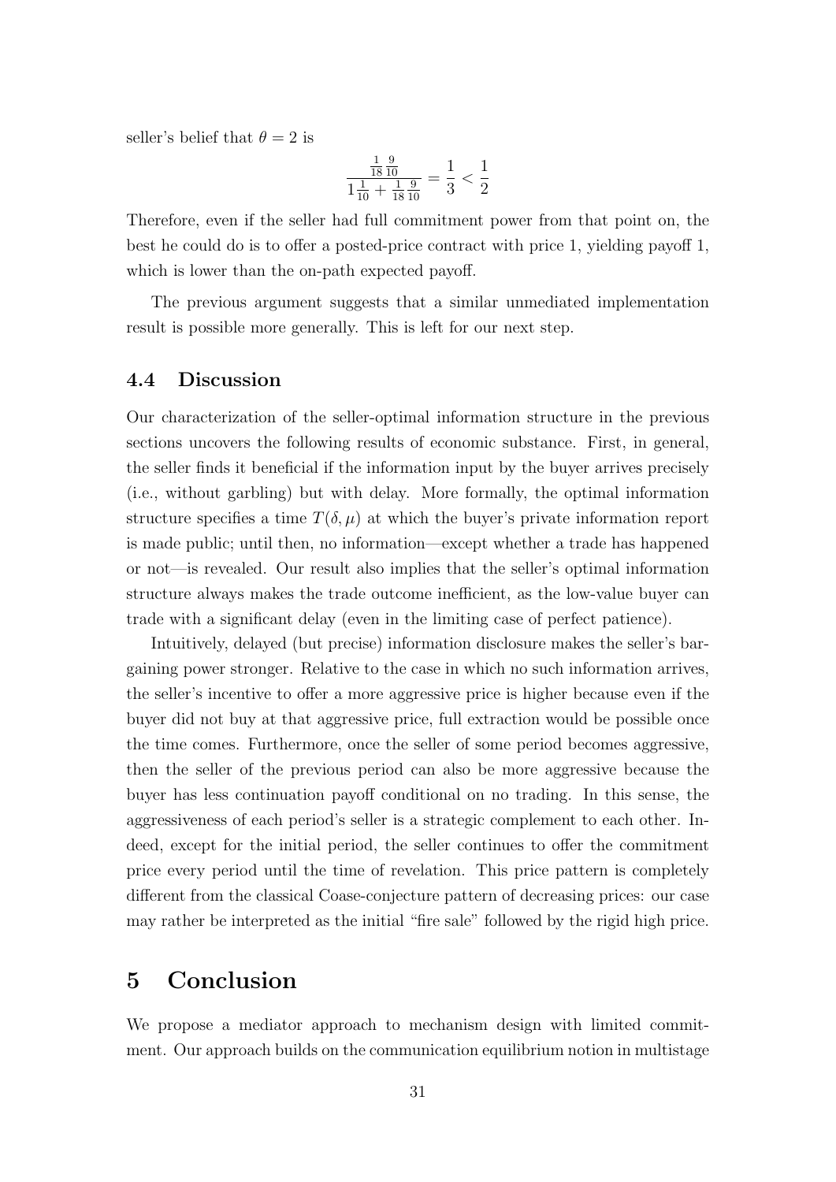seller's belief that $\theta = 2$ is

$$\frac{\frac{1}{18}\frac{9}{10}}{1\frac{1}{10} + \frac{1}{18}\frac{9}{10}} = \frac{1}{3} < \frac{1}{2}$$

Therefore, even if the seller had full commitment power from that point on, the best he could do is to offer a posted-price contract with price 1, yielding payoff 1, which is lower than the on-path expected payoff.

The previous argument suggests that a similar unmediated implementation result is possible more generally. This is left for our next step.

### 4.4 Discussion

Our characterization of the seller-optimal information structure in the previous sections uncovers the following results of economic substance. First, in general, the seller finds it beneficial if the information input by the buyer arrives precisely (i.e., without garbling) but with delay. More formally, the optimal information structure specifies a time $T(\delta, \mu)$ at which the buyer's private information report is made public; until then, no information—except whether a trade has happened or not—is revealed. Our result also implies that the seller's optimal information structure always makes the trade outcome inefficient, as the low-value buyer can trade with a significant delay (even in the limiting case of perfect patience).

Intuitively, delayed (but precise) information disclosure makes the seller's bargaining power stronger. Relative to the case in which no such information arrives, the seller's incentive to offer a more aggressive price is higher because even if the buyer did not buy at that aggressive price, full extraction would be possible once the time comes. Furthermore, once the seller of some period becomes aggressive, then the seller of the previous period can also be more aggressive because the buyer has less continuation payoff conditional on no trading. In this sense, the aggressiveness of each period's seller is a strategic complement to each other. Indeed, except for the initial period, the seller continues to offer the commitment price every period until the time of revelation. This price pattern is completely different from the classical Coase-conjecture pattern of decreasing prices: our case may rather be interpreted as the initial "fire sale" followed by the rigid high price.

## 5 Conclusion

We propose a mediator approach to mechanism design with limited commitment. Our approach builds on the communication equilibrium notion in multistage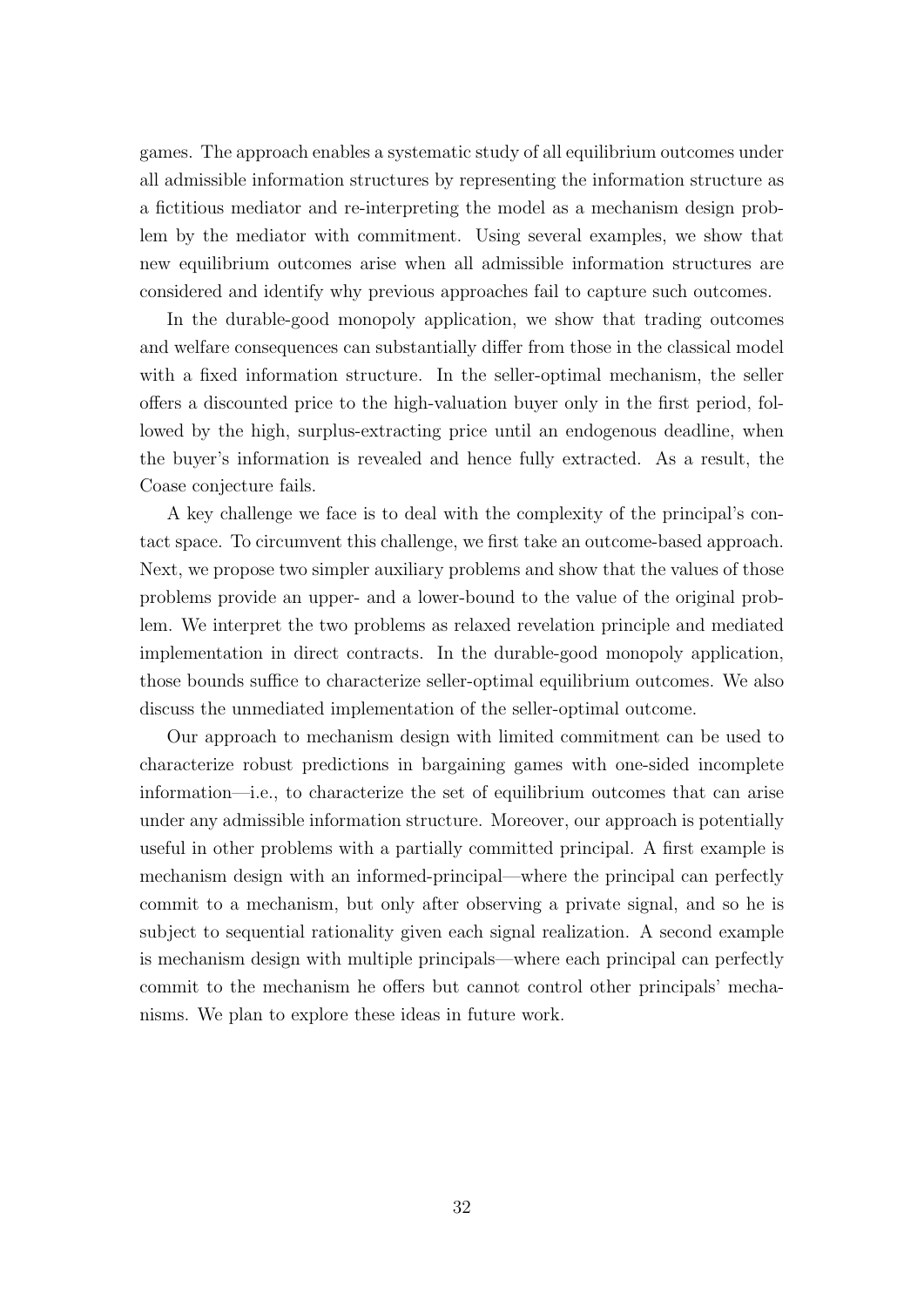games. The approach enables a systematic study of all equilibrium outcomes under all admissible information structures by representing the information structure as a fictitious mediator and re-interpreting the model as a mechanism design problem by the mediator with commitment. Using several examples, we show that new equilibrium outcomes arise when all admissible information structures are considered and identify why previous approaches fail to capture such outcomes.

In the durable-good monopoly application, we show that trading outcomes and welfare consequences can substantially differ from those in the classical model with a fixed information structure. In the seller-optimal mechanism, the seller offers a discounted price to the high-valuation buyer only in the first period, followed by the high, surplus-extracting price until an endogenous deadline, when the buyer's information is revealed and hence fully extracted. As a result, the Coase conjecture fails.

A key challenge we face is to deal with the complexity of the principal's contact space. To circumvent this challenge, we first take an outcome-based approach. Next, we propose two simpler auxiliary problems and show that the values of those problems provide an upper- and a lower-bound to the value of the original problem. We interpret the two problems as relaxed revelation principle and mediated implementation in direct contracts. In the durable-good monopoly application, those bounds suffice to characterize seller-optimal equilibrium outcomes. We also discuss the unmediated implementation of the seller-optimal outcome.

Our approach to mechanism design with limited commitment can be used to characterize robust predictions in bargaining games with one-sided incomplete information—i.e., to characterize the set of equilibrium outcomes that can arise under any admissible information structure. Moreover, our approach is potentially useful in other problems with a partially committed principal. A first example is mechanism design with an informed-principal—where the principal can perfectly commit to a mechanism, but only after observing a private signal, and so he is subject to sequential rationality given each signal realization. A second example is mechanism design with multiple principals—where each principal can perfectly commit to the mechanism he offers but cannot control other principals' mechanisms. We plan to explore these ideas in future work.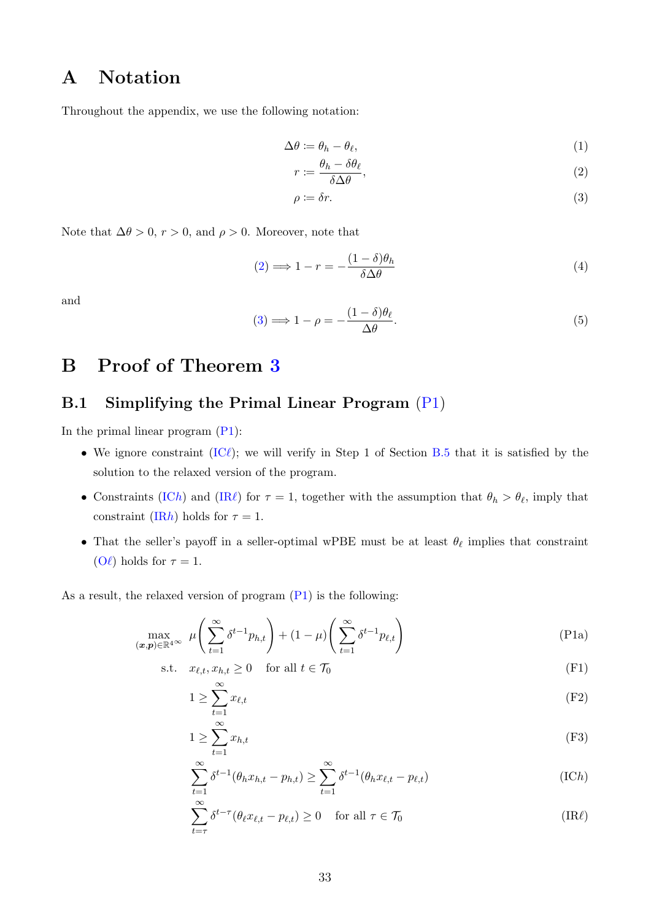# A Notation

Throughout the appendix, we use the following notation:

$$\Delta\theta := \theta_h - \theta_\ell, \tag{1}$$

$$r := \frac{\theta_h - \delta\theta_\ell}{\delta\Delta\theta}, \tag{2}$$

$$\rho := \delta r. \tag{3}$$

Note that $\Delta\theta > 0$, $r > 0$, and $\rho > 0$. Moreover, note that

$$(2) \implies 1 - r = -\frac{(1-\delta)\theta_h}{\delta\Delta\theta} \tag{4}$$

and

$$(3) \implies 1 - \rho = -\frac{(1-\delta)\theta_\ell}{\Delta\theta}. \tag{5}$$

# B Proof of Theorem 3

## B.1 Simplifying the Primal Linear Program (P1)

In the primal linear program (P1):

- We ignore constraint (IC$\ell$); we will verify in Step 1 of Section B.5 that it is satisfied by the solution to the relaxed version of the program.
- Constraints (IC$h$) and (IR$\ell$) for $\tau = 1$, together with the assumption that $\theta_h > \theta_\ell$, imply that constraint (IR$h$) holds for $\tau = 1$.
- That the seller's payoff in a seller-optimal wPBE must be at least $\theta_\ell$ implies that constraint (O$\ell$) holds for $\tau = 1$.

As a result, the relaxed version of program (P1) is the following:

$$\max_{(\boldsymbol{x},\boldsymbol{p})\in\mathbb{R}^{4\infty}} \ \mu\left(\sum_{t=1}^{\infty}\delta^{t-1}p_{h,t}\right) + (1-\mu)\left(\sum_{t=1}^{\infty}\delta^{t-1}p_{\ell,t}\right) \tag{P1a}$$

$$\text{s.t.} \quad x_{\ell,t}, x_{h,t} \geq 0 \quad \text{for all } t \in \mathcal{T}_0 \tag{F1}$$

$$1 \geq \sum_{t=1}^{\infty} x_{\ell,t} \tag{F2}$$

$$1 \geq \sum_{t=1}^{\infty} x_{h,t} \tag{F3}$$

$$\sum_{t=1}^{\infty}\delta^{t-1}(\theta_h x_{h,t} - p_{h,t}) \geq \sum_{t=1}^{\infty}\delta^{t-1}(\theta_h x_{\ell,t} - p_{\ell,t}) \tag{IC$h$}$$

$$\sum_{t=\tau}^{\infty}\delta^{t-\tau}(\theta_\ell x_{\ell,t} - p_{\ell,t}) \geq 0 \quad \text{for all } \tau \in \mathcal{T}_0 \tag{IR$\ell$}$$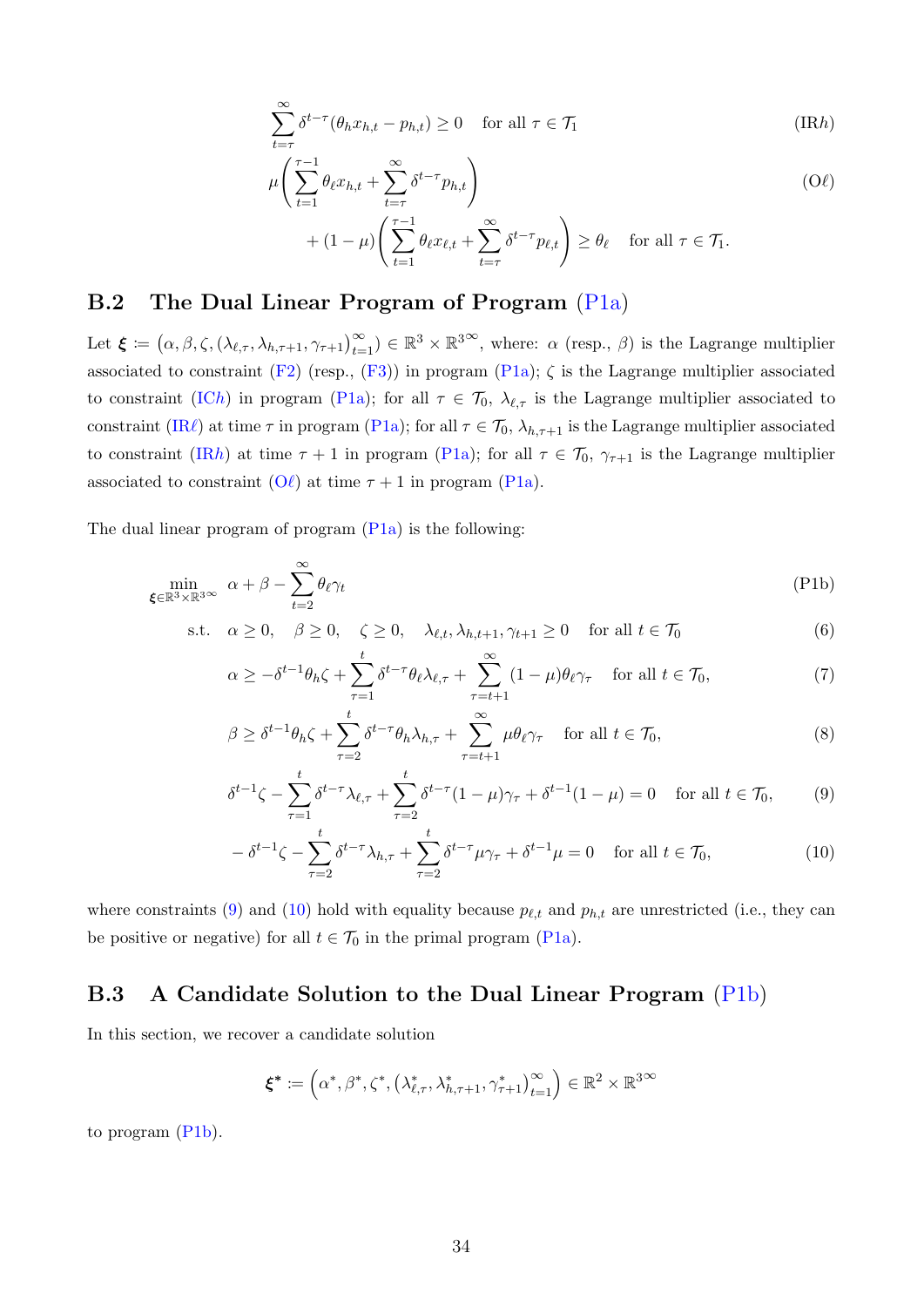$$
\sum_{t=\tau}^{\infty} \delta^{t-\tau}(\theta_h x_{h,t} - p_{h,t}) \geq 0 \quad \text{for all } \tau \in \mathcal{T}_1 \tag{IR$h$}
$$

$$
\mu\left(\sum_{t=1}^{\tau-1} \theta_\ell x_{h,t} + \sum_{t=\tau}^{\infty} \delta^{t-\tau} p_{h,t}\right) \tag{O$\ell$}
$$

$$
+ (1-\mu)\left(\sum_{t=1}^{\tau-1} \theta_\ell x_{\ell,t} + \sum_{t=\tau}^{\infty} \delta^{t-\tau} p_{\ell,t}\right) \geq \theta_\ell \quad \text{for all } \tau \in \mathcal{T}_1.
$$

## B.2 The Dual Linear Program of Program (P1a)

Let $\boldsymbol{\xi} \coloneqq \left(\alpha, \beta, \zeta, (\lambda_{\ell,\tau}, \lambda_{h,\tau+1}, \gamma_{\tau+1})_{t=1}^{\infty}\right) \in \mathbb{R}^3 \times \mathbb{R}^{3\infty}$, where: $\alpha$ (resp., $\beta$) is the Lagrange multiplier associated to constraint (F2) (resp., (F3)) in program (P1a); $\zeta$ is the Lagrange multiplier associated to constraint (IC$h$) in program (P1a); for all $\tau \in \mathcal{T}_0$, $\lambda_{\ell,\tau}$ is the Lagrange multiplier associated to constraint (IR$\ell$) at time $\tau$ in program (P1a); for all $\tau \in \mathcal{T}_0$, $\lambda_{h,\tau+1}$ is the Lagrange multiplier associated to constraint (IR$h$) at time $\tau+1$ in program (P1a); for all $\tau \in \mathcal{T}_0$, $\gamma_{\tau+1}$ is the Lagrange multiplier associated to constraint (O$\ell$) at time $\tau+1$ in program (P1a).

The dual linear program of program (P1a) is the following:

$$
\min_{\boldsymbol{\xi} \in \mathbb{R}^3 \times \mathbb{R}^{3\infty}} \; \alpha + \beta - \sum_{t=2}^{\infty} \theta_\ell \gamma_t \tag{P1b}
$$

$$
\text{s.t.} \quad \alpha \geq 0, \quad \beta \geq 0, \quad \zeta \geq 0, \quad \lambda_{\ell,t}, \lambda_{h,t+1}, \gamma_{t+1} \geq 0 \quad \text{for all } t \in \mathcal{T}_0 \tag{6}
$$

$$
\alpha \geq -\delta^{t-1}\theta_h \zeta + \sum_{\tau=1}^{t} \delta^{t-\tau}\theta_\ell \lambda_{\ell,\tau} + \sum_{\tau=t+1}^{\infty} (1-\mu)\theta_\ell \gamma_\tau \quad \text{for all } t \in \mathcal{T}_0, \tag{7}
$$

$$
\beta \geq \delta^{t-1}\theta_h \zeta + \sum_{\tau=2}^{t} \delta^{t-\tau}\theta_h \lambda_{h,\tau} + \sum_{\tau=t+1}^{\infty} \mu\theta_\ell \gamma_\tau \quad \text{for all } t \in \mathcal{T}_0, \tag{8}
$$

$$
\delta^{t-1}\zeta - \sum_{\tau=1}^{t} \delta^{t-\tau}\lambda_{\ell,\tau} + \sum_{\tau=2}^{t} \delta^{t-\tau}(1-\mu)\gamma_\tau + \delta^{t-1}(1-\mu) = 0 \quad \text{for all } t \in \mathcal{T}_0, \tag{9}
$$

$$
-\delta^{t-1}\zeta - \sum_{\tau=2}^{t} \delta^{t-\tau}\lambda_{h,\tau} + \sum_{\tau=2}^{t} \delta^{t-\tau}\mu\gamma_\tau + \delta^{t-1}\mu = 0 \quad \text{for all } t \in \mathcal{T}_0, \tag{10}
$$

where constraints (9) and (10) hold with equality because $p_{\ell,t}$ and $p_{h,t}$ are unrestricted (i.e., they can be positive or negative) for all $t \in \mathcal{T}_0$ in the primal program (P1a).

## B.3 A Candidate Solution to the Dual Linear Program (P1b)

In this section, we recover a candidate solution

$$
\boldsymbol{\xi}^* \coloneqq \left(\alpha^*, \beta^*, \zeta^*, \left(\lambda^*_{\ell,\tau}, \lambda^*_{h,\tau+1}, \gamma^*_{\tau+1}\right)_{t=1}^{\infty}\right) \in \mathbb{R}^2 \times \mathbb{R}^{3\infty}
$$

to program (P1b).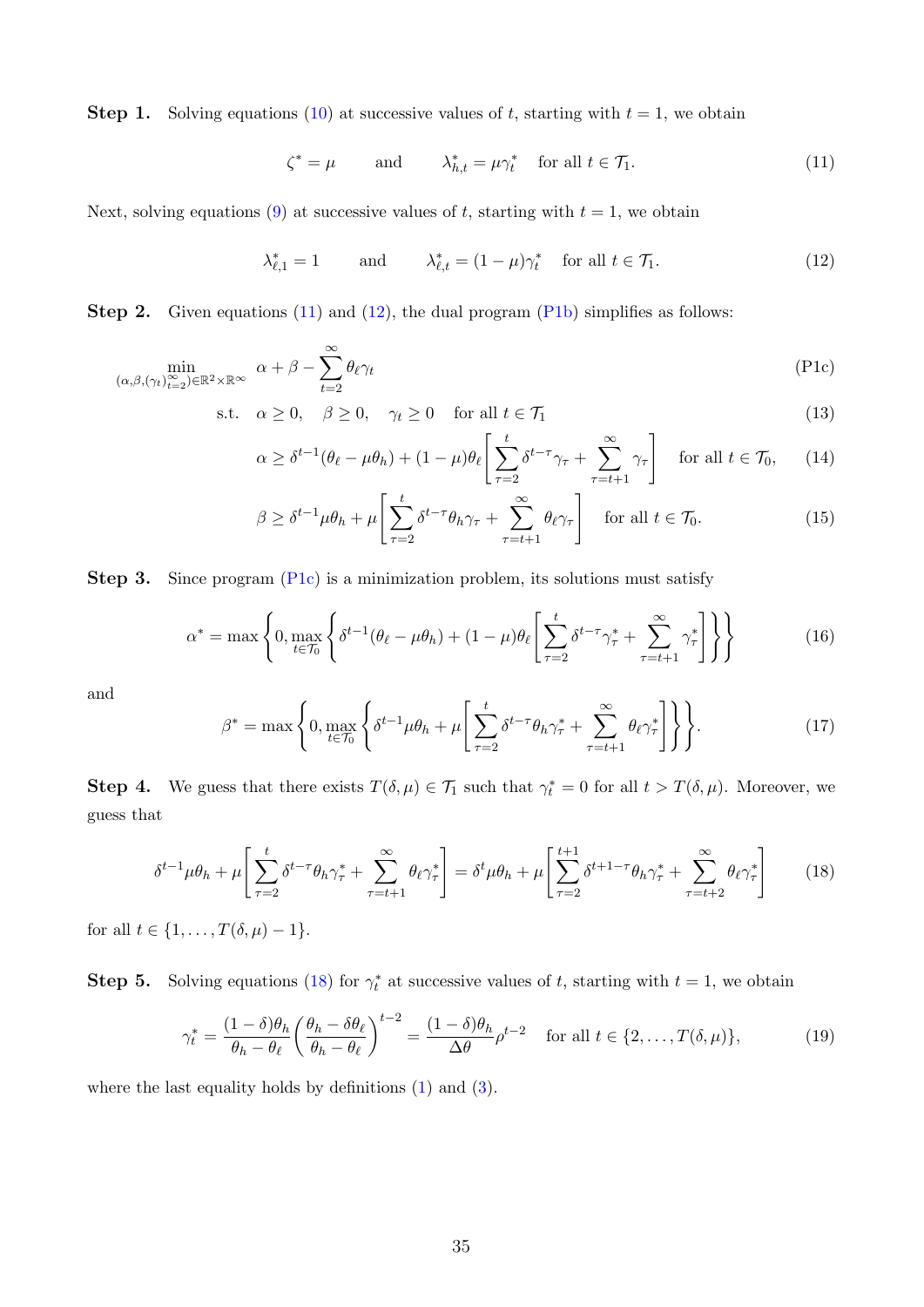**Step 1.** Solving equations (10) at successive values of $t$, starting with $t = 1$, we obtain

$$\zeta^* = \mu \qquad \text{and} \qquad \lambda^*_{h,t} = \mu\gamma^*_t \quad \text{for all } t \in \mathcal{T}_1. \tag{11}$$

Next, solving equations (9) at successive values of $t$, starting with $t = 1$, we obtain

$$\lambda^*_{\ell,1} = 1 \qquad \text{and} \qquad \lambda^*_{\ell,t} = (1-\mu)\gamma^*_t \quad \text{for all } t \in \mathcal{T}_1. \tag{12}$$

**Step 2.** Given equations (11) and (12), the dual program (P1b) simplifies as follows:

$$\min_{(\alpha,\beta,(\gamma_t)_{t=2}^{\infty})\in\mathbb{R}^2\times\mathbb{R}^\infty} \quad \alpha + \beta - \sum_{t=2}^{\infty} \theta_\ell \gamma_t \tag{P1c}$$

$$\text{s.t.} \quad \alpha \geq 0, \quad \beta \geq 0, \quad \gamma_t \geq 0 \quad \text{for all } t \in \mathcal{T}_1 \tag{13}$$

$$\alpha \geq \delta^{t-1}(\theta_\ell - \mu\theta_h) + (1-\mu)\theta_\ell \left[ \sum_{\tau=2}^{t} \delta^{t-\tau}\gamma_\tau + \sum_{\tau=t+1}^{\infty} \gamma_\tau \right] \quad \text{for all } t \in \mathcal{T}_0, \tag{14}$$

$$\beta \geq \delta^{t-1}\mu\theta_h + \mu \left[ \sum_{\tau=2}^{t} \delta^{t-\tau}\theta_h\gamma_\tau + \sum_{\tau=t+1}^{\infty} \theta_\ell\gamma_\tau \right] \quad \text{for all } t \in \mathcal{T}_0. \tag{15}$$

**Step 3.** Since program (P1c) is a minimization problem, its solutions must satisfy

$$\alpha^* = \max\left\{0, \max_{t\in\mathcal{T}_0} \left\{ \delta^{t-1}(\theta_\ell - \mu\theta_h) + (1-\mu)\theta_\ell \left[ \sum_{\tau=2}^{t} \delta^{t-\tau}\gamma^*_\tau + \sum_{\tau=t+1}^{\infty} \gamma^*_\tau \right] \right\} \right\} \tag{16}$$

and

$$\beta^* = \max\left\{0, \max_{t\in\mathcal{T}_0} \left\{ \delta^{t-1}\mu\theta_h + \mu \left[ \sum_{\tau=2}^{t} \delta^{t-\tau}\theta_h\gamma^*_\tau + \sum_{\tau=t+1}^{\infty} \theta_\ell\gamma^*_\tau \right] \right\} \right\}. \tag{17}$$

**Step 4.** We guess that there exists $T(\delta,\mu) \in \mathcal{T}_1$ such that $\gamma^*_t = 0$ for all $t > T(\delta,\mu)$. Moreover, we guess that

$$\delta^{t-1}\mu\theta_h + \mu \left[ \sum_{\tau=2}^{t} \delta^{t-\tau}\theta_h\gamma^*_\tau + \sum_{\tau=t+1}^{\infty} \theta_\ell\gamma^*_\tau \right] = \delta^{t}\mu\theta_h + \mu \left[ \sum_{\tau=2}^{t+1} \delta^{t+1-\tau}\theta_h\gamma^*_\tau + \sum_{\tau=t+2}^{\infty} \theta_\ell\gamma^*_\tau \right] \tag{18}$$

for all $t \in \{1, \ldots, T(\delta,\mu) - 1\}$.

**Step 5.** Solving equations (18) for $\gamma^*_t$ at successive values of $t$, starting with $t = 1$, we obtain

$$\gamma^*_t = \frac{(1-\delta)\theta_h}{\theta_h - \theta_\ell} \left( \frac{\theta_h - \delta\theta_\ell}{\theta_h - \theta_\ell} \right)^{t-2} = \frac{(1-\delta)\theta_h}{\Delta\theta} \rho^{t-2} \quad \text{for all } t \in \{2, \ldots, T(\delta,\mu)\}, \tag{19}$$

where the last equality holds by definitions (1) and (3).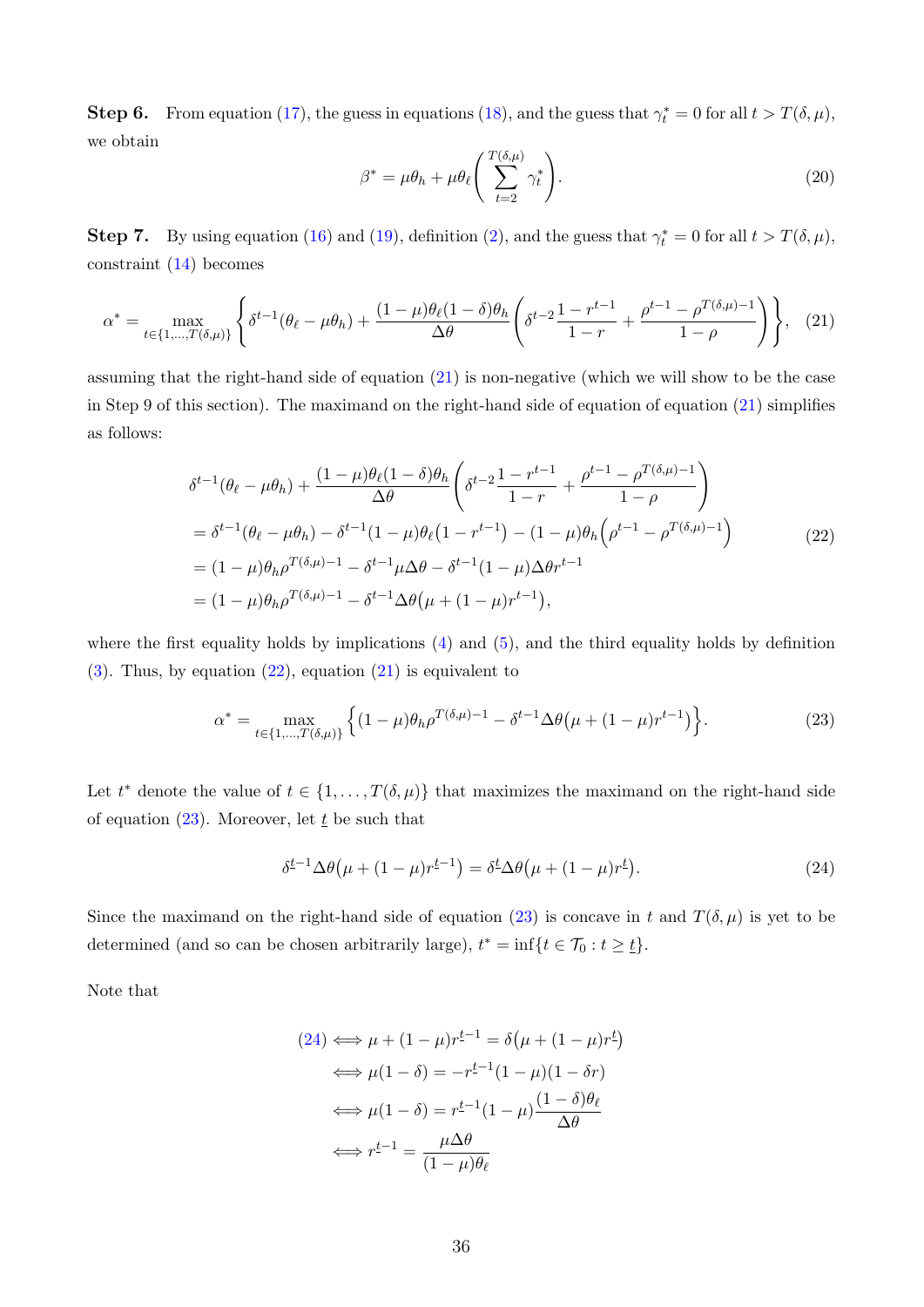**Step 6.** From equation (17), the guess in equations (18), and the guess that $\gamma_t^* = 0$ for all $t > T(\delta,\mu)$, we obtain

$$\beta^* = \mu\theta_h + \mu\theta_\ell \left( \sum_{t=2}^{T(\delta,\mu)} \gamma_t^* \right). \tag{20}$$

**Step 7.** By using equation (16) and (19), definition (2), and the guess that $\gamma_t^* = 0$ for all $t > T(\delta,\mu)$, constraint (14) becomes

$$\alpha^* = \max_{t \in \{1,\ldots,T(\delta,\mu)\}} \left\{ \delta^{t-1}(\theta_\ell - \mu\theta_h) + \frac{(1-\mu)\theta_\ell(1-\delta)\theta_h}{\Delta\theta} \left( \delta^{t-2}\frac{1-r^{t-1}}{1-r} + \frac{\rho^{t-1} - \rho^{T(\delta,\mu)-1}}{1-\rho} \right) \right\}, \tag{21}$$

assuming that the right-hand side of equation (21) is non-negative (which we will show to be the case in Step 9 of this section). The maximand on the right-hand side of equation of equation (21) simplifies as follows:

$$\begin{aligned}
&\delta^{t-1}(\theta_\ell - \mu\theta_h) + \frac{(1-\mu)\theta_\ell(1-\delta)\theta_h}{\Delta\theta} \left( \delta^{t-2}\frac{1-r^{t-1}}{1-r} + \frac{\rho^{t-1} - \rho^{T(\delta,\mu)-1}}{1-\rho} \right) \\
&= \delta^{t-1}(\theta_\ell - \mu\theta_h) - \delta^{t-1}(1-\mu)\theta_\ell\big(1 - r^{t-1}\big) - (1-\mu)\theta_h\Big(\rho^{t-1} - \rho^{T(\delta,\mu)-1}\Big) \\
&= (1-\mu)\theta_h\rho^{T(\delta,\mu)-1} - \delta^{t-1}\mu\Delta\theta - \delta^{t-1}(1-\mu)\Delta\theta r^{t-1} \\
&= (1-\mu)\theta_h\rho^{T(\delta,\mu)-1} - \delta^{t-1}\Delta\theta\big(\mu + (1-\mu)r^{t-1}\big),
\end{aligned} \tag{22}$$

where the first equality holds by implications (4) and (5), and the third equality holds by definition (3). Thus, by equation (22), equation (21) is equivalent to

$$\alpha^* = \max_{t \in \{1,\ldots,T(\delta,\mu)\}} \Big\{ (1-\mu)\theta_h\rho^{T(\delta,\mu)-1} - \delta^{t-1}\Delta\theta\big(\mu + (1-\mu)r^{t-1}\big) \Big\}. \tag{23}$$

Let $t^*$ denote the value of $t \in \{1,\ldots,T(\delta,\mu)\}$ that maximizes the maximand on the right-hand side of equation (23). Moreover, let $\underline{t}$ be such that

$$\delta^{\underline{t}-1}\Delta\theta\big(\mu + (1-\mu)r^{\underline{t}-1}\big) = \delta^{\underline{t}}\Delta\theta\big(\mu + (1-\mu)r^{\underline{t}}\big). \tag{24}$$

Since the maximand on the right-hand side of equation (23) is concave in $t$ and $T(\delta,\mu)$ is yet to be determined (and so can be chosen arbitrarily large), $t^* = \inf\{t \in \mathcal{T}_0 : t \geq \underline{t}\}$.

Note that

$$\begin{aligned}
(24) &\iff \mu + (1-\mu)r^{\underline{t}-1} = \delta\big(\mu + (1-\mu)r^{\underline{t}}\big) \\
&\iff \mu(1-\delta) = -r^{\underline{t}-1}(1-\mu)(1-\delta r) \\
&\iff \mu(1-\delta) = r^{\underline{t}-1}(1-\mu)\frac{(1-\delta)\theta_\ell}{\Delta\theta} \\
&\iff r^{\underline{t}-1} = \frac{\mu\Delta\theta}{(1-\mu)\theta_\ell}
\end{aligned}$$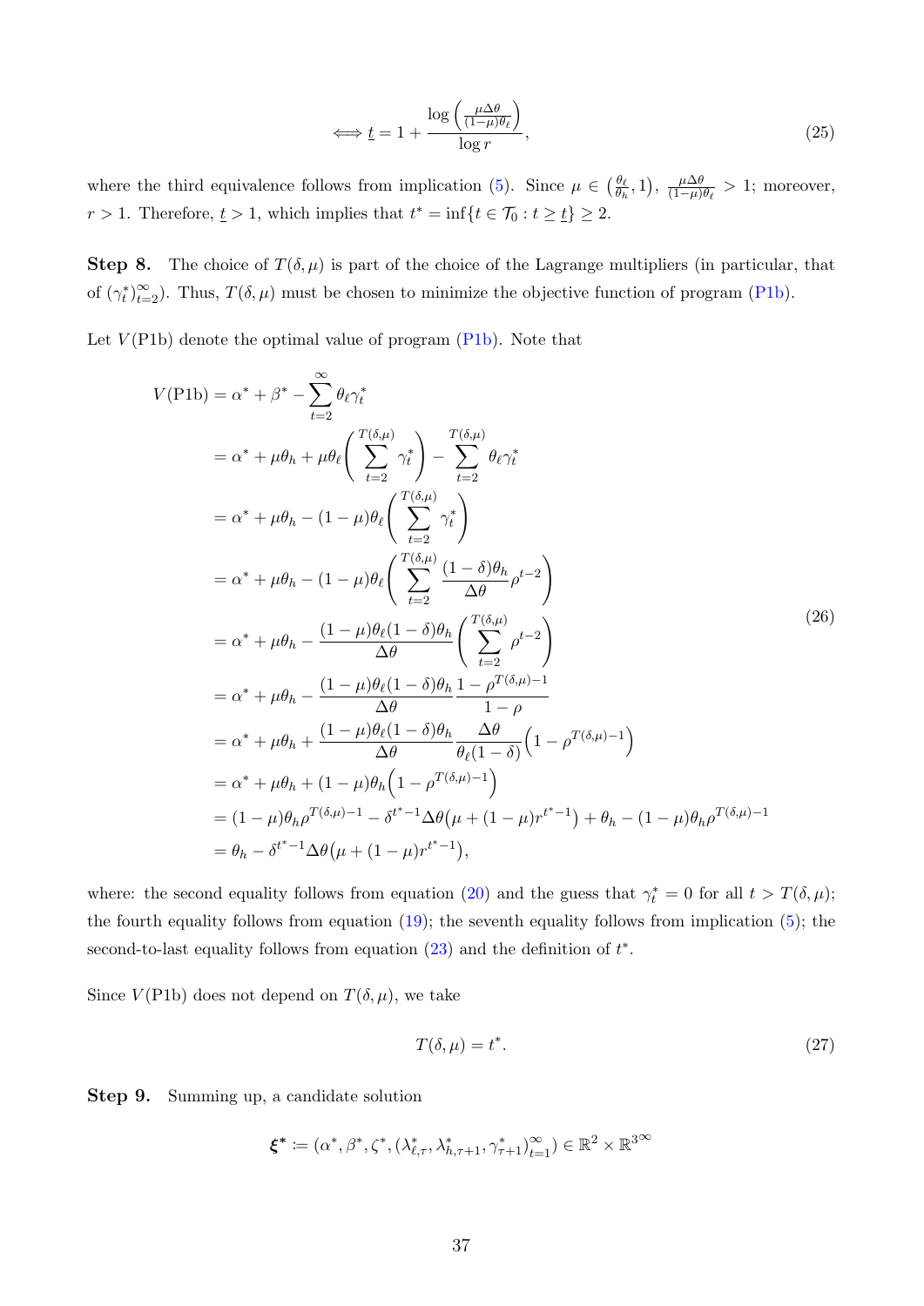$$\iff \underline{t} = 1 + \frac{\log\left(\frac{\mu\Delta\theta}{(1-\mu)\theta_\ell}\right)}{\log r}, \tag{25}$$

where the third equivalence follows from implication (5). Since $\mu \in \left(\frac{\theta_\ell}{\theta_h}, 1\right)$, $\frac{\mu\Delta\theta}{(1-\mu)\theta_\ell} > 1$; moreover, $r > 1$. Therefore, $\underline{t} > 1$, which implies that $t^* = \inf\{t \in \mathcal{T}_0 : t \geq \underline{t}\} \geq 2$.

**Step 8.** The choice of $T(\delta, \mu)$ is part of the choice of the Lagrange multipliers (in particular, that of $(\gamma_t^*)_{t=2}^\infty$). Thus, $T(\delta, \mu)$ must be chosen to minimize the objective function of program (P1b).

Let $V(\text{P1b})$ denote the optimal value of program (P1b). Note that

$$\begin{aligned}
V(\text{P1b}) &= \alpha^* + \beta^* - \sum_{t=2}^{\infty} \theta_\ell \gamma_t^* \\
&= \alpha^* + \mu\theta_h + \mu\theta_\ell\left(\sum_{t=2}^{T(\delta,\mu)} \gamma_t^*\right) - \sum_{t=2}^{T(\delta,\mu)} \theta_\ell \gamma_t^* \\
&= \alpha^* + \mu\theta_h - (1-\mu)\theta_\ell\left(\sum_{t=2}^{T(\delta,\mu)} \gamma_t^*\right) \\
&= \alpha^* + \mu\theta_h - (1-\mu)\theta_\ell\left(\sum_{t=2}^{T(\delta,\mu)} \frac{(1-\delta)\theta_h}{\Delta\theta}\rho^{t-2}\right) \\
&= \alpha^* + \mu\theta_h - \frac{(1-\mu)\theta_\ell(1-\delta)\theta_h}{\Delta\theta}\left(\sum_{t=2}^{T(\delta,\mu)} \rho^{t-2}\right) \\
&= \alpha^* + \mu\theta_h - \frac{(1-\mu)\theta_\ell(1-\delta)\theta_h}{\Delta\theta}\frac{1-\rho^{T(\delta,\mu)-1}}{1-\rho} \\
&= \alpha^* + \mu\theta_h + \frac{(1-\mu)\theta_\ell(1-\delta)\theta_h}{\Delta\theta}\frac{\Delta\theta}{\theta_\ell(1-\delta)}\left(1-\rho^{T(\delta,\mu)-1}\right) \\
&= \alpha^* + \mu\theta_h + (1-\mu)\theta_h\left(1-\rho^{T(\delta,\mu)-1}\right) \\
&= (1-\mu)\theta_h\rho^{T(\delta,\mu)-1} - \delta^{t^*-1}\Delta\theta\left(\mu + (1-\mu)r^{t^*-1}\right) + \theta_h - (1-\mu)\theta_h\rho^{T(\delta,\mu)-1} \\
&= \theta_h - \delta^{t^*-1}\Delta\theta\left(\mu + (1-\mu)r^{t^*-1}\right),
\end{aligned} \tag{26}$$

where: the second equality follows from equation (20) and the guess that $\gamma_t^* = 0$ for all $t > T(\delta, \mu)$; the fourth equality follows from equation (19); the seventh equality follows from implication (5); the second-to-last equality follows from equation (23) and the definition of $t^*$.

Since $V(\text{P1b})$ does not depend on $T(\delta, \mu)$, we take

$$T(\delta, \mu) = t^*. \tag{27}$$

**Step 9.** Summing up, a candidate solution

$$\boldsymbol{\xi}^* \coloneqq (\alpha^*, \beta^*, \zeta^*, (\lambda_{\ell,\tau}^*, \lambda_{h,\tau+1}^*, \gamma_{\tau+1}^*)_{t=1}^\infty) \in \mathbb{R}^2 \times \mathbb{R}^{3^\infty}$$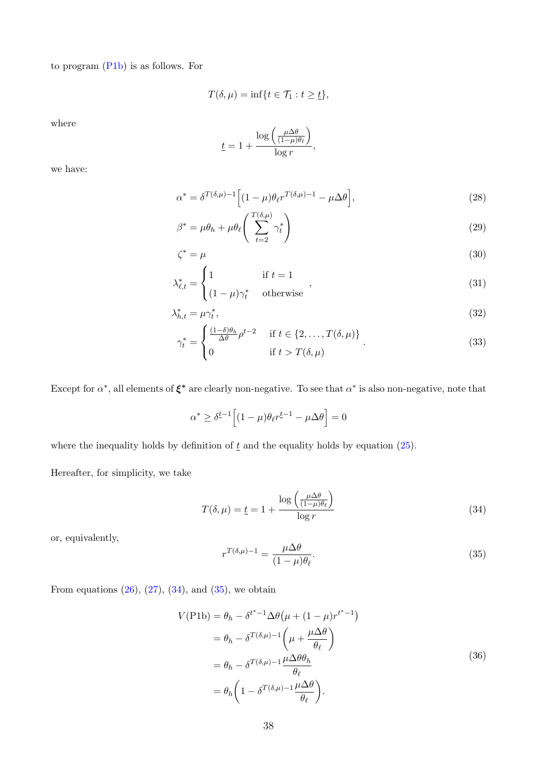to program (P1b) is as follows. For

$$T(\delta,\mu) = \inf\{t \in \mathcal{T}_1 : t \geq \underline{t}\},$$

where

$$\underline{t} = 1 + \frac{\log\left(\frac{\mu\Delta\theta}{(1-\mu)\theta_\ell}\right)}{\log r},$$

we have:

$$\alpha^* = \delta^{T(\delta,\mu)-1}\Big[(1-\mu)\theta_\ell r^{T(\delta,\mu)-1} - \mu\Delta\theta\Big], \tag{28}$$

$$\beta^* = \mu\theta_h + \mu\theta_\ell\left(\sum_{t=2}^{T(\delta,\mu)} \gamma_t^*\right) \tag{29}$$

$$\zeta^* = \mu \tag{30}$$

$$\lambda_{\ell,t}^* = \begin{cases} 1 & \text{if } t = 1 \\ (1-\mu)\gamma_t^* & \text{otherwise} \end{cases}, \tag{31}$$

$$\lambda_{h,t}^* = \mu\gamma_t^*, \tag{32}$$

$$\gamma_t^* = \begin{cases} \frac{(1-\delta)\theta_h}{\Delta\theta}\rho^{t-2} & \text{if } t \in \{2,\ldots,T(\delta,\mu)\} \\ 0 & \text{if } t > T(\delta,\mu) \end{cases}. \tag{33}$$

Except for $\alpha^*$, all elements of $\boldsymbol{\xi}^*$ are clearly non-negative. To see that $\alpha^*$ is also non-negative, note that

$$\alpha^* \geq \delta^{\underline{t}-1}\Big[(1-\mu)\theta_\ell r^{\underline{t}-1} - \mu\Delta\theta\Big] = 0$$

where the inequality holds by definition of $\underline{t}$ and the equality holds by equation (25).

Hereafter, for simplicity, we take

$$T(\delta,\mu) = \underline{t} = 1 + \frac{\log\left(\frac{\mu\Delta\theta}{(1-\mu)\theta_\ell}\right)}{\log r} \tag{34}$$

or, equivalently,

$$r^{T(\delta,\mu)-1} = \frac{\mu\Delta\theta}{(1-\mu)\theta_\ell}. \tag{35}$$

From equations (26), (27), (34), and (35), we obtain

$$\begin{aligned} V(\text{P1b}) &= \theta_h - \delta^{t^*-1}\Delta\theta\big(\mu + (1-\mu)r^{t^*-1}\big) \\ &= \theta_h - \delta^{T(\delta,\mu)-1}\left(\mu + \frac{\mu\Delta\theta}{\theta_\ell}\right) \\ &= \theta_h - \delta^{T(\delta,\mu)-1}\frac{\mu\Delta\theta\theta_h}{\theta_\ell} \\ &= \theta_h\left(1 - \delta^{T(\delta,\mu)-1}\frac{\mu\Delta\theta}{\theta_\ell}\right). \end{aligned} \tag{36}$$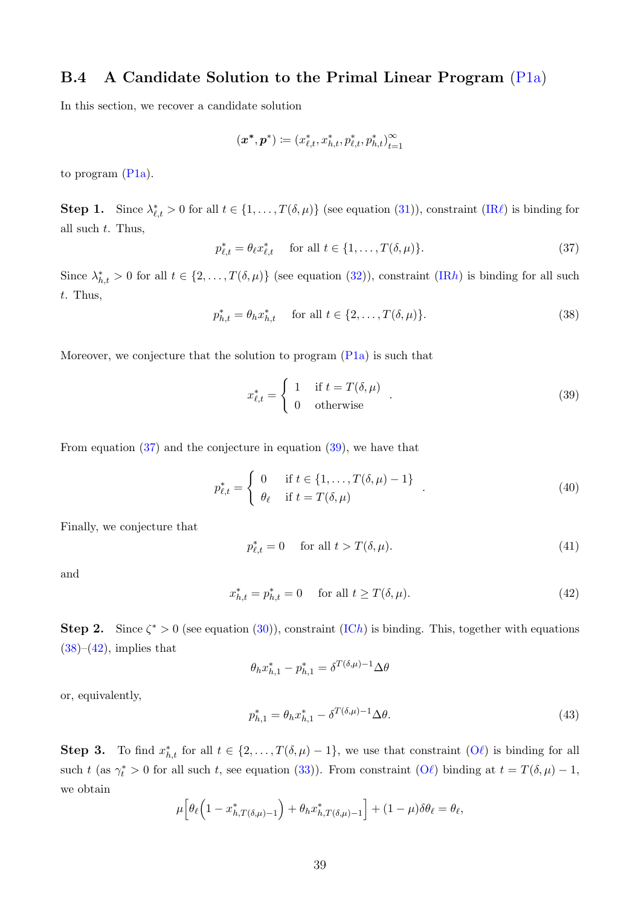## B.4 A Candidate Solution to the Primal Linear Program (P1a)

In this section, we recover a candidate solution

$$(\boldsymbol{x}^*, \boldsymbol{p}^*) \coloneqq (x^*_{\ell,t}, x^*_{h,t}, p^*_{\ell,t}, p^*_{h,t})_{t=1}^{\infty}$$

to program (P1a).

**Step 1.** Since $\lambda^*_{\ell,t} > 0$ for all $t \in \{1, \ldots, T(\delta, \mu)\}$ (see equation (31)), constraint (IR$\ell$) is binding for all such $t$. Thus,

$$p^*_{\ell,t} = \theta_\ell x^*_{\ell,t} \quad \text{for all } t \in \{1, \ldots, T(\delta, \mu)\}. \tag{37}$$

Since $\lambda^*_{h,t} > 0$ for all $t \in \{2, \ldots, T(\delta, \mu)\}$ (see equation (32)), constraint (IR$h$) is binding for all such $t$. Thus,

$$p^*_{h,t} = \theta_h x^*_{h,t} \quad \text{for all } t \in \{2, \ldots, T(\delta, \mu)\}. \tag{38}$$

Moreover, we conjecture that the solution to program (P1a) is such that

$$x^*_{\ell,t} = \begin{cases} 1 & \text{if } t = T(\delta, \mu) \\ 0 & \text{otherwise} \end{cases}. \tag{39}$$

From equation (37) and the conjecture in equation (39), we have that

$$p^*_{\ell,t} = \begin{cases} 0 & \text{if } t \in \{1, \ldots, T(\delta, \mu) - 1\} \\ \theta_\ell & \text{if } t = T(\delta, \mu) \end{cases}. \tag{40}$$

Finally, we conjecture that

$$p^*_{\ell,t} = 0 \quad \text{for all } t > T(\delta, \mu). \tag{41}$$

and

$$x^*_{h,t} = p^*_{h,t} = 0 \quad \text{for all } t \geq T(\delta, \mu). \tag{42}$$

**Step 2.** Since $\zeta^* > 0$ (see equation (30)), constraint (IC$h$) is binding. This, together with equations (38)–(42), implies that

$$\theta_h x^*_{h,1} - p^*_{h,1} = \delta^{T(\delta,\mu)-1} \Delta\theta$$

or, equivalently,

$$p^*_{h,1} = \theta_h x^*_{h,1} - \delta^{T(\delta,\mu)-1} \Delta\theta. \tag{43}$$

**Step 3.** To find $x^*_{h,t}$ for all $t \in \{2, \ldots, T(\delta, \mu) - 1\}$, we use that constraint (O$\ell$) is binding for all such $t$ (as $\gamma^*_t > 0$ for all such $t$, see equation (33)). From constraint (O$\ell$) binding at $t = T(\delta, \mu) - 1$, we obtain

$$\mu\Big[\theta_\ell\Big(1 - x^*_{h,T(\delta,\mu)-1}\Big) + \theta_h x^*_{h,T(\delta,\mu)-1}\Big] + (1 - \mu)\delta\theta_\ell = \theta_\ell,$$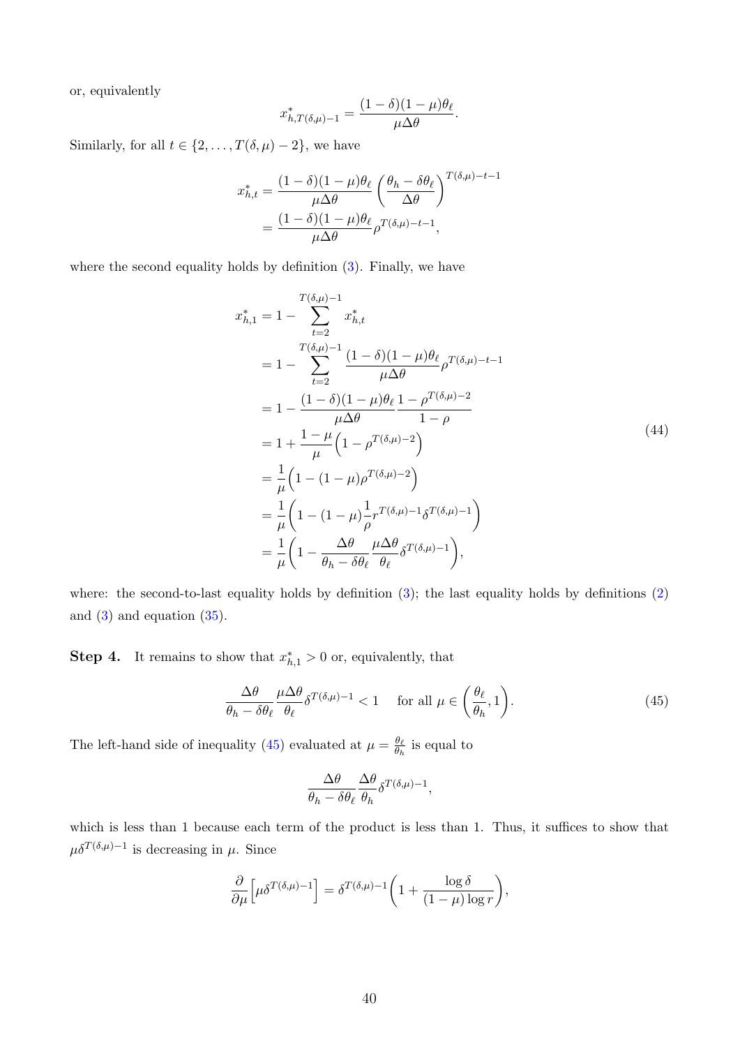or, equivalently

$$x^*_{h,T(\delta,\mu)-1} = \frac{(1-\delta)(1-\mu)\theta_\ell}{\mu\Delta\theta}.$$

Similarly, for all $t \in \{2, \ldots, T(\delta,\mu)-2\}$, we have

$$\begin{aligned} x^*_{h,t} &= \frac{(1-\delta)(1-\mu)\theta_\ell}{\mu\Delta\theta}\left(\frac{\theta_h - \delta\theta_\ell}{\Delta\theta}\right)^{T(\delta,\mu)-t-1} \\ &= \frac{(1-\delta)(1-\mu)\theta_\ell}{\mu\Delta\theta}\rho^{T(\delta,\mu)-t-1}, \end{aligned}$$

where the second equality holds by definition (3). Finally, we have

$$\begin{aligned} x^*_{h,1} &= 1 - \sum_{t=2}^{T(\delta,\mu)-1} x^*_{h,t} \\ &= 1 - \sum_{t=2}^{T(\delta,\mu)-1} \frac{(1-\delta)(1-\mu)\theta_\ell}{\mu\Delta\theta}\rho^{T(\delta,\mu)-t-1} \\ &= 1 - \frac{(1-\delta)(1-\mu)\theta_\ell}{\mu\Delta\theta}\frac{1-\rho^{T(\delta,\mu)-2}}{1-\rho} \\ &= 1 + \frac{1-\mu}{\mu}\Big(1-\rho^{T(\delta,\mu)-2}\Big) \\ &= \frac{1}{\mu}\Big(1-(1-\mu)\rho^{T(\delta,\mu)-2}\Big) \\ &= \frac{1}{\mu}\bigg(1-(1-\mu)\frac{1}{\rho}r^{T(\delta,\mu)-1}\delta^{T(\delta,\mu)-1}\bigg) \\ &= \frac{1}{\mu}\bigg(1-\frac{\Delta\theta}{\theta_h-\delta\theta_\ell}\frac{\mu\Delta\theta}{\theta_\ell}\delta^{T(\delta,\mu)-1}\bigg), \end{aligned} \tag{44}$$

where: the second-to-last equality holds by definition (3); the last equality holds by definitions (2) and (3) and equation (35).

**Step 4.** It remains to show that $x^*_{h,1} > 0$ or, equivalently, that

$$\frac{\Delta\theta}{\theta_h - \delta\theta_\ell}\frac{\mu\Delta\theta}{\theta_\ell}\delta^{T(\delta,\mu)-1} < 1 \quad \text{for all } \mu \in \left(\frac{\theta_\ell}{\theta_h}, 1\right). \tag{45}$$

The left-hand side of inequality (45) evaluated at $\mu = \frac{\theta_\ell}{\theta_h}$ is equal to

$$\frac{\Delta\theta}{\theta_h - \delta\theta_\ell}\frac{\Delta\theta}{\theta_h}\delta^{T(\delta,\mu)-1},$$

which is less than 1 because each term of the product is less than 1. Thus, it suffices to show that $\mu\delta^{T(\delta,\mu)-1}$ is decreasing in $\mu$. Since

$$\frac{\partial}{\partial\mu}\Big[\mu\delta^{T(\delta,\mu)-1}\Big] = \delta^{T(\delta,\mu)-1}\bigg(1 + \frac{\log\delta}{(1-\mu)\log r}\bigg),$$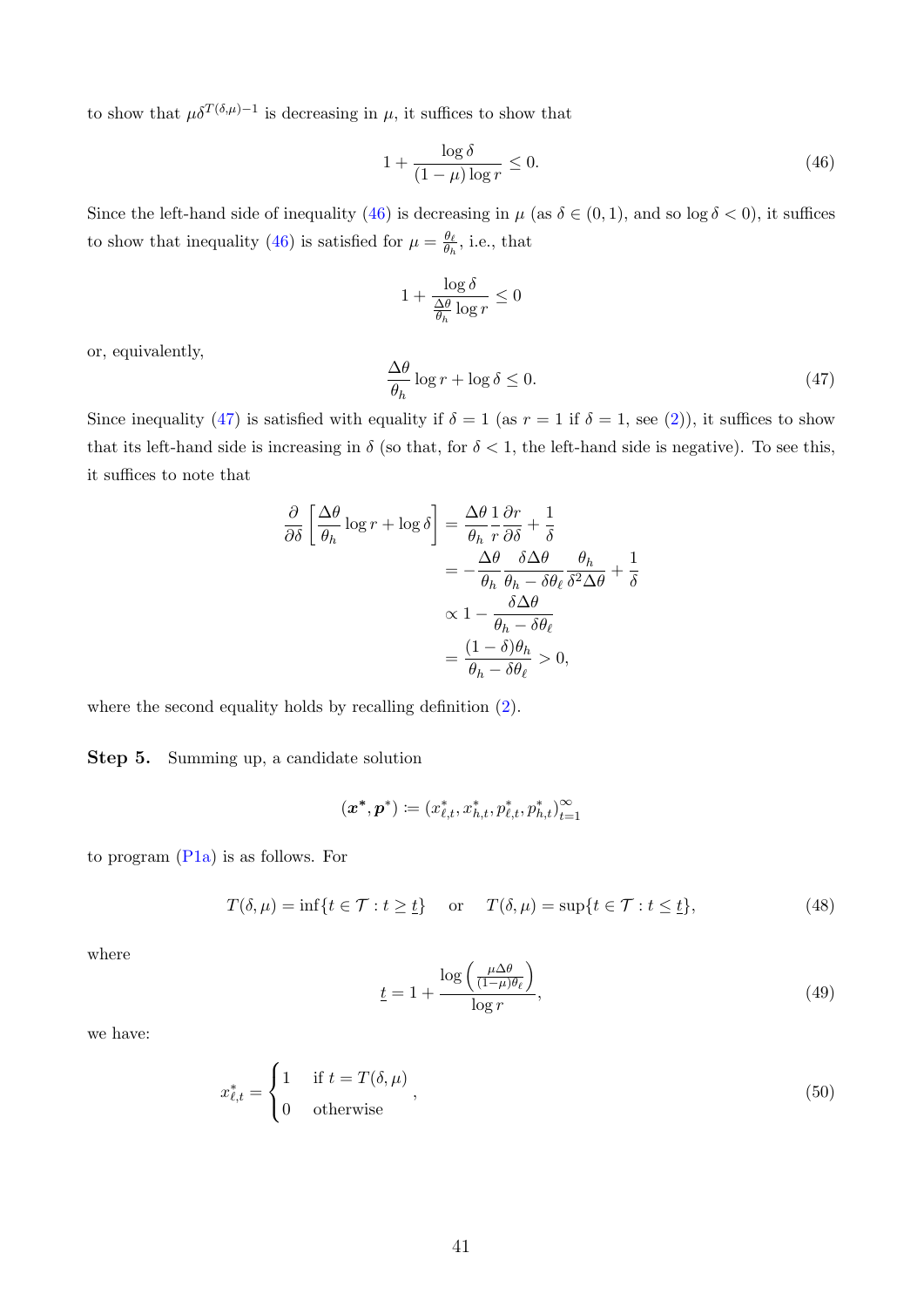to show that $\mu\delta^{T(\delta,\mu)-1}$ is decreasing in $\mu$, it suffices to show that

$$1 + \frac{\log \delta}{(1-\mu)\log r} \leq 0. \tag{46}$$

Since the left-hand side of inequality (46) is decreasing in $\mu$ (as $\delta \in (0,1)$, and so $\log \delta < 0$), it suffices to show that inequality (46) is satisfied for $\mu = \frac{\theta_\ell}{\theta_h}$, i.e., that

$$1 + \frac{\log \delta}{\frac{\Delta\theta}{\theta_h}\log r} \leq 0$$

or, equivalently,

$$\frac{\Delta\theta}{\theta_h}\log r + \log \delta \leq 0. \tag{47}$$

Since inequality (47) is satisfied with equality if $\delta = 1$ (as $r = 1$ if $\delta = 1$, see (2)), it suffices to show that its left-hand side is increasing in $\delta$ (so that, for $\delta < 1$, the left-hand side is negative). To see this, it suffices to note that

$$\begin{aligned}
\frac{\partial}{\partial \delta}\left[\frac{\Delta\theta}{\theta_h}\log r + \log \delta\right] &= \frac{\Delta\theta}{\theta_h}\frac{1}{r}\frac{\partial r}{\partial \delta} + \frac{1}{\delta} \\
&= -\frac{\Delta\theta}{\theta_h}\frac{\delta\Delta\theta}{\theta_h - \delta\theta_\ell}\frac{\theta_h}{\delta^2\Delta\theta} + \frac{1}{\delta} \\
&\propto 1 - \frac{\delta\Delta\theta}{\theta_h - \delta\theta_\ell} \\
&= \frac{(1-\delta)\theta_h}{\theta_h - \delta\theta_\ell} > 0,
\end{aligned}$$

where the second equality holds by recalling definition (2).

**Step 5.** Summing up, a candidate solution

$$(\boldsymbol{x}^*, \boldsymbol{p}^*) := (x^*_{\ell,t}, x^*_{h,t}, p^*_{\ell,t}, p^*_{h,t})_{t=1}^{\infty}$$

to program (P1a) is as follows. For

$$T(\delta,\mu) = \inf\{t \in \mathcal{T} : t \geq \underline{t}\} \quad \text{ or } \quad T(\delta,\mu) = \sup\{t \in \mathcal{T} : t \leq \underline{t}\}, \tag{48}$$

where

$$\underline{t} = 1 + \frac{\log\left(\frac{\mu\Delta\theta}{(1-\mu)\theta_\ell}\right)}{\log r}, \tag{49}$$

we have:

$$x^*_{\ell,t} = \begin{cases} 1 & \text{if } t = T(\delta,\mu) \\ 0 & \text{otherwise} \end{cases}, \tag{50}$$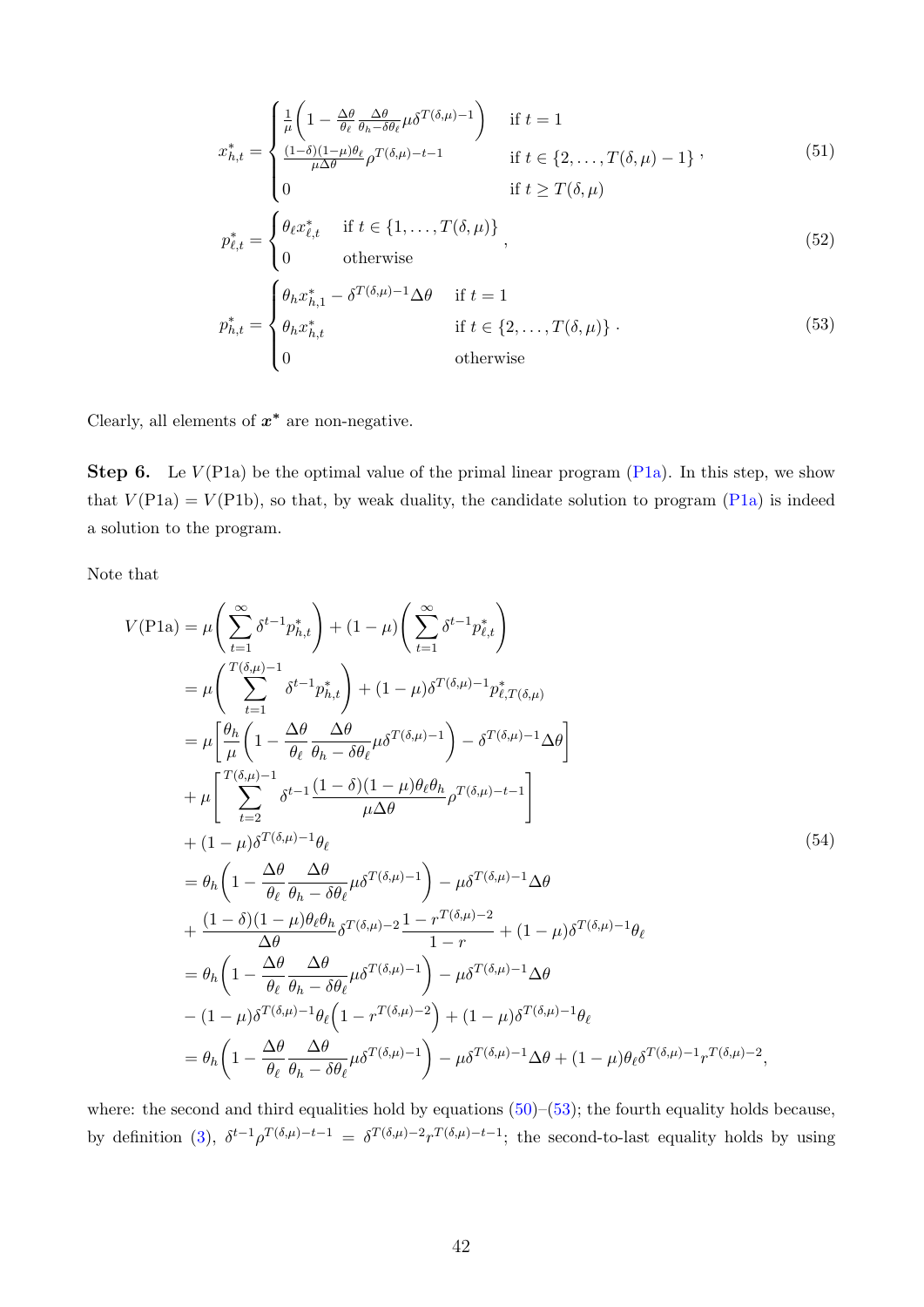$$x^*_{h,t} = \begin{cases} \frac{1}{\mu}\left(1 - \frac{\Delta\theta}{\theta_\ell}\frac{\Delta\theta}{\theta_h - \delta\theta_\ell}\mu\delta^{T(\delta,\mu)-1}\right) & \text{if } t = 1 \\ \frac{(1-\delta)(1-\mu)\theta_\ell}{\mu\Delta\theta}\rho^{T(\delta,\mu)-t-1} & \text{if } t \in \{2, \dots, T(\delta,\mu)-1\} \\ 0 & \text{if } t \geq T(\delta,\mu) \end{cases}, \tag{51}$$

$$p^*_{\ell,t} = \begin{cases} \theta_\ell x^*_{\ell,t} & \text{if } t \in \{1, \dots, T(\delta,\mu)\} \\ 0 & \text{otherwise} \end{cases}, \tag{52}$$

$$p^*_{h,t} = \begin{cases} \theta_h x^*_{h,1} - \delta^{T(\delta,\mu)-1}\Delta\theta & \text{if } t = 1 \\ \theta_h x^*_{h,t} & \text{if } t \in \{2, \dots, T(\delta,\mu)\} \\ 0 & \text{otherwise} \end{cases}. \tag{53}$$

Clearly, all elements of $\boldsymbol{x}^*$ are non-negative.

**Step 6.** Le $V(\text{P1a})$ be the optimal value of the primal linear program (P1a). In this step, we show that $V(\text{P1a}) = V(\text{P1b})$, so that, by weak duality, the candidate solution to program (P1a) is indeed a solution to the program.

Note that

$$\begin{aligned}
V(\text{P1a}) &= \mu\left(\sum_{t=1}^{\infty}\delta^{t-1}p^*_{h,t}\right) + (1-\mu)\left(\sum_{t=1}^{\infty}\delta^{t-1}p^*_{\ell,t}\right) \\
&= \mu\left(\sum_{t=1}^{T(\delta,\mu)-1}\delta^{t-1}p^*_{h,t}\right) + (1-\mu)\delta^{T(\delta,\mu)-1}p^*_{\ell,T(\delta,\mu)} \\
&= \mu\left[\frac{\theta_h}{\mu}\left(1 - \frac{\Delta\theta}{\theta_\ell}\frac{\Delta\theta}{\theta_h - \delta\theta_\ell}\mu\delta^{T(\delta,\mu)-1}\right) - \delta^{T(\delta,\mu)-1}\Delta\theta\right] \\
&\quad + \mu\left[\sum_{t=2}^{T(\delta,\mu)-1}\delta^{t-1}\frac{(1-\delta)(1-\mu)\theta_\ell\theta_h}{\mu\Delta\theta}\rho^{T(\delta,\mu)-t-1}\right] \\
&\quad + (1-\mu)\delta^{T(\delta,\mu)-1}\theta_\ell \\
&= \theta_h\left(1 - \frac{\Delta\theta}{\theta_\ell}\frac{\Delta\theta}{\theta_h - \delta\theta_\ell}\mu\delta^{T(\delta,\mu)-1}\right) - \mu\delta^{T(\delta,\mu)-1}\Delta\theta \\
&\quad + \frac{(1-\delta)(1-\mu)\theta_\ell\theta_h}{\Delta\theta}\delta^{T(\delta,\mu)-2}\frac{1 - r^{T(\delta,\mu)-2}}{1-r} + (1-\mu)\delta^{T(\delta,\mu)-1}\theta_\ell \\
&= \theta_h\left(1 - \frac{\Delta\theta}{\theta_\ell}\frac{\Delta\theta}{\theta_h - \delta\theta_\ell}\mu\delta^{T(\delta,\mu)-1}\right) - \mu\delta^{T(\delta,\mu)-1}\Delta\theta \\
&\quad - (1-\mu)\delta^{T(\delta,\mu)-1}\theta_\ell\left(1 - r^{T(\delta,\mu)-2}\right) + (1-\mu)\delta^{T(\delta,\mu)-1}\theta_\ell \\
&= \theta_h\left(1 - \frac{\Delta\theta}{\theta_\ell}\frac{\Delta\theta}{\theta_h - \delta\theta_\ell}\mu\delta^{T(\delta,\mu)-1}\right) - \mu\delta^{T(\delta,\mu)-1}\Delta\theta + (1-\mu)\theta_\ell\delta^{T(\delta,\mu)-1}r^{T(\delta,\mu)-2},
\end{aligned} \tag{54}$$

where: the second and third equalities hold by equations (50)–(53); the fourth equality holds because, by definition (3), $\delta^{t-1}\rho^{T(\delta,\mu)-t-1} = \delta^{T(\delta,\mu)-2}r^{T(\delta,\mu)-t-1}$; the second-to-last equality holds by using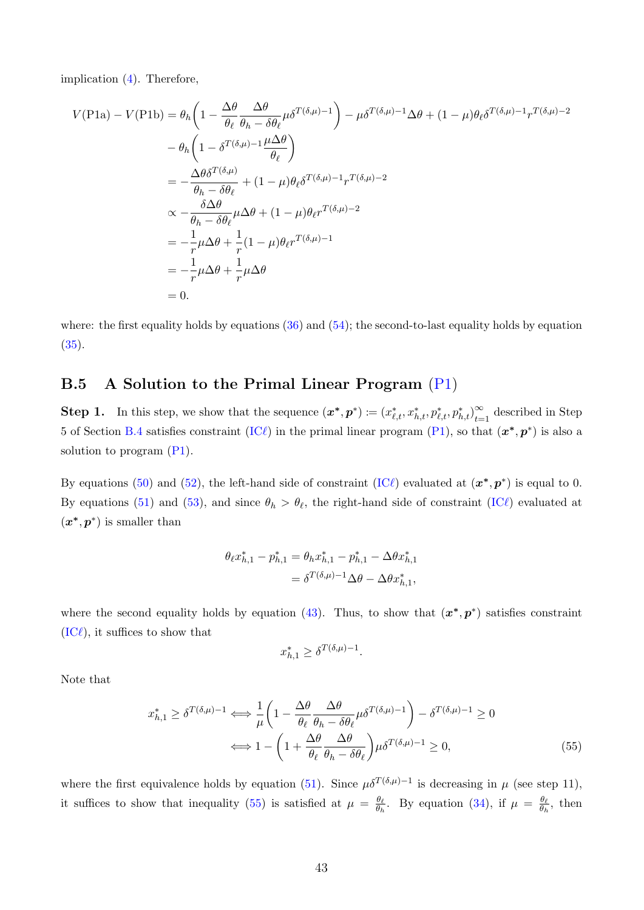implication (4). Therefore,

$$
\begin{aligned}
V(\text{P1a}) - V(\text{P1b}) &= \theta_h\left(1 - \frac{\Delta\theta}{\theta_\ell}\frac{\Delta\theta}{\theta_h - \delta\theta_\ell}\mu\delta^{T(\delta,\mu)-1}\right) - \mu\delta^{T(\delta,\mu)-1}\Delta\theta + (1-\mu)\theta_\ell\delta^{T(\delta,\mu)-1}r^{T(\delta,\mu)-2} \\
&\quad - \theta_h\left(1 - \delta^{T(\delta,\mu)-1}\frac{\mu\Delta\theta}{\theta_\ell}\right) \\
&= -\frac{\Delta\theta\delta^{T(\delta,\mu)}}{\theta_h - \delta\theta_\ell} + (1-\mu)\theta_\ell\delta^{T(\delta,\mu)-1}r^{T(\delta,\mu)-2} \\
&\propto -\frac{\delta\Delta\theta}{\theta_h - \delta\theta_\ell}\mu\Delta\theta + (1-\mu)\theta_\ell r^{T(\delta,\mu)-2} \\
&= -\frac{1}{r}\mu\Delta\theta + \frac{1}{r}(1-\mu)\theta_\ell r^{T(\delta,\mu)-1} \\
&= -\frac{1}{r}\mu\Delta\theta + \frac{1}{r}\mu\Delta\theta \\
&= 0.
\end{aligned}
$$

where: the first equality holds by equations (36) and (54); the second-to-last equality holds by equation (35).

## B.5 A Solution to the Primal Linear Program (P1)

**Step 1.** In this step, we show that the sequence $(\boldsymbol{x}^*, \boldsymbol{p}^*) := (x^*_{\ell,t}, x^*_{h,t}, p^*_{\ell,t}, p^*_{h,t})_{t=1}^{\infty}$ described in Step 5 of Section B.4 satisfies constraint (IC$\ell$) in the primal linear program (P1), so that $(\boldsymbol{x}^*, \boldsymbol{p}^*)$ is also a solution to program (P1).

By equations (50) and (52), the left-hand side of constraint (IC$\ell$) evaluated at $(\boldsymbol{x}^*, \boldsymbol{p}^*)$ is equal to 0. By equations (51) and (53), and since $\theta_h > \theta_\ell$, the right-hand side of constraint (IC$\ell$) evaluated at $(\boldsymbol{x}^*, \boldsymbol{p}^*)$ is smaller than

$$
\begin{aligned}
\theta_\ell x^*_{h,1} - p^*_{h,1} &= \theta_h x^*_{h,1} - p^*_{h,1} - \Delta\theta x^*_{h,1} \\
&= \delta^{T(\delta,\mu)-1}\Delta\theta - \Delta\theta x^*_{h,1},
\end{aligned}
$$

where the second equality holds by equation (43). Thus, to show that $(\boldsymbol{x}^*, \boldsymbol{p}^*)$ satisfies constraint (IC$\ell$), it suffices to show that

$$
x^*_{h,1} \geq \delta^{T(\delta,\mu)-1}.
$$

Note that

$$
\begin{aligned}
x^*_{h,1} \geq \delta^{T(\delta,\mu)-1} &\iff \frac{1}{\mu}\left(1 - \frac{\Delta\theta}{\theta_\ell}\frac{\Delta\theta}{\theta_h - \delta\theta_\ell}\mu\delta^{T(\delta,\mu)-1}\right) - \delta^{T(\delta,\mu)-1} \geq 0 \\
&\iff 1 - \left(1 + \frac{\Delta\theta}{\theta_\ell}\frac{\Delta\theta}{\theta_h - \delta\theta_\ell}\right)\mu\delta^{T(\delta,\mu)-1} \geq 0,
\end{aligned} \tag{55}
$$

where the first equivalence holds by equation (51). Since $\mu\delta^{T(\delta,\mu)-1}$ is decreasing in $\mu$ (see step 11), it suffices to show that inequality (55) is satisfied at $\mu = \frac{\theta_\ell}{\theta_h}$. By equation (34), if $\mu = \frac{\theta_\ell}{\theta_h}$, then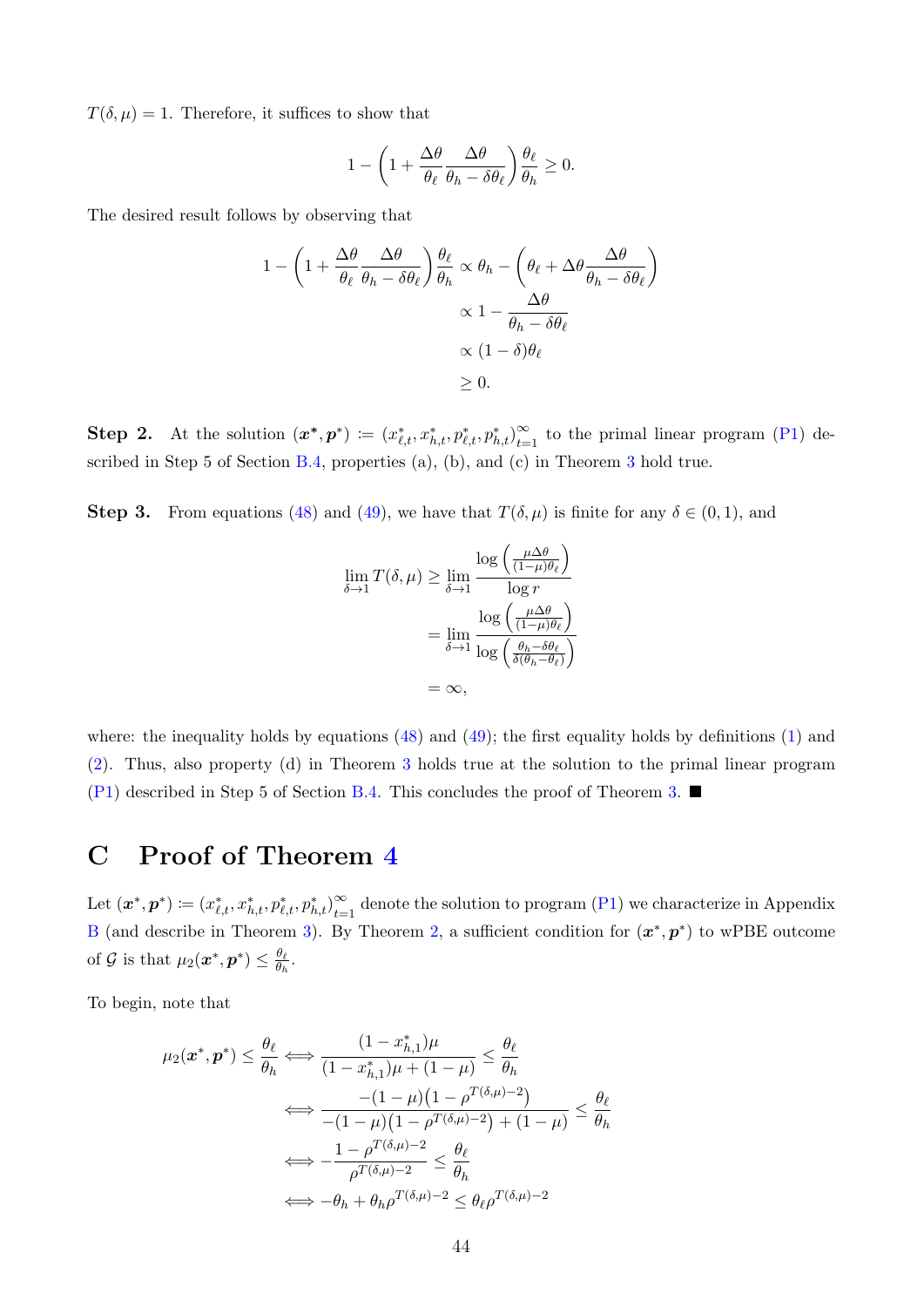$T(\delta, \mu) = 1$. Therefore, it suffices to show that

$$1 - \left(1 + \frac{\Delta\theta}{\theta_\ell}\frac{\Delta\theta}{\theta_h - \delta\theta_\ell}\right)\frac{\theta_\ell}{\theta_h} \geq 0.$$

The desired result follows by observing that

$$\begin{aligned}
1 - \left(1 + \frac{\Delta\theta}{\theta_\ell}\frac{\Delta\theta}{\theta_h - \delta\theta_\ell}\right)\frac{\theta_\ell}{\theta_h} &\propto \theta_h - \left(\theta_\ell + \Delta\theta\frac{\Delta\theta}{\theta_h - \delta\theta_\ell}\right) \\
&\propto 1 - \frac{\Delta\theta}{\theta_h - \delta\theta_\ell} \\
&\propto (1-\delta)\theta_\ell \\
&\geq 0.
\end{aligned}$$

**Step 2.** At the solution $(\boldsymbol{x}^*, \boldsymbol{p}^*) := (x^*_{\ell,t}, x^*_{h,t}, p^*_{\ell,t}, p^*_{h,t})_{t=1}^\infty$ to the primal linear program (P1) described in Step 5 of Section B.4, properties (a), (b), and (c) in Theorem 3 hold true.

**Step 3.** From equations (48) and (49), we have that $T(\delta, \mu)$ is finite for any $\delta \in (0,1)$, and

$$\begin{aligned}
\lim_{\delta \to 1} T(\delta, \mu) &\geq \lim_{\delta \to 1} \frac{\log\left(\frac{\mu\Delta\theta}{(1-\mu)\theta_\ell}\right)}{\log r} \\
&= \lim_{\delta \to 1} \frac{\log\left(\frac{\mu\Delta\theta}{(1-\mu)\theta_\ell}\right)}{\log\left(\frac{\theta_h - \delta\theta_\ell}{\delta(\theta_h - \theta_\ell)}\right)} \\
&= \infty,
\end{aligned}$$

where: the inequality holds by equations (48) and (49); the first equality holds by definitions (1) and (2). Thus, also property (d) in Theorem 3 holds true at the solution to the primal linear program (P1) described in Step 5 of Section B.4. This concludes the proof of Theorem 3. ■

# C Proof of Theorem 4

Let $(\boldsymbol{x}^*, \boldsymbol{p}^*) := (x^*_{\ell,t}, x^*_{h,t}, p^*_{\ell,t}, p^*_{h,t})_{t=1}^\infty$ denote the solution to program (P1) we characterize in Appendix B (and describe in Theorem 3). By Theorem 2, a sufficient condition for $(\boldsymbol{x}^*, \boldsymbol{p}^*)$ to wPBE outcome of $\mathcal{G}$ is that $\mu_2(\boldsymbol{x}^*, \boldsymbol{p}^*) \leq \frac{\theta_\ell}{\theta_h}$.

To begin, note that

$$\begin{aligned}
\mu_2(\boldsymbol{x}^*, \boldsymbol{p}^*) \leq \frac{\theta_\ell}{\theta_h} &\iff \frac{(1 - x^*_{h,1})\mu}{(1 - x^*_{h,1})\mu + (1-\mu)} \leq \frac{\theta_\ell}{\theta_h} \\
&\iff \frac{-(1-\mu)\left(1 - \rho^{T(\delta,\mu)-2}\right)}{-(1-\mu)\left(1 - \rho^{T(\delta,\mu)-2}\right) + (1-\mu)} \leq \frac{\theta_\ell}{\theta_h} \\
&\iff -\frac{1 - \rho^{T(\delta,\mu)-2}}{\rho^{T(\delta,\mu)-2}} \leq \frac{\theta_\ell}{\theta_h} \\
&\iff -\theta_h + \theta_h \rho^{T(\delta,\mu)-2} \leq \theta_\ell \rho^{T(\delta,\mu)-2}
\end{aligned}$$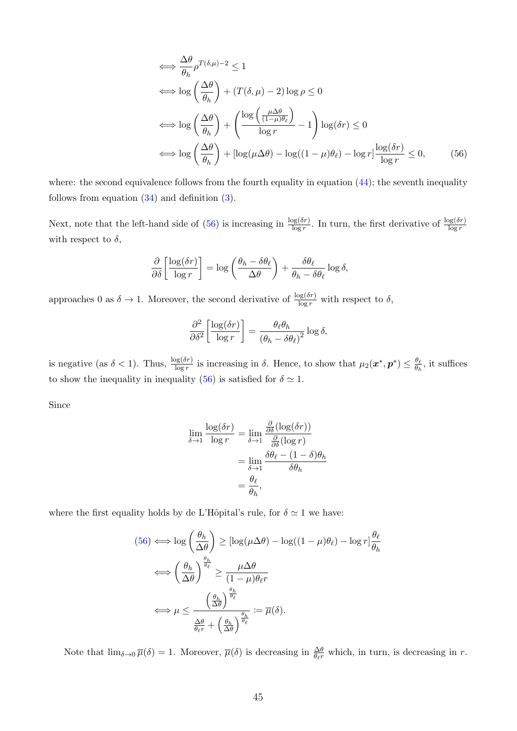$$
\begin{aligned}
&\iff \frac{\Delta\theta}{\theta_h}\rho^{T(\delta,\mu)-2} \leq 1 \\
&\iff \log\left(\frac{\Delta\theta}{\theta_h}\right) + (T(\delta,\mu)-2)\log\rho \leq 0 \\
&\iff \log\left(\frac{\Delta\theta}{\theta_h}\right) + \left(\frac{\log\left(\frac{\mu\Delta\theta}{(1-\mu)\theta_\ell}\right)}{\log r} - 1\right)\log(\delta r) \leq 0 \\
&\iff \log\left(\frac{\Delta\theta}{\theta_h}\right) + [\log(\mu\Delta\theta) - \log((1-\mu)\theta_\ell) - \log r]\frac{\log(\delta r)}{\log r} \leq 0, \qquad (56)
\end{aligned}
$$

where: the second equivalence follows from the fourth equality in equation (44); the seventh inequality follows from equation (34) and definition (3).

Next, note that the left-hand side of (56) is increasing in $\frac{\log(\delta r)}{\log r}$. In turn, the first derivative of $\frac{\log(\delta r)}{\log r}$ with respect to $\delta$,

$$
\frac{\partial}{\partial\delta}\left[\frac{\log(\delta r)}{\log r}\right] = \log\left(\frac{\theta_h - \delta\theta_\ell}{\Delta\theta}\right) + \frac{\delta\theta_\ell}{\theta_h - \delta\theta_\ell}\log\delta,
$$

approaches 0 as $\delta \to 1$. Moreover, the second derivative of $\frac{\log(\delta r)}{\log r}$ with respect to $\delta$,

$$
\frac{\partial^2}{\partial\delta^2}\left[\frac{\log(\delta r)}{\log r}\right] = \frac{\theta_\ell\theta_h}{(\theta_h - \delta\theta_\ell)^2}\log\delta,
$$

is negative (as $\delta < 1$). Thus, $\frac{\log(\delta r)}{\log r}$ is increasing in $\delta$. Hence, to show that $\mu_2(\boldsymbol{x}^*, \boldsymbol{p}^*) \leq \frac{\theta_\ell}{\theta_h}$, it suffices to show the inequality in inequality (56) is satisfied for $\delta \simeq 1$.

Since

$$
\begin{aligned}
\lim_{\delta\to 1}\frac{\log(\delta r)}{\log r} &= \lim_{\delta\to 1}\frac{\frac{\partial}{\partial\delta}(\log(\delta r))}{\frac{\partial}{\partial\delta}(\log r)} \\
&= \lim_{\delta\to 1}\frac{\delta\theta_\ell - (1-\delta)\theta_h}{\delta\theta_h} \\
&= \frac{\theta_\ell}{\theta_h},
\end{aligned}
$$

where the first equality holds by de L'Hôpital's rule, for $\delta \simeq 1$ we have:

$$
\begin{aligned}
(56) &\iff \log\left(\frac{\theta_h}{\Delta\theta}\right) \geq [\log(\mu\Delta\theta) - \log((1-\mu)\theta_\ell) - \log r]\frac{\theta_\ell}{\theta_h} \\
&\iff \left(\frac{\theta_h}{\Delta\theta}\right)^{\frac{\theta_h}{\theta_\ell}} \geq \frac{\mu\Delta\theta}{(1-\mu)\theta_\ell r} \\
&\iff \mu \leq \frac{\left(\frac{\theta_h}{\Delta\theta}\right)^{\frac{\theta_h}{\theta_\ell}}}{\frac{\Delta\theta}{\theta_\ell r} + \left(\frac{\theta_h}{\Delta\theta}\right)^{\frac{\theta_h}{\theta_\ell}}} := \overline{\mu}(\delta).
\end{aligned}
$$

Note that $\lim_{\delta\to 0}\overline{\mu}(\delta) = 1$. Moreover, $\overline{\mu}(\delta)$ is decreasing in $\frac{\Delta\theta}{\theta_\ell r}$ which, in turn, is decreasing in $r$.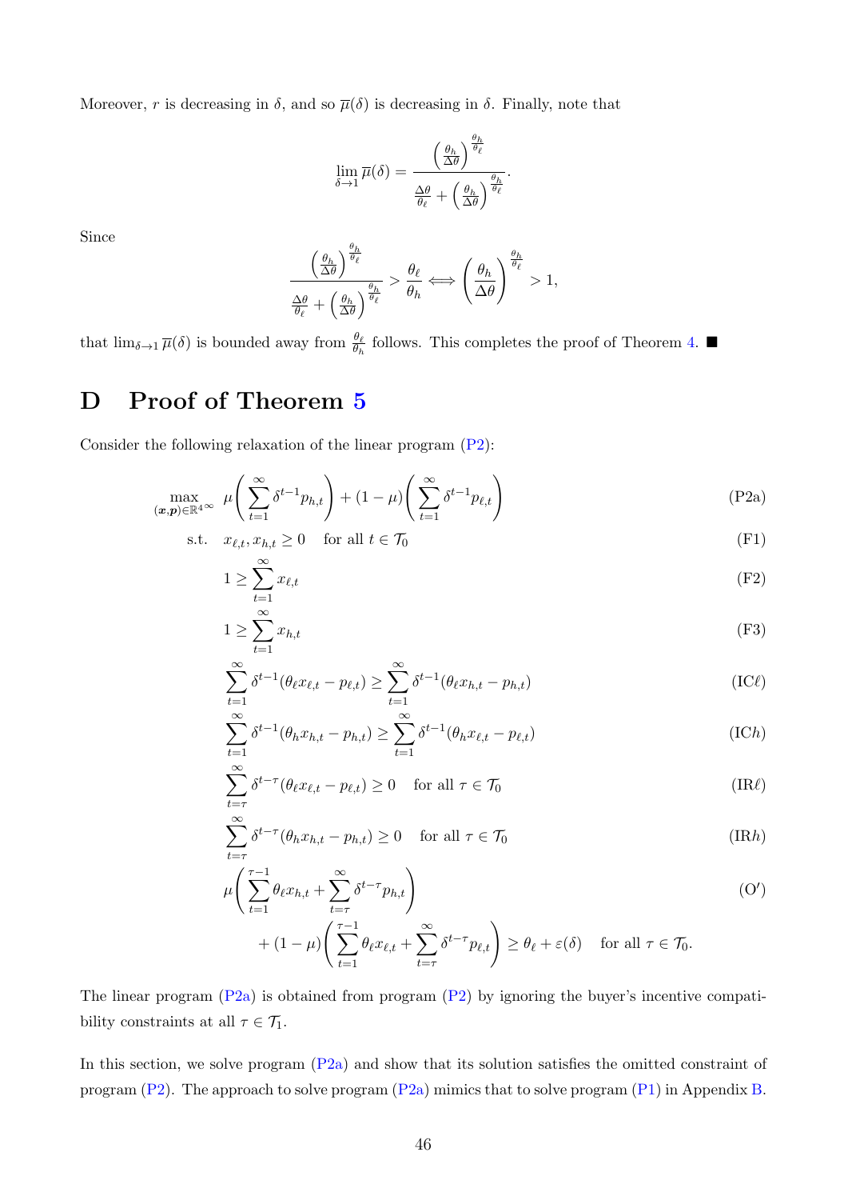Moreover, $r$ is decreasing in $\delta$, and so $\overline{\mu}(\delta)$ is decreasing in $\delta$. Finally, note that

$$\lim_{\delta \to 1} \overline{\mu}(\delta) = \frac{\left(\frac{\theta_h}{\Delta\theta}\right)^{\frac{\theta_h}{\theta_\ell}}}{\frac{\Delta\theta}{\theta_\ell} + \left(\frac{\theta_h}{\Delta\theta}\right)^{\frac{\theta_h}{\theta_\ell}}}.$$

Since

$$\frac{\left(\frac{\theta_h}{\Delta\theta}\right)^{\frac{\theta_h}{\theta_\ell}}}{\frac{\Delta\theta}{\theta_\ell} + \left(\frac{\theta_h}{\Delta\theta}\right)^{\frac{\theta_h}{\theta_\ell}}} > \frac{\theta_\ell}{\theta_h} \iff \left(\frac{\theta_h}{\Delta\theta}\right)^{\frac{\theta_h}{\theta_\ell}} > 1,$$

that $\lim_{\delta \to 1} \overline{\mu}(\delta)$ is bounded away from $\frac{\theta_\ell}{\theta_h}$ follows. This completes the proof of Theorem 4. ■

# D Proof of Theorem 5

Consider the following relaxation of the linear program (P2):

$$\max_{(\boldsymbol{x},\boldsymbol{p})\in\mathbb{R}^{4\infty}} \ \mu\left(\sum_{t=1}^{\infty}\delta^{t-1}p_{h,t}\right) + (1-\mu)\left(\sum_{t=1}^{\infty}\delta^{t-1}p_{\ell,t}\right) \tag{P2a}$$

$$\text{s.t.} \quad x_{\ell,t}, x_{h,t} \geq 0 \quad \text{for all } t \in \mathcal{T}_0 \tag{F1}$$

$$1 \geq \sum_{t=1}^{\infty} x_{\ell,t} \tag{F2}$$

$$1 \geq \sum_{t=1}^{\infty} x_{h,t} \tag{F3}$$

$$\sum_{t=1}^{\infty}\delta^{t-1}(\theta_\ell x_{\ell,t} - p_{\ell,t}) \geq \sum_{t=1}^{\infty}\delta^{t-1}(\theta_\ell x_{h,t} - p_{h,t}) \tag{IC$\ell$}$$

$$\sum_{t=1}^{\infty}\delta^{t-1}(\theta_h x_{h,t} - p_{h,t}) \geq \sum_{t=1}^{\infty}\delta^{t-1}(\theta_h x_{\ell,t} - p_{\ell,t}) \tag{IC$h$}$$

$$\sum_{t=\tau}^{\infty}\delta^{t-\tau}(\theta_\ell x_{\ell,t} - p_{\ell,t}) \geq 0 \quad \text{for all } \tau \in \mathcal{T}_0 \tag{IR$\ell$}$$

$$\sum_{t=\tau}^{\infty}\delta^{t-\tau}(\theta_h x_{h,t} - p_{h,t}) \geq 0 \quad \text{for all } \tau \in \mathcal{T}_0 \tag{IR$h$}$$

$$\mu\left(\sum_{t=1}^{\tau-1}\theta_\ell x_{h,t} + \sum_{t=\tau}^{\infty}\delta^{t-\tau}p_{h,t}\right) + (1-\mu)\left(\sum_{t=1}^{\tau-1}\theta_\ell x_{\ell,t} + \sum_{t=\tau}^{\infty}\delta^{t-\tau}p_{\ell,t}\right) \geq \theta_\ell + \varepsilon(\delta) \quad \text{for all } \tau \in \mathcal{T}_0. \tag{O$'$}$$

The linear program (P2a) is obtained from program (P2) by ignoring the buyer's incentive compatibility constraints at all $\tau \in \mathcal{T}_1$.

In this section, we solve program (P2a) and show that its solution satisfies the omitted constraint of program (P2). The approach to solve program (P2a) mimics that to solve program (P1) in Appendix B.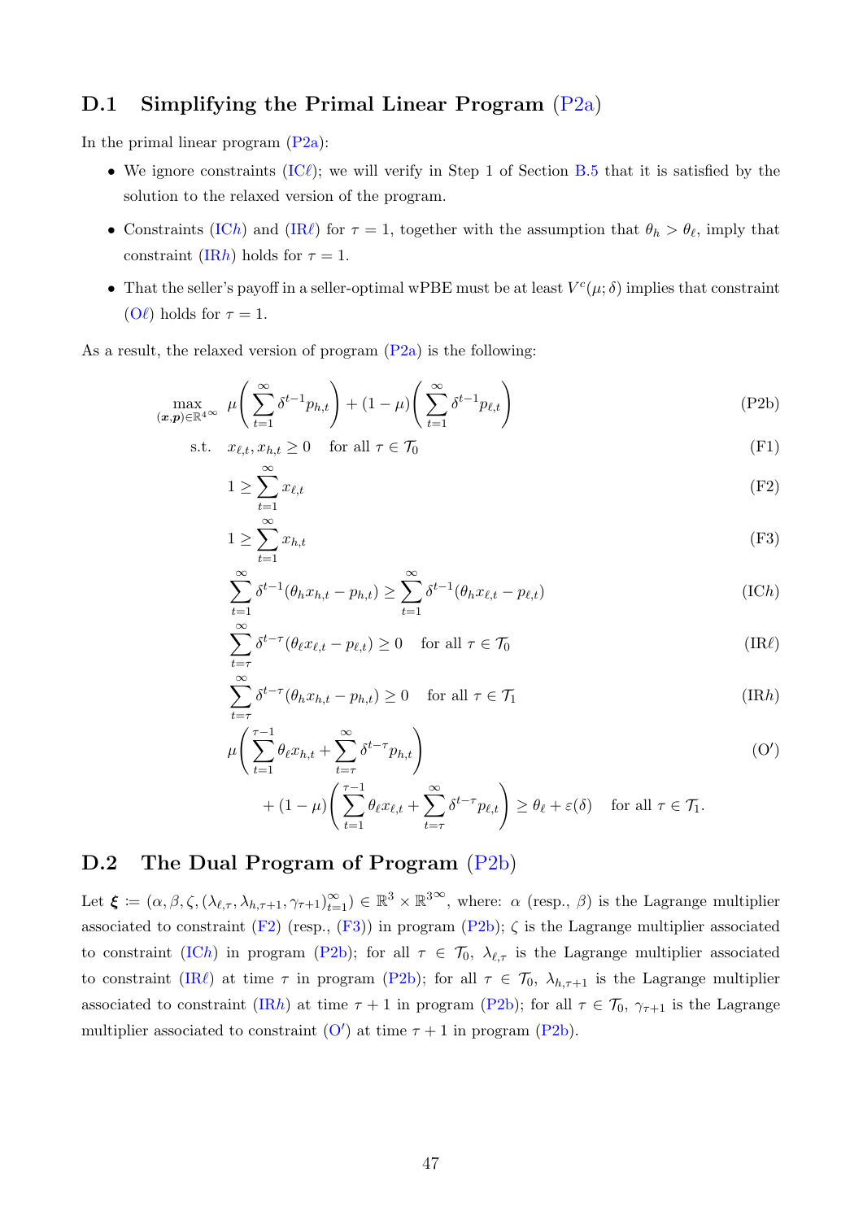## D.1 Simplifying the Primal Linear Program (P2a)

In the primal linear program (P2a):

- We ignore constraints (IC$\ell$); we will verify in Step 1 of Section B.5 that it is satisfied by the solution to the relaxed version of the program.
- Constraints (IC$h$) and (IR$\ell$) for $\tau = 1$, together with the assumption that $\theta_h > \theta_\ell$, imply that constraint (IR$h$) holds for $\tau = 1$.
- That the seller's payoff in a seller-optimal wPBE must be at least $V^c(\mu; \delta)$ implies that constraint (O$\ell$) holds for $\tau = 1$.

As a result, the relaxed version of program (P2a) is the following:

$$\max_{(\boldsymbol{x},\boldsymbol{p}) \in \mathbb{R}^{4\infty}} \; \mu\left(\sum_{t=1}^{\infty} \delta^{t-1} p_{h,t}\right) + (1-\mu)\left(\sum_{t=1}^{\infty} \delta^{t-1} p_{\ell,t}\right) \tag{P2b}$$

$$\text{s.t.} \quad x_{\ell,t}, x_{h,t} \geq 0 \quad \text{for all } \tau \in \mathcal{T}_0 \tag{F1}$$

$$1 \geq \sum_{t=1}^{\infty} x_{\ell,t} \tag{F2}$$

$$1 \geq \sum_{t=1}^{\infty} x_{h,t} \tag{F3}$$

$$\sum_{t=1}^{\infty} \delta^{t-1}(\theta_h x_{h,t} - p_{h,t}) \geq \sum_{t=1}^{\infty} \delta^{t-1}(\theta_h x_{\ell,t} - p_{\ell,t}) \tag{IC$h$}$$

$$\sum_{t=\tau}^{\infty} \delta^{t-\tau}(\theta_\ell x_{\ell,t} - p_{\ell,t}) \geq 0 \quad \text{for all } \tau \in \mathcal{T}_0 \tag{IR$\ell$}$$

$$\sum_{t=\tau}^{\infty} \delta^{t-\tau}(\theta_h x_{h,t} - p_{h,t}) \geq 0 \quad \text{for all } \tau \in \mathcal{T}_1 \tag{IR$h$}$$

$$\mu\left(\sum_{t=1}^{\tau-1} \theta_\ell x_{h,t} + \sum_{t=\tau}^{\infty} \delta^{t-\tau} p_{h,t}\right) + (1-\mu)\left(\sum_{t=1}^{\tau-1} \theta_\ell x_{\ell,t} + \sum_{t=\tau}^{\infty} \delta^{t-\tau} p_{\ell,t}\right) \geq \theta_\ell + \varepsilon(\delta) \quad \text{for all } \tau \in \mathcal{T}_1. \tag{O$'$}$$

## D.2 The Dual Program of Program (P2b)

Let $\boldsymbol{\xi} := (\alpha, \beta, \zeta, (\lambda_{\ell,\tau}, \lambda_{h,\tau+1}, \gamma_{\tau+1})_{t=1}^{\infty}) \in \mathbb{R}^3 \times \mathbb{R}^{3\infty}$, where: $\alpha$ (resp., $\beta$) is the Lagrange multiplier associated to constraint (F2) (resp., (F3)) in program (P2b); $\zeta$ is the Lagrange multiplier associated to constraint (IC$h$) in program (P2b); for all $\tau \in \mathcal{T}_0$, $\lambda_{\ell,\tau}$ is the Lagrange multiplier associated to constraint (IR$\ell$) at time $\tau$ in program (P2b); for all $\tau \in \mathcal{T}_0$, $\lambda_{h,\tau+1}$ is the Lagrange multiplier associated to constraint (IR$h$) at time $\tau + 1$ in program (P2b); for all $\tau \in \mathcal{T}_0$, $\gamma_{\tau+1}$ is the Lagrange multiplier associated to constraint (O$'$) at time $\tau + 1$ in program (P2b).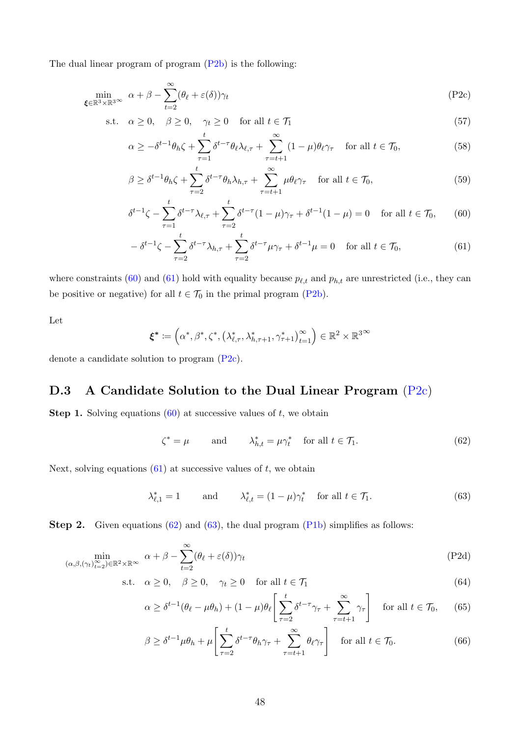The dual linear program of program (P2b) is the following:

$$
\min_{\boldsymbol{\xi} \in \mathbb{R}^3 \times \mathbb{R}^{3\infty}} \quad \alpha + \beta - \sum_{t=2}^{\infty} (\theta_\ell + \varepsilon(\delta))\gamma_t \tag{P2c}
$$

$$
\text{s.t.} \quad \alpha \geq 0, \quad \beta \geq 0, \quad \gamma_t \geq 0 \quad \text{for all } t \in \mathcal{T}_1 \tag{57}
$$

$$
\alpha \geq -\delta^{t-1}\theta_h \zeta + \sum_{\tau=1}^{t} \delta^{t-\tau}\theta_\ell \lambda_{\ell,\tau} + \sum_{\tau=t+1}^{\infty} (1-\mu)\theta_\ell \gamma_\tau \quad \text{for all } t \in \mathcal{T}_0, \tag{58}
$$

$$
\beta \geq \delta^{t-1}\theta_h \zeta + \sum_{\tau=2}^{t} \delta^{t-\tau}\theta_h \lambda_{h,\tau} + \sum_{\tau=t+1}^{\infty} \mu \theta_\ell \gamma_\tau \quad \text{for all } t \in \mathcal{T}_0, \tag{59}
$$

$$
\delta^{t-1}\zeta - \sum_{\tau=1}^{t} \delta^{t-\tau}\lambda_{\ell,\tau} + \sum_{\tau=2}^{t} \delta^{t-\tau}(1-\mu)\gamma_\tau + \delta^{t-1}(1-\mu) = 0 \quad \text{for all } t \in \mathcal{T}_0, \tag{60}
$$

$$
-\delta^{t-1}\zeta - \sum_{\tau=2}^{t} \delta^{t-\tau}\lambda_{h,\tau} + \sum_{\tau=2}^{t} \delta^{t-\tau}\mu\gamma_\tau + \delta^{t-1}\mu = 0 \quad \text{for all } t \in \mathcal{T}_0, \tag{61}
$$

where constraints (60) and (61) hold with equality because $p_{\ell,t}$ and $p_{h,t}$ are unrestricted (i.e., they can be positive or negative) for all $t \in \mathcal{T}_0$ in the primal program (P2b).

Let

$$
\boldsymbol{\xi}^* := \left(\alpha^*, \beta^*, \zeta^*, \left(\lambda^*_{\ell,\tau}, \lambda^*_{h,\tau+1}, \gamma^*_{\tau+1}\right)_{t=1}^{\infty}\right) \in \mathbb{R}^2 \times \mathbb{R}^{3\infty}
$$

denote a candidate solution to program (P2c).

## D.3 A Candidate Solution to the Dual Linear Program (P2c)

**Step 1.** Solving equations (60) at successive values of $t$, we obtain

$$
\zeta^* = \mu \qquad \text{and} \qquad \lambda^*_{h,t} = \mu\gamma^*_t \quad \text{for all } t \in \mathcal{T}_1. \tag{62}
$$

Next, solving equations (61) at successive values of $t$, we obtain

$$
\lambda^*_{\ell,1} = 1 \qquad \text{and} \qquad \lambda^*_{\ell,t} = (1-\mu)\gamma^*_t \quad \text{for all } t \in \mathcal{T}_1. \tag{63}
$$

**Step 2.** Given equations (62) and (63), the dual program (P1b) simplifies as follows:

$$
\min_{(\alpha,\beta,(\gamma_t)_{t=2}^{\infty}) \in \mathbb{R}^2 \times \mathbb{R}^{\infty}} \quad \alpha + \beta - \sum_{t=2}^{\infty} (\theta_\ell + \varepsilon(\delta))\gamma_t \tag{P2d}
$$

$$
\text{s.t.} \quad \alpha \geq 0, \quad \beta \geq 0, \quad \gamma_t \geq 0 \quad \text{for all } t \in \mathcal{T}_1 \tag{64}
$$

$$
\alpha \geq \delta^{t-1}(\theta_\ell - \mu\theta_h) + (1-\mu)\theta_\ell \left[\sum_{\tau=2}^{t} \delta^{t-\tau}\gamma_\tau + \sum_{\tau=t+1}^{\infty} \gamma_\tau\right] \quad \text{for all } t \in \mathcal{T}_0, \tag{65}
$$

$$
\beta \geq \delta^{t-1}\mu\theta_h + \mu\left[\sum_{\tau=2}^{t} \delta^{t-\tau}\theta_h\gamma_\tau + \sum_{\tau=t+1}^{\infty} \theta_\ell\gamma_\tau\right] \quad \text{for all } t \in \mathcal{T}_0. \tag{66}
$$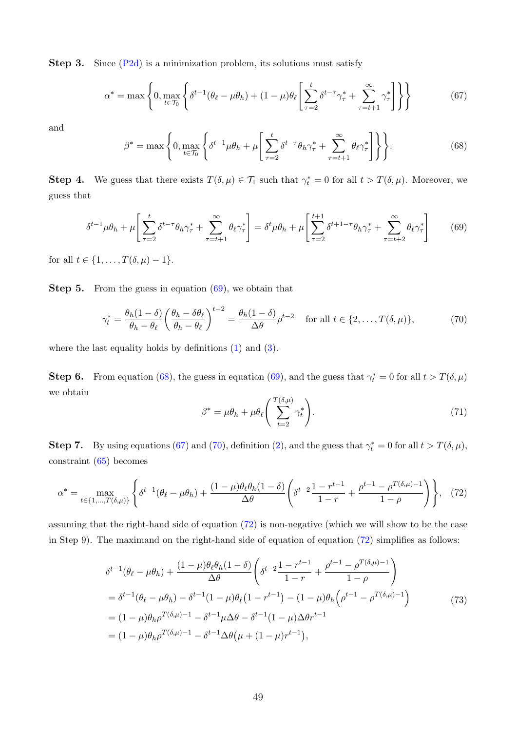**Step 3.** Since (P2d) is a minimization problem, its solutions must satisfy

$$\alpha^* = \max\left\{0, \max_{t\in\mathcal{T}_0}\left\{\delta^{t-1}(\theta_\ell - \mu\theta_h) + (1-\mu)\theta_\ell\left[\sum_{\tau=2}^{t}\delta^{t-\tau}\gamma_\tau^* + \sum_{\tau=t+1}^{\infty}\gamma_\tau^*\right]\right\}\right\} \tag{67}$$

and

$$\beta^* = \max\left\{0, \max_{t\in\mathcal{T}_0}\left\{\delta^{t-1}\mu\theta_h + \mu\left[\sum_{\tau=2}^{t}\delta^{t-\tau}\theta_h\gamma_\tau^* + \sum_{\tau=t+1}^{\infty}\theta_\ell\gamma_\tau^*\right]\right\}\right\}. \tag{68}$$

**Step 4.** We guess that there exists $T(\delta,\mu) \in \mathcal{T}_1$ such that $\gamma_t^* = 0$ for all $t > T(\delta,\mu)$. Moreover, we guess that

$$\delta^{t-1}\mu\theta_h + \mu\left[\sum_{\tau=2}^{t}\delta^{t-\tau}\theta_h\gamma_\tau^* + \sum_{\tau=t+1}^{\infty}\theta_\ell\gamma_\tau^*\right] = \delta^{t}\mu\theta_h + \mu\left[\sum_{\tau=2}^{t+1}\delta^{t+1-\tau}\theta_h\gamma_\tau^* + \sum_{\tau=t+2}^{\infty}\theta_\ell\gamma_\tau^*\right] \tag{69}$$

for all $t \in \{1,\ldots,T(\delta,\mu)-1\}$.

**Step 5.** From the guess in equation (69), we obtain that

$$\gamma_t^* = \frac{\theta_h(1-\delta)}{\theta_h-\theta_\ell}\left(\frac{\theta_h-\delta\theta_\ell}{\theta_h-\theta_\ell}\right)^{t-2} = \frac{\theta_h(1-\delta)}{\Delta\theta}\rho^{t-2} \quad \text{for all } t\in\{2,\ldots,T(\delta,\mu)\}, \tag{70}$$

where the last equality holds by definitions (1) and (3).

**Step 6.** From equation (68), the guess in equation (69), and the guess that $\gamma_t^* = 0$ for all $t > T(\delta,\mu)$ we obtain

$$\beta^* = \mu\theta_h + \mu\theta_\ell\left(\sum_{t=2}^{T(\delta,\mu)}\gamma_t^*\right). \tag{71}$$

**Step 7.** By using equations (67) and (70), definition (2), and the guess that $\gamma_t^* = 0$ for all $t > T(\delta,\mu)$, constraint (65) becomes

$$\alpha^* = \max_{t\in\{1,\ldots,T(\delta,\mu)\}}\left\{\delta^{t-1}(\theta_\ell-\mu\theta_h) + \frac{(1-\mu)\theta_\ell\theta_h(1-\delta)}{\Delta\theta}\left(\delta^{t-2}\frac{1-r^{t-1}}{1-r} + \frac{\rho^{t-1}-\rho^{T(\delta,\mu)-1}}{1-\rho}\right)\right\}, \tag{72}$$

assuming that the right-hand side of equation (72) is non-negative (which we will show to be the case in Step 9). The maximand on the right-hand side of equation of equation (72) simplifies as follows:

$$\begin{aligned}
&\delta^{t-1}(\theta_\ell-\mu\theta_h) + \frac{(1-\mu)\theta_\ell\theta_h(1-\delta)}{\Delta\theta}\left(\delta^{t-2}\frac{1-r^{t-1}}{1-r} + \frac{\rho^{t-1}-\rho^{T(\delta,\mu)-1}}{1-\rho}\right)\\
&= \delta^{t-1}(\theta_\ell-\mu\theta_h) - \delta^{t-1}(1-\mu)\theta_\ell\big(1-r^{t-1}\big) - (1-\mu)\theta_h\Big(\rho^{t-1}-\rho^{T(\delta,\mu)-1}\Big)\\
&= (1-\mu)\theta_h\rho^{T(\delta,\mu)-1} - \delta^{t-1}\mu\Delta\theta - \delta^{t-1}(1-\mu)\Delta\theta r^{t-1}\\
&= (1-\mu)\theta_h\rho^{T(\delta,\mu)-1} - \delta^{t-1}\Delta\theta\big(\mu + (1-\mu)r^{t-1}\big),
\end{aligned} \tag{73}$$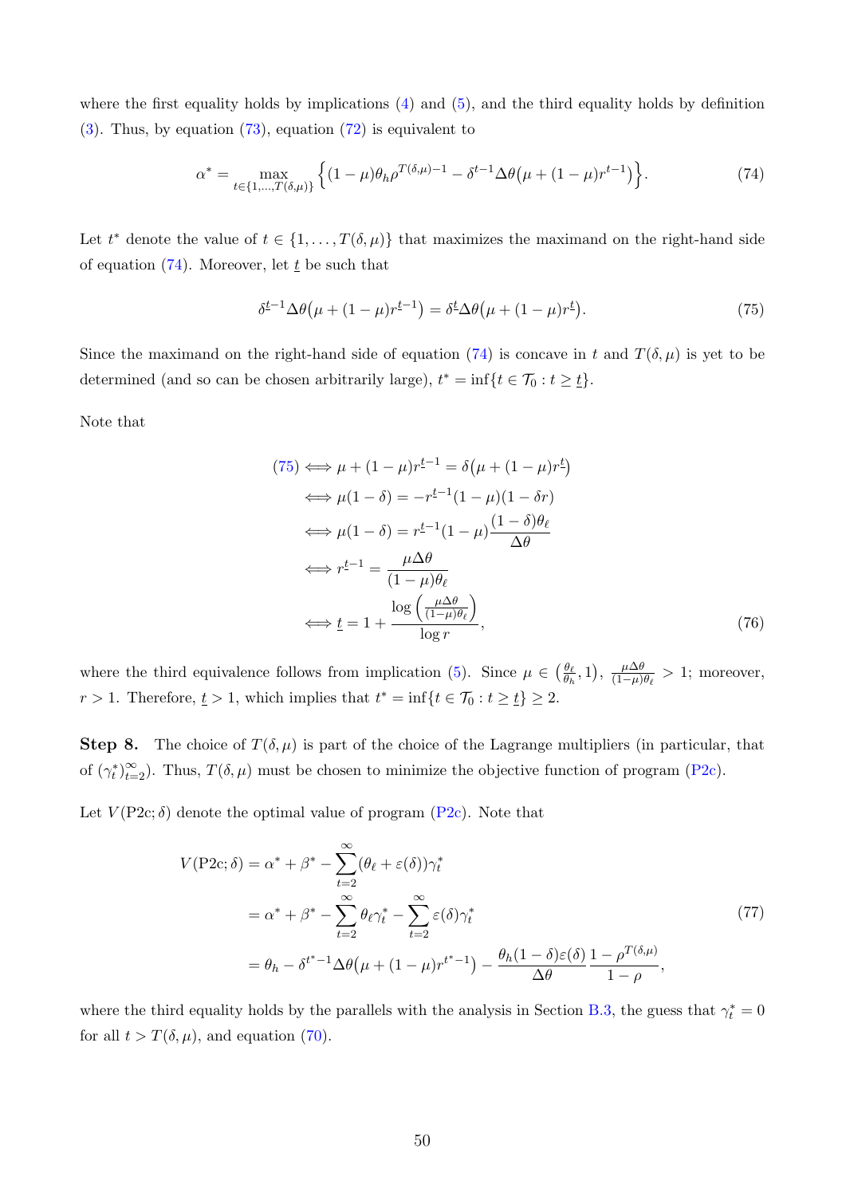where the first equality holds by implications (4) and (5), and the third equality holds by definition (3). Thus, by equation (73), equation (72) is equivalent to

$$\alpha^* = \max_{t \in \{1,\ldots,T(\delta,\mu)\}} \Big\{(1-\mu)\theta_h \rho^{T(\delta,\mu)-1} - \delta^{t-1}\Delta\theta\big(\mu + (1-\mu)r^{t-1}\big)\Big\}. \tag{74}$$

Let $t^*$ denote the value of $t \in \{1, \ldots, T(\delta,\mu)\}$ that maximizes the maximand on the right-hand side of equation (74). Moreover, let $\underline{t}$ be such that

$$\delta^{\underline{t}-1}\Delta\theta\big(\mu + (1-\mu)r^{\underline{t}-1}\big) = \delta^{\underline{t}}\Delta\theta\big(\mu + (1-\mu)r^{\underline{t}}\big). \tag{75}$$

Since the maximand on the right-hand side of equation (74) is concave in $t$ and $T(\delta,\mu)$ is yet to be determined (and so can be chosen arbitrarily large), $t^* = \inf\{t \in \mathcal{T}_0 : t \geq \underline{t}\}$.

Note that

$$\begin{aligned}
(75) &\iff \mu + (1-\mu)r^{\underline{t}-1} = \delta\big(\mu + (1-\mu)r^{\underline{t}}\big) \\
&\iff \mu(1-\delta) = -r^{\underline{t}-1}(1-\mu)(1-\delta r) \\
&\iff \mu(1-\delta) = r^{\underline{t}-1}(1-\mu)\frac{(1-\delta)\theta_\ell}{\Delta\theta} \\
&\iff r^{\underline{t}-1} = \frac{\mu\Delta\theta}{(1-\mu)\theta_\ell} \\
&\iff \underline{t} = 1 + \frac{\log\left(\frac{\mu\Delta\theta}{(1-\mu)\theta_\ell}\right)}{\log r},
\end{aligned} \tag{76}$$

where the third equivalence follows from implication (5). Since $\mu \in \left(\frac{\theta_\ell}{\theta_h}, 1\right)$, $\frac{\mu\Delta\theta}{(1-\mu)\theta_\ell} > 1$; moreover, $r > 1$. Therefore, $\underline{t} > 1$, which implies that $t^* = \inf\{t \in \mathcal{T}_0 : t \geq \underline{t}\} \geq 2$.

**Step 8.** The choice of $T(\delta,\mu)$ is part of the choice of the Lagrange multipliers (in particular, that of $(\gamma_t^*)_{t=2}^{\infty}$). Thus, $T(\delta,\mu)$ must be chosen to minimize the objective function of program (P2c).

Let $V(\text{P2c};\delta)$ denote the optimal value of program (P2c). Note that

$$\begin{aligned}
V(\text{P2c};\delta) &= \alpha^* + \beta^* - \sum_{t=2}^{\infty}(\theta_\ell + \varepsilon(\delta))\gamma_t^* \\
&= \alpha^* + \beta^* - \sum_{t=2}^{\infty}\theta_\ell\gamma_t^* - \sum_{t=2}^{\infty}\varepsilon(\delta)\gamma_t^* \\
&= \theta_h - \delta^{t^*-1}\Delta\theta\big(\mu + (1-\mu)r^{t^*-1}\big) - \frac{\theta_h(1-\delta)\varepsilon(\delta)}{\Delta\theta}\frac{1-\rho^{T(\delta,\mu)}}{1-\rho},
\end{aligned} \tag{77}$$

where the third equality holds by the parallels with the analysis in Section B.3, the guess that $\gamma_t^* = 0$ for all $t > T(\delta,\mu)$, and equation (70).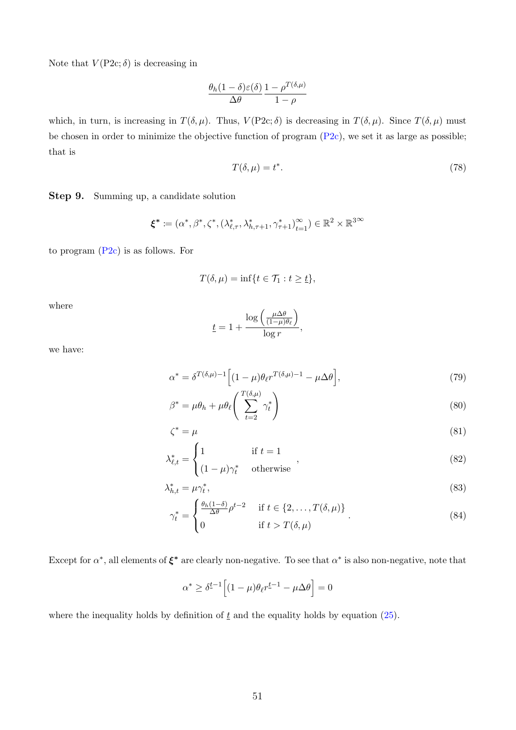Note that $V(\text{P2c};\delta)$ is decreasing in

$$\frac{\theta_h(1-\delta)\varepsilon(\delta)}{\Delta\theta}\frac{1-\rho^{T(\delta,\mu)}}{1-\rho}$$

which, in turn, is increasing in $T(\delta,\mu)$. Thus, $V(\text{P2c};\delta)$ is decreasing in $T(\delta,\mu)$. Since $T(\delta,\mu)$ must be chosen in order to minimize the objective function of program (P2c), we set it as large as possible; that is

$$T(\delta,\mu) = t^*. \tag{78}$$

**Step 9.** Summing up, a candidate solution

$$\boldsymbol{\xi^*} := (\alpha^*, \beta^*, \zeta^*, (\lambda^*_{\ell,\tau}, \lambda^*_{h,\tau+1}, \gamma^*_{\tau+1})_{t=1}^{\infty}) \in \mathbb{R}^2 \times \mathbb{R}^{3\infty}$$

to program (P2c) is as follows. For

$$T(\delta,\mu) = \inf\{t \in \mathcal{T}_1 : t \geq \underline{t}\},$$

where

$$\underline{t} = 1 + \frac{\log\left(\frac{\mu\Delta\theta}{(1-\mu)\theta_\ell}\right)}{\log r},$$

we have:

$$\alpha^* = \delta^{T(\delta,\mu)-1}\Big[(1-\mu)\theta_\ell r^{T(\delta,\mu)-1} - \mu\Delta\theta\Big], \tag{79}$$

$$\beta^* = \mu\theta_h + \mu\theta_\ell\left(\sum_{t=2}^{T(\delta,\mu)}\gamma^*_t\right) \tag{80}$$

$$\zeta^* = \mu \tag{81}$$

$$\lambda^*_{\ell,t} = \begin{cases} 1 & \text{if } t = 1 \\ (1-\mu)\gamma^*_t & \text{otherwise} \end{cases}, \tag{82}$$

$$\lambda^*_{h,t} = \mu\gamma^*_t, \tag{83}$$

$$\gamma^*_t = \begin{cases} \frac{\theta_h(1-\delta)}{\Delta\theta}\rho^{t-2} & \text{if } t \in \{2,\ldots,T(\delta,\mu)\} \\ 0 & \text{if } t > T(\delta,\mu) \end{cases}. \tag{84}$$

Except for $\alpha^*$, all elements of $\boldsymbol{\xi^*}$ are clearly non-negative. To see that $\alpha^*$ is also non-negative, note that

$$\alpha^* \geq \delta^{\underline{t}-1}\Big[(1-\mu)\theta_\ell r^{\underline{t}-1} - \mu\Delta\theta\Big] = 0$$

where the inequality holds by definition of $\underline{t}$ and the equality holds by equation (25).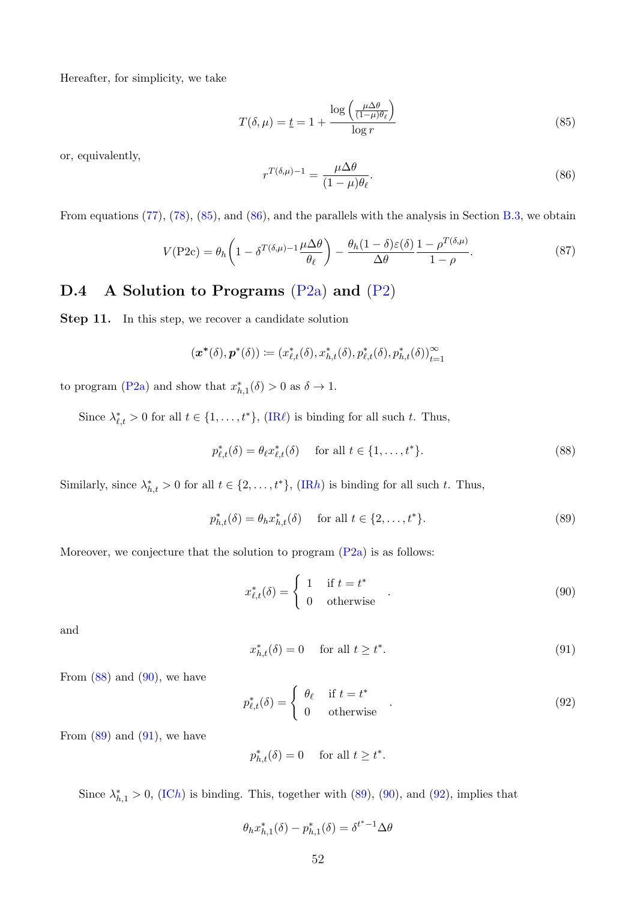Hereafter, for simplicity, we take

$$T(\delta,\mu) = \underline{t} = 1 + \frac{\log\left(\frac{\mu\Delta\theta}{(1-\mu)\theta_\ell}\right)}{\log r} \tag{85}$$

or, equivalently,

$$r^{T(\delta,\mu)-1} = \frac{\mu\Delta\theta}{(1-\mu)\theta_\ell}. \tag{86}$$

From equations (77), (78), (85), and (86), and the parallels with the analysis in Section B.3, we obtain

$$V(\text{P2c}) = \theta_h\left(1 - \delta^{T(\delta,\mu)-1}\frac{\mu\Delta\theta}{\theta_\ell}\right) - \frac{\theta_h(1-\delta)\varepsilon(\delta)}{\Delta\theta}\frac{1-\rho^{T(\delta,\mu)}}{1-\rho}. \tag{87}$$

## D.4 A Solution to Programs (P2a) and (P2)

**Step 11.** In this step, we recover a candidate solution

$$(\boldsymbol{x}^*(\delta), \boldsymbol{p}^*(\delta)) := (x^*_{\ell,t}(\delta), x^*_{h,t}(\delta), p^*_{\ell,t}(\delta), p^*_{h,t}(\delta))_{t=1}^{\infty}$$

to program (P2a) and show that $x^*_{h,1}(\delta) > 0$ as $\delta \to 1$.

Since $\lambda^*_{\ell,t} > 0$ for all $t \in \{1, \ldots, t^*\}$, (IR$\ell$) is binding for all such $t$. Thus,

$$p^*_{\ell,t}(\delta) = \theta_\ell x^*_{\ell,t}(\delta) \quad \text{for all } t \in \{1, \ldots, t^*\}. \tag{88}$$

Similarly, since $\lambda^*_{h,t} > 0$ for all $t \in \{2, \ldots, t^*\}$, (IR$h$) is binding for all such $t$. Thus,

$$p^*_{h,t}(\delta) = \theta_h x^*_{h,t}(\delta) \quad \text{for all } t \in \{2, \ldots, t^*\}. \tag{89}$$

Moreover, we conjecture that the solution to program (P2a) is as follows:

$$x^*_{\ell,t}(\delta) = \begin{cases} 1 & \text{if } t = t^* \\ 0 & \text{otherwise} \end{cases}. \tag{90}$$

and

$$x^*_{h,t}(\delta) = 0 \quad \text{for all } t \geq t^*. \tag{91}$$

From (88) and (90), we have

$$p^*_{\ell,t}(\delta) = \begin{cases} \theta_\ell & \text{if } t = t^* \\ 0 & \text{otherwise} \end{cases}. \tag{92}$$

From (89) and (91), we have

$$p^*_{h,t}(\delta) = 0 \quad \text{for all } t \geq t^*.$$

Since $\lambda^*_{h,1} > 0$, (IC$h$) is binding. This, together with (89), (90), and (92), implies that

$$\theta_h x^*_{h,1}(\delta) - p^*_{h,1}(\delta) = \delta^{t^*-1}\Delta\theta$$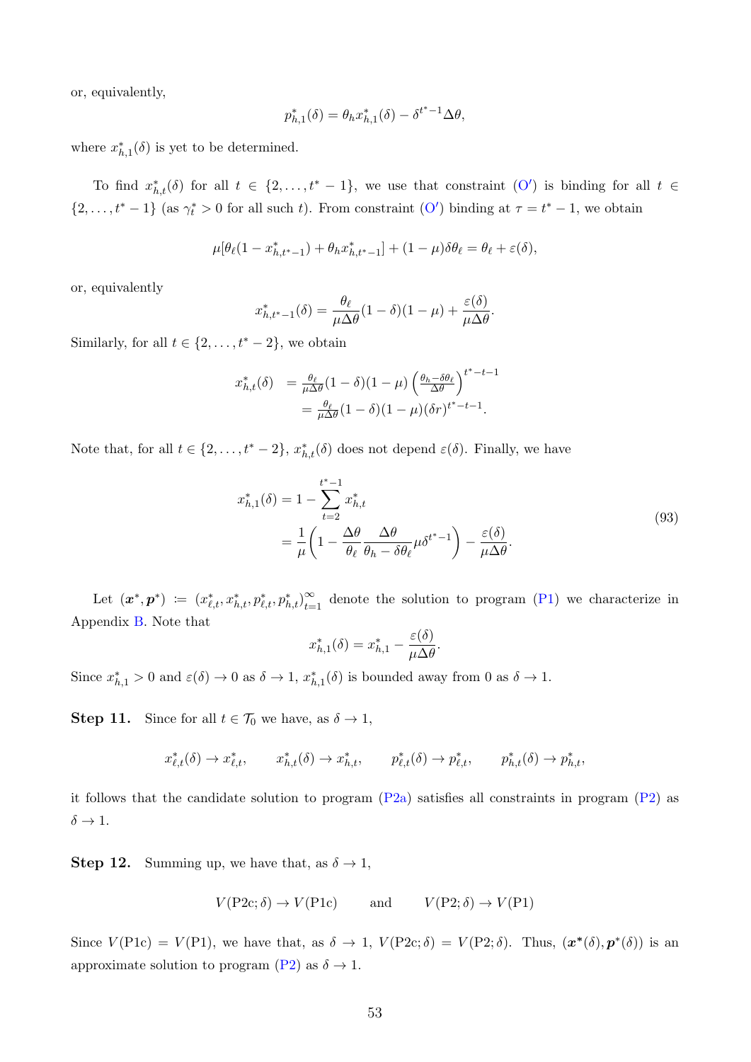or, equivalently,

$$p^*_{h,1}(\delta) = \theta_h x^*_{h,1}(\delta) - \delta^{t^*-1}\Delta\theta,$$

where $x^*_{h,1}(\delta)$ is yet to be determined.

To find $x^*_{h,t}(\delta)$ for all $t \in \{2, \ldots, t^*-1\}$, we use that constraint (O′) is binding for all $t \in \{2, \ldots, t^*-1\}$ (as $\gamma^*_t > 0$ for all such $t$). From constraint (O′) binding at $\tau = t^*-1$, we obtain

$$\mu[\theta_\ell(1 - x^*_{h,t^*-1}) + \theta_h x^*_{h,t^*-1}] + (1-\mu)\delta\theta_\ell = \theta_\ell + \varepsilon(\delta),$$

or, equivalently

$$x^*_{h,t^*-1}(\delta) = \frac{\theta_\ell}{\mu\Delta\theta}(1-\delta)(1-\mu) + \frac{\varepsilon(\delta)}{\mu\Delta\theta}.$$

Similarly, for all $t \in \{2, \ldots, t^*-2\}$, we obtain

$$\begin{aligned} x^*_{h,t}(\delta) &= \tfrac{\theta_\ell}{\mu\Delta\theta}(1-\delta)(1-\mu)\left(\tfrac{\theta_h - \delta\theta_\ell}{\Delta\theta}\right)^{t^*-t-1} \\ &= \tfrac{\theta_\ell}{\mu\Delta\theta}(1-\delta)(1-\mu)(\delta r)^{t^*-t-1}. \end{aligned}$$

Note that, for all $t \in \{2, \ldots, t^*-2\}$, $x^*_{h,t}(\delta)$ does not depend $\varepsilon(\delta)$. Finally, we have

$$\begin{aligned} x^*_{h,1}(\delta) &= 1 - \sum_{t=2}^{t^*-1} x^*_{h,t} \\ &= \frac{1}{\mu}\left(1 - \frac{\Delta\theta}{\theta_\ell}\frac{\Delta\theta}{\theta_h - \delta\theta_\ell}\mu\delta^{t^*-1}\right) - \frac{\varepsilon(\delta)}{\mu\Delta\theta}. \end{aligned} \tag{93}$$

Let $(\boldsymbol{x}^*, \boldsymbol{p}^*) := (x^*_{\ell,t}, x^*_{h,t}, p^*_{\ell,t}, p^*_{h,t})_{t=1}^\infty$ denote the solution to program (P1) we characterize in Appendix B. Note that

$$x^*_{h,1}(\delta) = x^*_{h,1} - \frac{\varepsilon(\delta)}{\mu\Delta\theta}.$$

Since $x^*_{h,1} > 0$ and $\varepsilon(\delta) \to 0$ as $\delta \to 1$, $x^*_{h,1}(\delta)$ is bounded away from 0 as $\delta \to 1$.

**Step 11.** Since for all $t \in \mathcal{T}_0$ we have, as $\delta \to 1$,

$$x^*_{\ell,t}(\delta) \to x^*_{\ell,t}, \qquad x^*_{h,t}(\delta) \to x^*_{h,t}, \qquad p^*_{\ell,t}(\delta) \to p^*_{\ell,t}, \qquad p^*_{h,t}(\delta) \to p^*_{h,t},$$

it follows that the candidate solution to program (P2a) satisfies all constraints in program (P2) as $\delta \to 1$.

**Step 12.** Summing up, we have that, as $\delta \to 1$,

$$V(\text{P2c}; \delta) \to V(\text{P1c}) \qquad \text{and} \qquad V(\text{P2}; \delta) \to V(\text{P1})$$

Since $V(\text{P1c}) = V(\text{P1})$, we have that, as $\delta \to 1$, $V(\text{P2c}; \delta) = V(\text{P2}; \delta)$. Thus, $(\boldsymbol{x}^*(\delta), \boldsymbol{p}^*(\delta))$ is an approximate solution to program (P2) as $\delta \to 1$.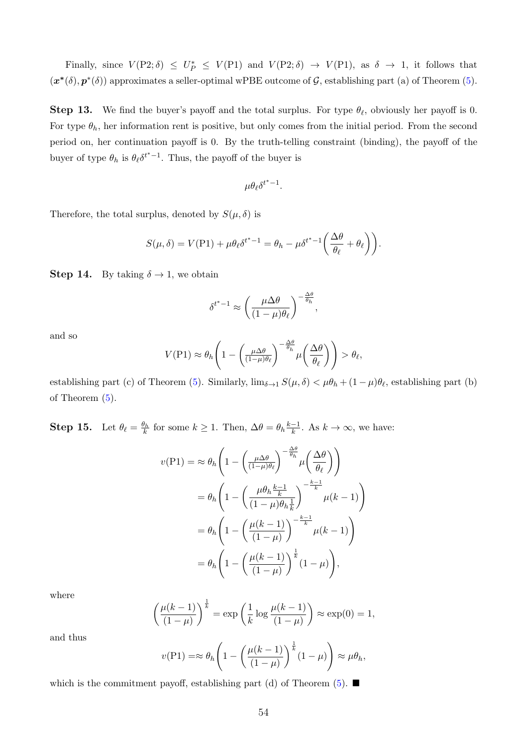Finally, since $V(\text{P2};\delta) \le U_P^* \le V(\text{P1})$ and $V(\text{P2};\delta) \to V(\text{P1})$, as $\delta \to 1$, it follows that $(\boldsymbol{x}^*(\delta), \boldsymbol{p}^*(\delta))$ approximates a seller-optimal wPBE outcome of $\mathcal{G}$, establishing part (a) of Theorem (5).

**Step 13.** We find the buyer's payoff and the total surplus. For type $\theta_\ell$, obviously her payoff is 0. For type $\theta_h$, her information rent is positive, but only comes from the initial period. From the second period on, her continuation payoff is 0. By the truth-telling constraint (binding), the payoff of the buyer of type $\theta_h$ is $\theta_\ell \delta^{t^*-1}$. Thus, the payoff of the buyer is

$$\mu \theta_\ell \delta^{t^*-1}.$$

Therefore, the total surplus, denoted by $S(\mu,\delta)$ is

$$S(\mu,\delta) = V(\text{P1}) + \mu\theta_\ell\delta^{t^*-1} = \theta_h - \mu\delta^{t^*-1}\bigg(\frac{\Delta\theta}{\theta_\ell} + \theta_\ell\bigg)\bigg).$$

**Step 14.** By taking $\delta \to 1$, we obtain

$$\delta^{t^*-1} \approx \left(\frac{\mu\Delta\theta}{(1-\mu)\theta_\ell}\right)^{-\frac{\Delta\theta}{\theta_h}},$$

and so

$$V(\text{P1}) \approx \theta_h\left(1 - \left(\tfrac{\mu\Delta\theta}{(1-\mu)\theta_\ell}\right)^{-\frac{\Delta\theta}{\theta_h}} \mu\left(\frac{\Delta\theta}{\theta_\ell}\right)\right) > \theta_\ell,$$

establishing part (c) of Theorem (5). Similarly, $\lim_{\delta\to 1} S(\mu,\delta) < \mu\theta_h + (1-\mu)\theta_\ell$, establishing part (b) of Theorem (5).

**Step 15.** Let $\theta_\ell = \frac{\theta_h}{k}$ for some $k \ge 1$. Then, $\Delta\theta = \theta_h\frac{k-1}{k}$. As $k \to \infty$, we have:

$$\begin{aligned}
v(\text{P1}) &= \approx \theta_h\left(1 - \left(\tfrac{\mu\Delta\theta}{(1-\mu)\theta_\ell}\right)^{-\frac{\Delta\theta}{\theta_h}} \mu\left(\frac{\Delta\theta}{\theta_\ell}\right)\right) \\
&= \theta_h\left(1 - \left(\frac{\mu\theta_h\frac{k-1}{k}}{(1-\mu)\theta_h\frac{1}{k}}\right)^{-\frac{k-1}{k}} \mu(k-1)\right) \\
&= \theta_h\left(1 - \left(\frac{\mu(k-1)}{(1-\mu)}\right)^{-\frac{k-1}{k}} \mu(k-1)\right) \\
&= \theta_h\left(1 - \left(\frac{\mu(k-1)}{(1-\mu)}\right)^{\frac{1}{k}} (1-\mu)\right),
\end{aligned}$$

where

$$\left(\frac{\mu(k-1)}{(1-\mu)}\right)^{\frac{1}{k}} = \exp\left(\frac{1}{k}\log\frac{\mu(k-1)}{(1-\mu)}\right) \approx \exp(0) = 1,$$

and thus

$$v(\text{P1}) = \approx \theta_h\left(1 - \left(\frac{\mu(k-1)}{(1-\mu)}\right)^{\frac{1}{k}}(1-\mu)\right) \approx \mu\theta_h,$$

which is the commitment payoff, establishing part (d) of Theorem (5). ■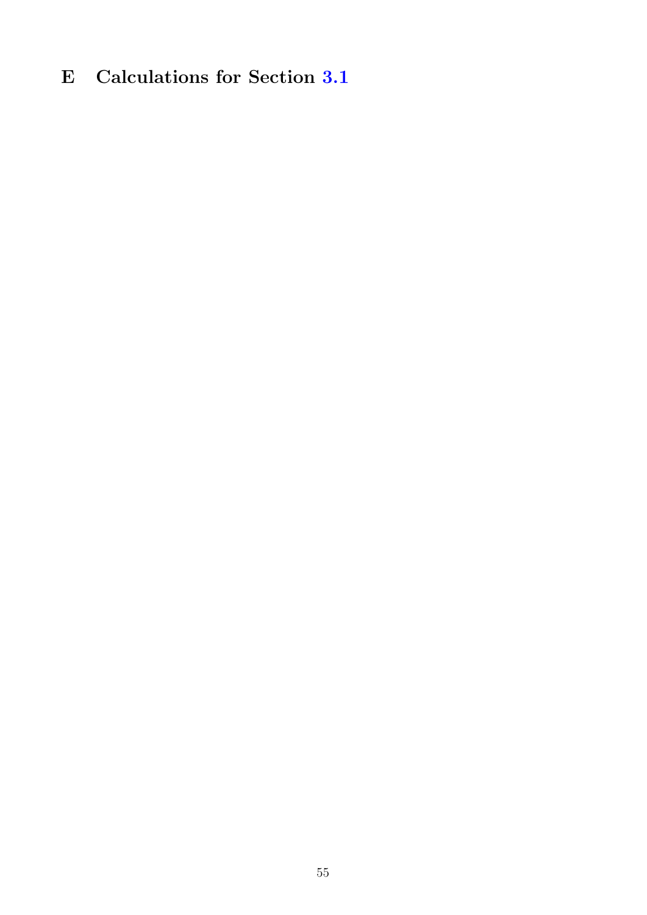# E Calculations for Section 3.1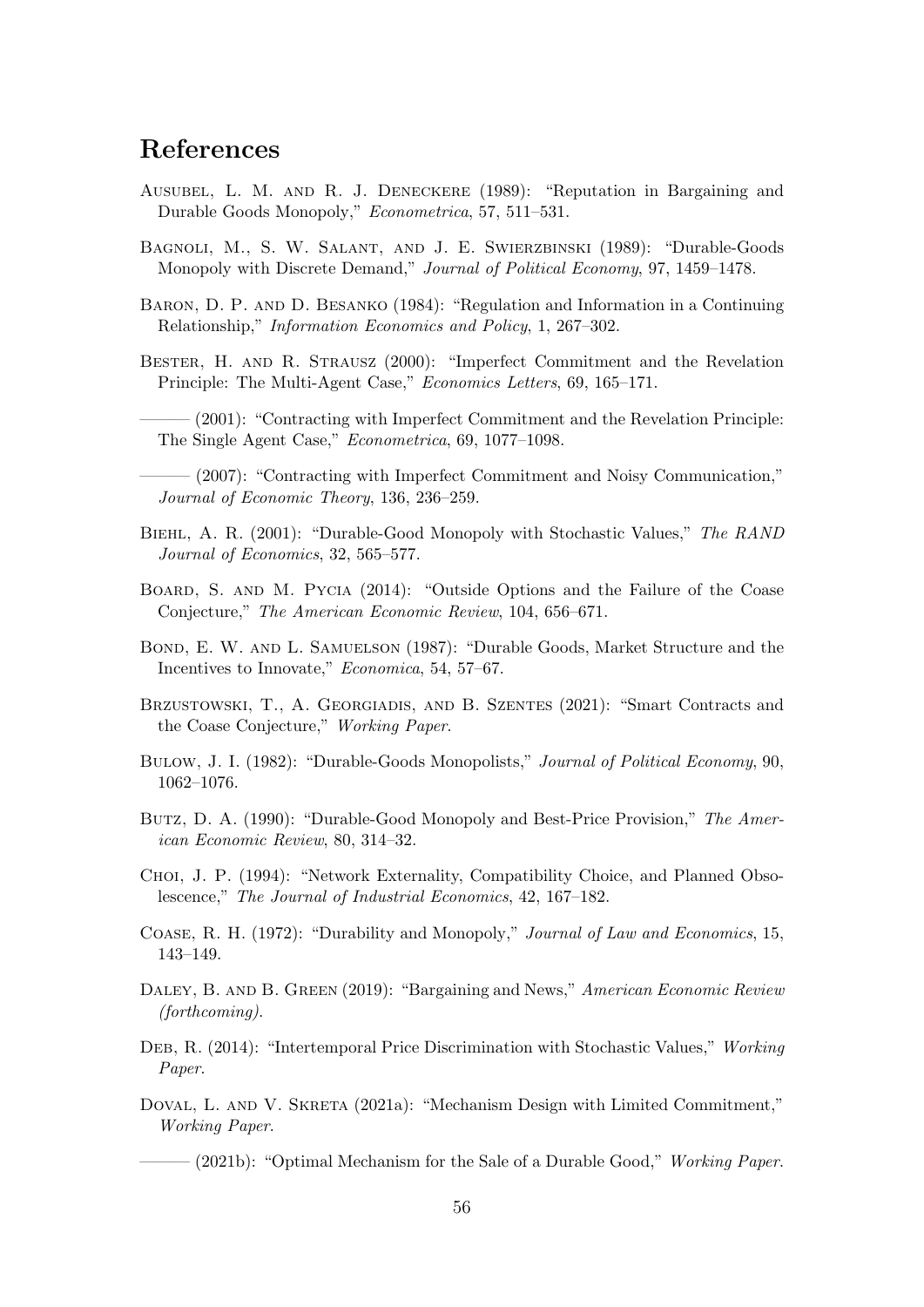## References

Ausubel, L. M. and R. J. Deneckere (1989): "Reputation in Bargaining and Durable Goods Monopoly," *Econometrica*, 57, 511–531.

Bagnoli, M., S. W. Salant, and J. E. Swierzbinski (1989): "Durable-Goods Monopoly with Discrete Demand," *Journal of Political Economy*, 97, 1459–1478.

Baron, D. P. and D. Besanko (1984): "Regulation and Information in a Continuing Relationship," *Information Economics and Policy*, 1, 267–302.

Bester, H. and R. Strausz (2000): "Imperfect Commitment and the Revelation Principle: The Multi-Agent Case," *Economics Letters*, 69, 165–171.

——— (2001): "Contracting with Imperfect Commitment and the Revelation Principle: The Single Agent Case," *Econometrica*, 69, 1077–1098.

——— (2007): "Contracting with Imperfect Commitment and Noisy Communication," *Journal of Economic Theory*, 136, 236–259.

Biehl, A. R. (2001): "Durable-Good Monopoly with Stochastic Values," *The RAND Journal of Economics*, 32, 565–577.

Board, S. and M. Pycia (2014): "Outside Options and the Failure of the Coase Conjecture," *The American Economic Review*, 104, 656–671.

Bond, E. W. and L. Samuelson (1987): "Durable Goods, Market Structure and the Incentives to Innovate," *Economica*, 54, 57–67.

Brzustowski, T., A. Georgiadis, and B. Szentes (2021): "Smart Contracts and the Coase Conjecture," *Working Paper*.

Bulow, J. I. (1982): "Durable-Goods Monopolists," *Journal of Political Economy*, 90, 1062–1076.

Butz, D. A. (1990): "Durable-Good Monopoly and Best-Price Provision," *The American Economic Review*, 80, 314–32.

Choi, J. P. (1994): "Network Externality, Compatibility Choice, and Planned Obsolescence," *The Journal of Industrial Economics*, 42, 167–182.

Coase, R. H. (1972): "Durability and Monopoly," *Journal of Law and Economics*, 15, 143–149.

Daley, B. and B. Green (2019): "Bargaining and News," *American Economic Review (forthcoming)*.

Deb, R. (2014): "Intertemporal Price Discrimination with Stochastic Values," *Working Paper*.

Doval, L. and V. Skreta (2021a): "Mechanism Design with Limited Commitment," *Working Paper*.

——— (2021b): "Optimal Mechanism for the Sale of a Durable Good," *Working Paper*.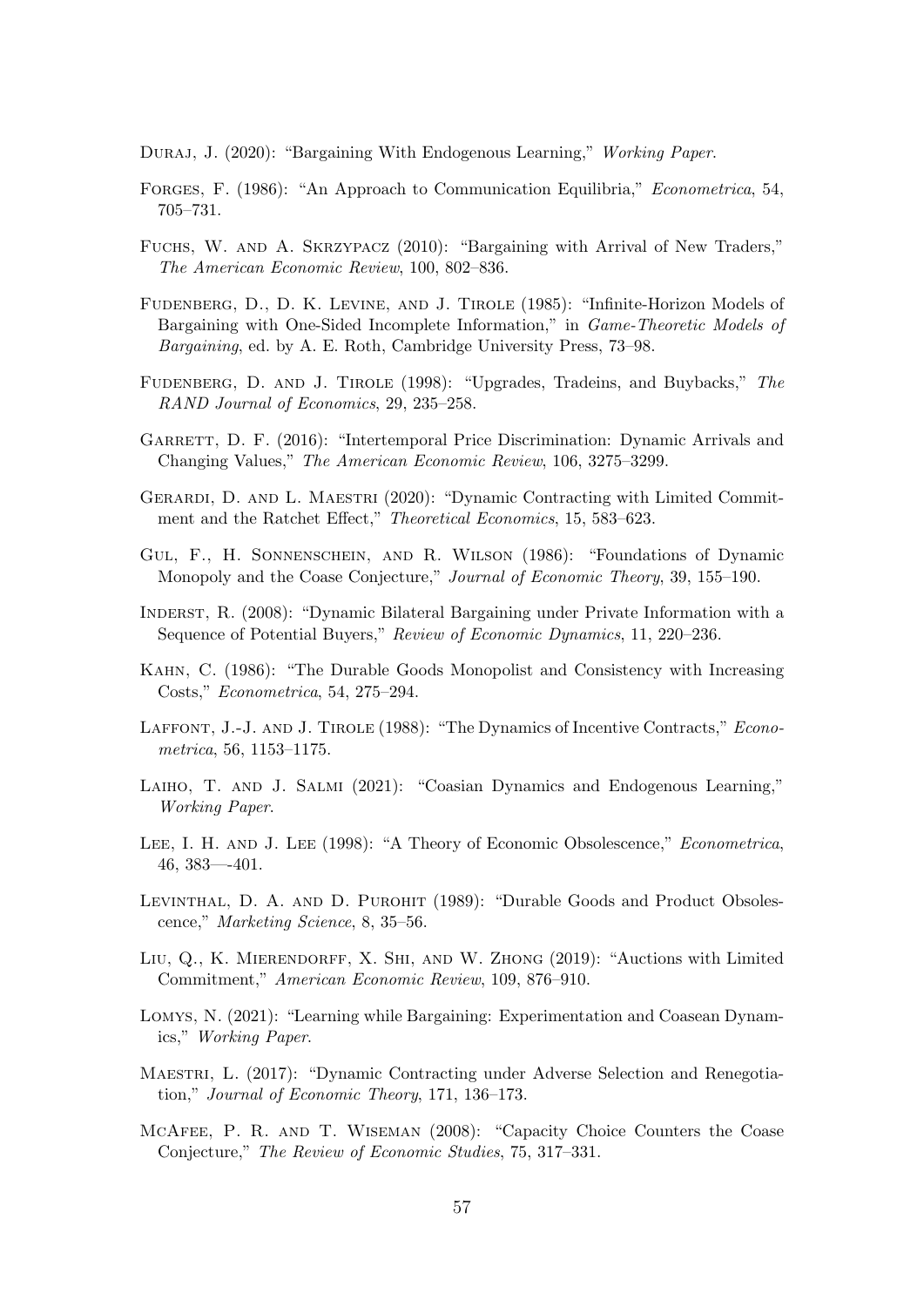Duraj, J. (2020): "Bargaining With Endogenous Learning," *Working Paper*.

Forges, F. (1986): "An Approach to Communication Equilibria," *Econometrica*, 54, 705–731.

Fuchs, W. and A. Skrzypacz (2010): "Bargaining with Arrival of New Traders," *The American Economic Review*, 100, 802–836.

Fudenberg, D., D. K. Levine, and J. Tirole (1985): "Infinite-Horizon Models of Bargaining with One-Sided Incomplete Information," in *Game-Theoretic Models of Bargaining*, ed. by A. E. Roth, Cambridge University Press, 73–98.

Fudenberg, D. and J. Tirole (1998): "Upgrades, Tradeins, and Buybacks," *The RAND Journal of Economics*, 29, 235–258.

Garrett, D. F. (2016): "Intertemporal Price Discrimination: Dynamic Arrivals and Changing Values," *The American Economic Review*, 106, 3275–3299.

Gerardi, D. and L. Maestri (2020): "Dynamic Contracting with Limited Commitment and the Ratchet Effect," *Theoretical Economics*, 15, 583–623.

Gul, F., H. Sonnenschein, and R. Wilson (1986): "Foundations of Dynamic Monopoly and the Coase Conjecture," *Journal of Economic Theory*, 39, 155–190.

Inderst, R. (2008): "Dynamic Bilateral Bargaining under Private Information with a Sequence of Potential Buyers," *Review of Economic Dynamics*, 11, 220–236.

Kahn, C. (1986): "The Durable Goods Monopolist and Consistency with Increasing Costs," *Econometrica*, 54, 275–294.

Laffont, J.-J. and J. Tirole (1988): "The Dynamics of Incentive Contracts," *Econometrica*, 56, 1153–1175.

Laiho, T. and J. Salmi (2021): "Coasian Dynamics and Endogenous Learning," *Working Paper*.

Lee, I. H. and J. Lee (1998): "A Theory of Economic Obsolescence," *Econometrica*, 46, 383—-401.

Levinthal, D. A. and D. Purohit (1989): "Durable Goods and Product Obsolescence," *Marketing Science*, 8, 35–56.

Liu, Q., K. Mierendorff, X. Shi, and W. Zhong (2019): "Auctions with Limited Commitment," *American Economic Review*, 109, 876–910.

Lomys, N. (2021): "Learning while Bargaining: Experimentation and Coasean Dynamics," *Working Paper*.

Maestri, L. (2017): "Dynamic Contracting under Adverse Selection and Renegotiation," *Journal of Economic Theory*, 171, 136–173.

McAfee, P. R. and T. Wiseman (2008): "Capacity Choice Counters the Coase Conjecture," *The Review of Economic Studies*, 75, 317–331.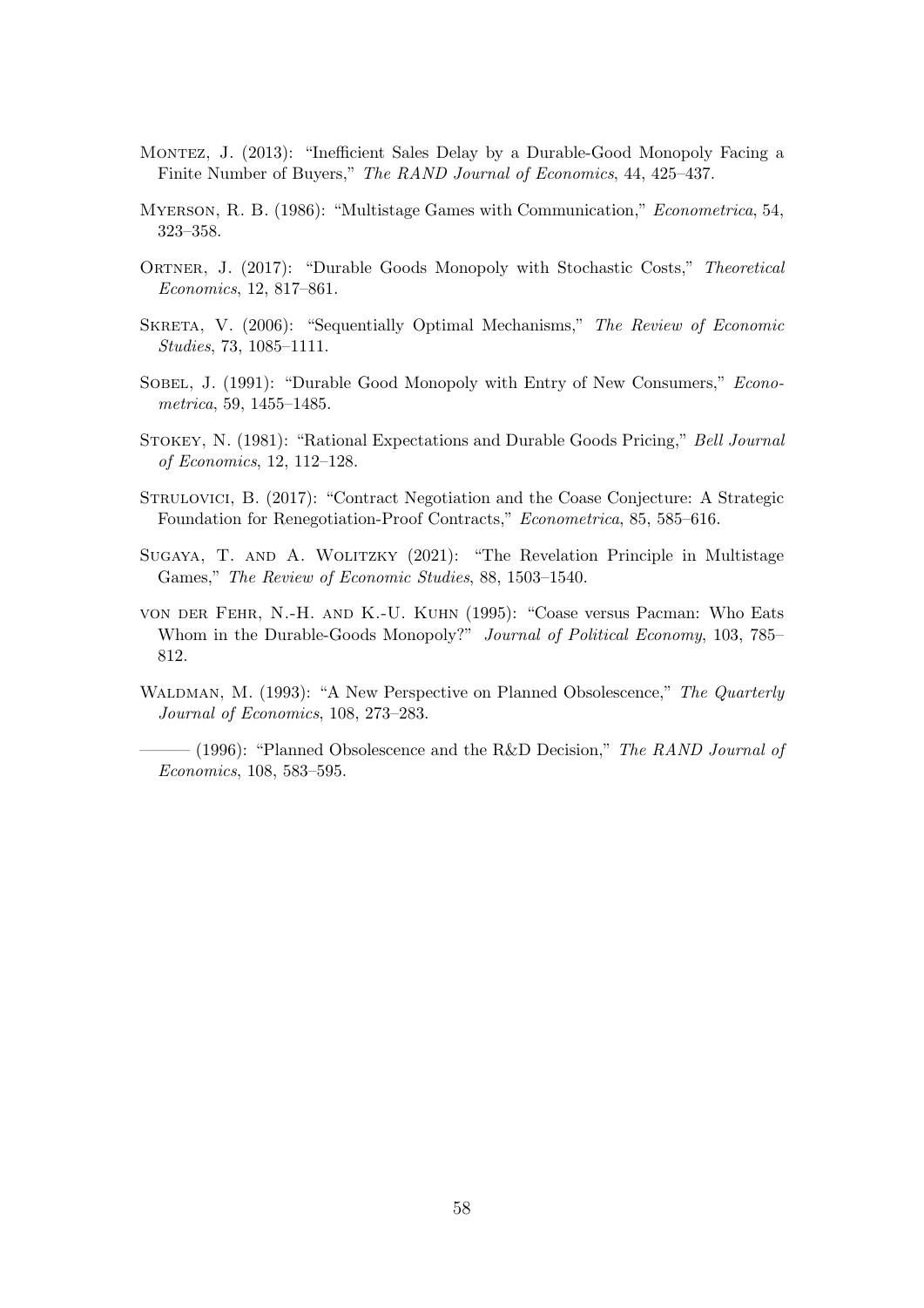Montez, J. (2013): "Inefficient Sales Delay by a Durable-Good Monopoly Facing a Finite Number of Buyers," *The RAND Journal of Economics*, 44, 425–437.

Myerson, R. B. (1986): "Multistage Games with Communication," *Econometrica*, 54, 323–358.

Ortner, J. (2017): "Durable Goods Monopoly with Stochastic Costs," *Theoretical Economics*, 12, 817–861.

Skreta, V. (2006): "Sequentially Optimal Mechanisms," *The Review of Economic Studies*, 73, 1085–1111.

Sobel, J. (1991): "Durable Good Monopoly with Entry of New Consumers," *Econometrica*, 59, 1455–1485.

Stokey, N. (1981): "Rational Expectations and Durable Goods Pricing," *Bell Journal of Economics*, 12, 112–128.

Strulovici, B. (2017): "Contract Negotiation and the Coase Conjecture: A Strategic Foundation for Renegotiation-Proof Contracts," *Econometrica*, 85, 585–616.

Sugaya, T. and A. Wolitzky (2021): "The Revelation Principle in Multistage Games," *The Review of Economic Studies*, 88, 1503–1540.

von der Fehr, N.-H. and K.-U. Kuhn (1995): "Coase versus Pacman: Who Eats Whom in the Durable-Goods Monopoly?" *Journal of Political Economy*, 103, 785–812.

Waldman, M. (1993): "A New Perspective on Planned Obsolescence," *The Quarterly Journal of Economics*, 108, 273–283.

——— (1996): "Planned Obsolescence and the R&D Decision," *The RAND Journal of Economics*, 108, 583–595.